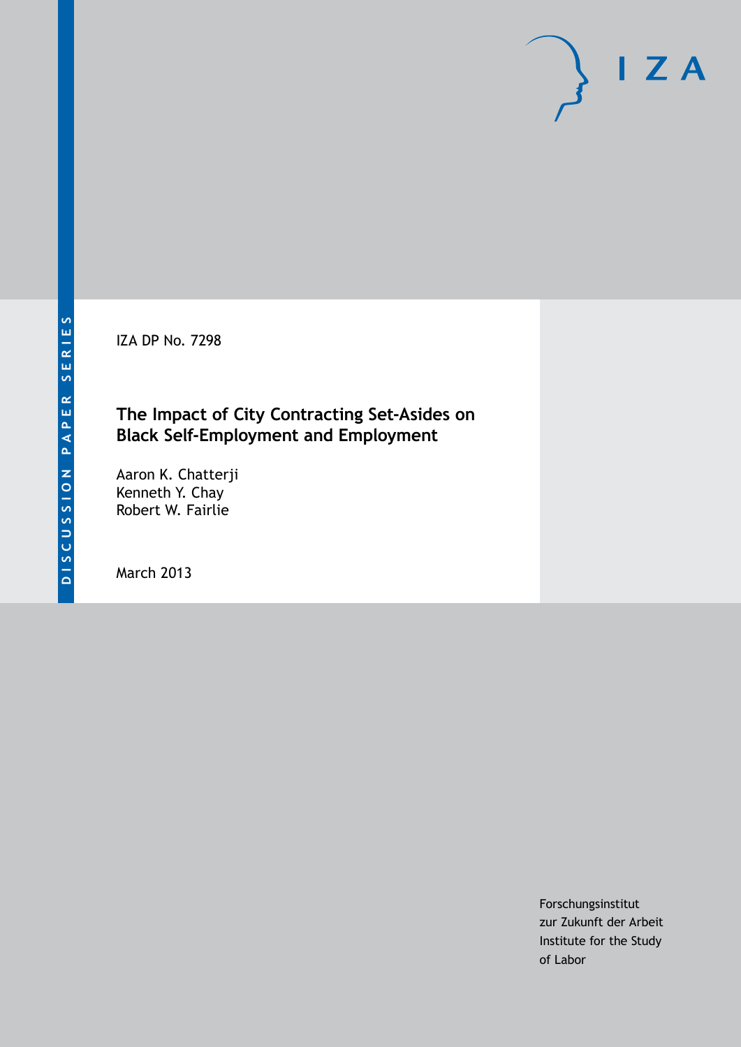DISCUSSION PAPER SERIES

IZA DP No. 7298

# The Impact of City Contracting Set-Asides on Black Self-Employment and Employment

Aaron K. Chatterji
Kenneth Y. Chay
Robert W. Fairlie

March 2013

Forschungsinstitut
zur Zukunft der Arbeit
Institute for the Study
of Labor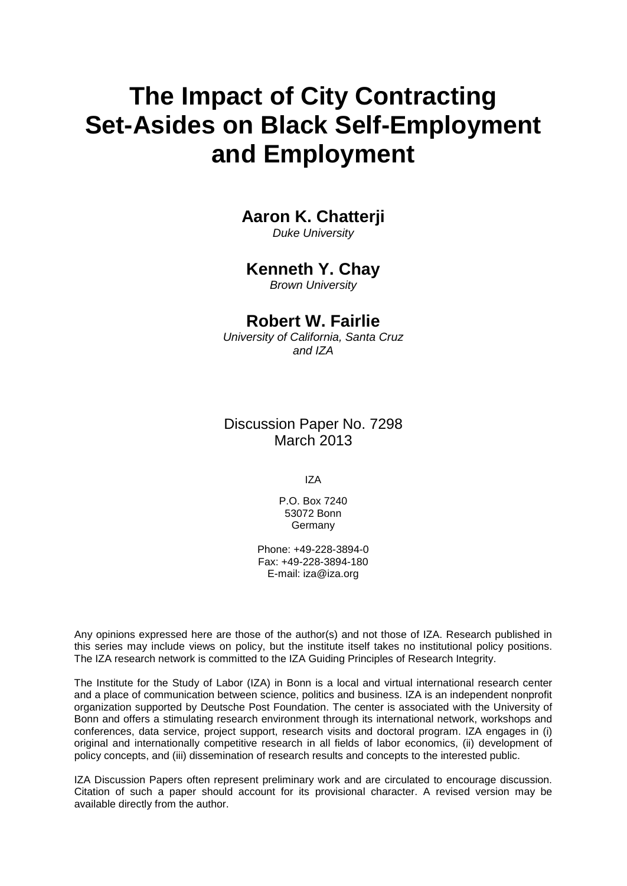// WARNING: IMAGE PRODUCED NO DOCUMENT TEXT — omitting would lose content
# The Impact of City Contracting Set-Asides on Black Self-Employment and Employment

**Aaron K. Chatterji**
*Duke University*

**Kenneth Y. Chay**
*Brown University*

**Robert W. Fairlie**
*University of California, Santa Cruz and IZA*

Discussion Paper No. 7298
March 2013

IZA

P.O. Box 7240
53072 Bonn
Germany

Phone: +49-228-3894-0
Fax: +49-228-3894-180
E-mail: iza@iza.org

Any opinions expressed here are those of the author(s) and not those of IZA. Research published in this series may include views on policy, but the institute itself takes no institutional policy positions. The IZA research network is committed to the IZA Guiding Principles of Research Integrity.

The Institute for the Study of Labor (IZA) in Bonn is a local and virtual international research center and a place of communication between science, politics and business. IZA is an independent nonprofit organization supported by Deutsche Post Foundation. The center is associated with the University of Bonn and offers a stimulating research environment through its international network, workshops and conferences, data service, project support, research visits and doctoral program. IZA engages in (i) original and internationally competitive research in all fields of labor economics, (ii) development of policy concepts, and (iii) dissemination of research results and concepts to the interested public.

IZA Discussion Papers often represent preliminary work and are circulated to encourage discussion. Citation of such a paper should account for its provisional character. A revised version may be available directly from the author.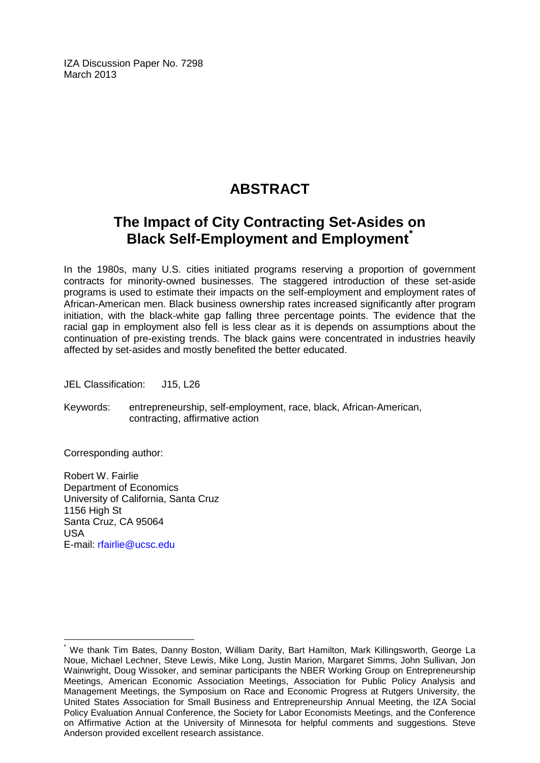IZA Discussion Paper No. 7298
March 2013

# ABSTRACT

## The Impact of City Contracting Set-Asides on Black Self-Employment and Employment*

In the 1980s, many U.S. cities initiated programs reserving a proportion of government contracts for minority-owned businesses. The staggered introduction of these set-aside programs is used to estimate their impacts on the self-employment and employment rates of African-American men. Black business ownership rates increased significantly after program initiation, with the black-white gap falling three percentage points. The evidence that the racial gap in employment also fell is less clear as it is depends on assumptions about the continuation of pre-existing trends. The black gains were concentrated in industries heavily affected by set-asides and mostly benefited the better educated.

JEL Classification: J15, L26

Keywords: entrepreneurship, self-employment, race, black, African-American, contracting, affirmative action

Corresponding author:

Robert W. Fairlie
Department of Economics
University of California, Santa Cruz
1156 High St
Santa Cruz, CA 95064
USA
E-mail: rfairlie@ucsc.edu

---

* We thank Tim Bates, Danny Boston, William Darity, Bart Hamilton, Mark Killingsworth, George La Noue, Michael Lechner, Steve Lewis, Mike Long, Justin Marion, Margaret Simms, John Sullivan, Jon Wainwright, Doug Wissoker, and seminar participants the NBER Working Group on Entrepreneurship Meetings, American Economic Association Meetings, Association for Public Policy Analysis and Management Meetings, the Symposium on Race and Economic Progress at Rutgers University, the United States Association for Small Business and Entrepreneurship Annual Meeting, the IZA Social Policy Evaluation Annual Conference, the Society for Labor Economists Meetings, and the Conference on Affirmative Action at the University of Minnesota for helpful comments and suggestions. Steve Anderson provided excellent research assistance.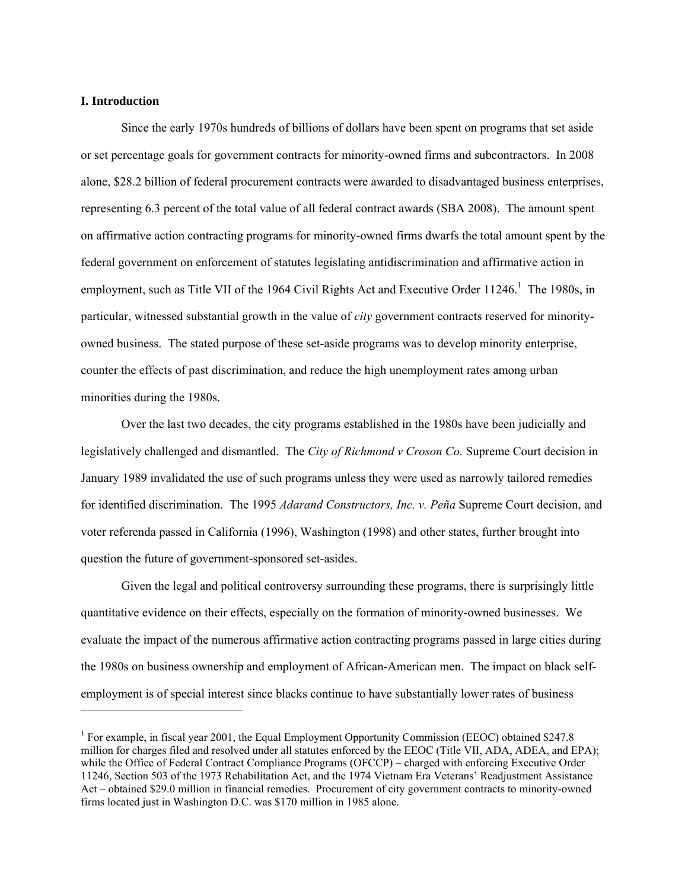## I. Introduction

Since the early 1970s hundreds of billions of dollars have been spent on programs that set aside or set percentage goals for government contracts for minority-owned firms and subcontractors. In 2008 alone, $28.2 billion of federal procurement contracts were awarded to disadvantaged business enterprises, representing 6.3 percent of the total value of all federal contract awards (SBA 2008). The amount spent on affirmative action contracting programs for minority-owned firms dwarfs the total amount spent by the federal government on enforcement of statutes legislating antidiscrimination and affirmative action in employment, such as Title VII of the 1964 Civil Rights Act and Executive Order 11246.[1] The 1980s, in particular, witnessed substantial growth in the value of *city* government contracts reserved for minority-owned business. The stated purpose of these set-aside programs was to develop minority enterprise, counter the effects of past discrimination, and reduce the high unemployment rates among urban minorities during the 1980s.

Over the last two decades, the city programs established in the 1980s have been judicially and legislatively challenged and dismantled. The *City of Richmond v Croson Co.* Supreme Court decision in January 1989 invalidated the use of such programs unless they were used as narrowly tailored remedies for identified discrimination. The 1995 *Adarand Constructors, Inc. v. Peña* Supreme Court decision, and voter referenda passed in California (1996), Washington (1998) and other states, further brought into question the future of government-sponsored set-asides.

Given the legal and political controversy surrounding these programs, there is surprisingly little quantitative evidence on their effects, especially on the formation of minority-owned businesses. We evaluate the impact of the numerous affirmative action contracting programs passed in large cities during the 1980s on business ownership and employment of African-American men. The impact on black self-employment is of special interest since blacks continue to have substantially lower rates of business

[1] For example, in fiscal year 2001, the Equal Employment Opportunity Commission (EEOC) obtained $247.8 million for charges filed and resolved under all statutes enforced by the EEOC (Title VII, ADA, ADEA, and EPA); while the Office of Federal Contract Compliance Programs (OFCCP) – charged with enforcing Executive Order 11246, Section 503 of the 1973 Rehabilitation Act, and the 1974 Vietnam Era Veterans' Readjustment Assistance Act – obtained $29.0 million in financial remedies. Procurement of city government contracts to minority-owned firms located just in Washington D.C. was $170 million in 1985 alone.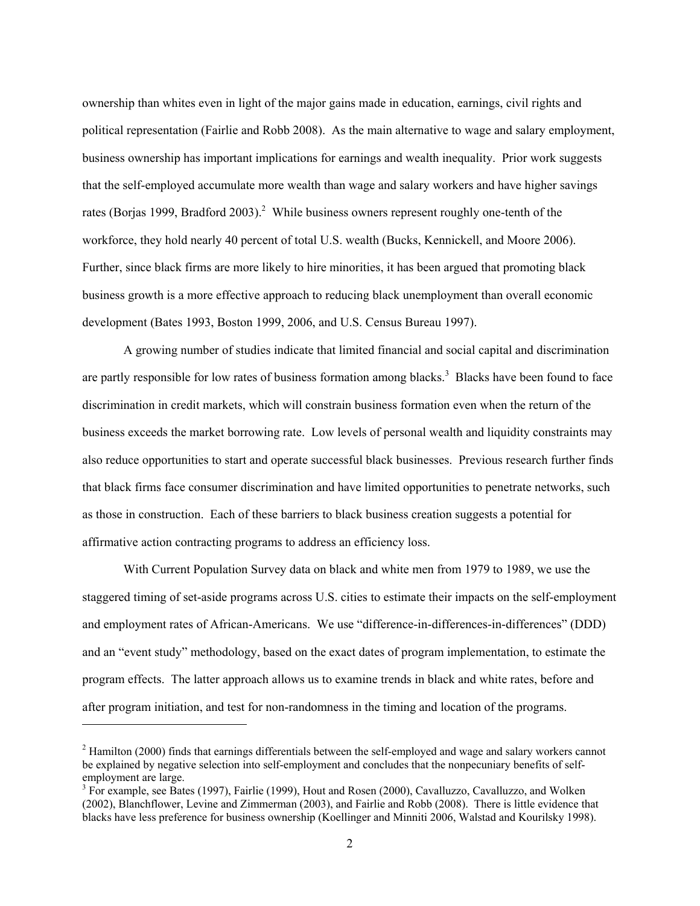ownership than whites even in light of the major gains made in education, earnings, civil rights and political representation (Fairlie and Robb 2008). As the main alternative to wage and salary employment, business ownership has important implications for earnings and wealth inequality. Prior work suggests that the self-employed accumulate more wealth than wage and salary workers and have higher savings rates (Borjas 1999, Bradford 2003).[2] While business owners represent roughly one-tenth of the workforce, they hold nearly 40 percent of total U.S. wealth (Bucks, Kennickell, and Moore 2006). Further, since black firms are more likely to hire minorities, it has been argued that promoting black business growth is a more effective approach to reducing black unemployment than overall economic development (Bates 1993, Boston 1999, 2006, and U.S. Census Bureau 1997).

A growing number of studies indicate that limited financial and social capital and discrimination are partly responsible for low rates of business formation among blacks.[3] Blacks have been found to face discrimination in credit markets, which will constrain business formation even when the return of the business exceeds the market borrowing rate. Low levels of personal wealth and liquidity constraints may also reduce opportunities to start and operate successful black businesses. Previous research further finds that black firms face consumer discrimination and have limited opportunities to penetrate networks, such as those in construction. Each of these barriers to black business creation suggests a potential for affirmative action contracting programs to address an efficiency loss.

With Current Population Survey data on black and white men from 1979 to 1989, we use the staggered timing of set-aside programs across U.S. cities to estimate their impacts on the self-employment and employment rates of African-Americans. We use "difference-in-differences-in-differences" (DDD) and an "event study" methodology, based on the exact dates of program implementation, to estimate the program effects. The latter approach allows us to examine trends in black and white rates, before and after program initiation, and test for non-randomness in the timing and location of the programs.

---

[2] Hamilton (2000) finds that earnings differentials between the self-employed and wage and salary workers cannot be explained by negative selection into self-employment and concludes that the nonpecuniary benefits of self-employment are large.

[3] For example, see Bates (1997), Fairlie (1999), Hout and Rosen (2000), Cavalluzzo, Cavalluzzo, and Wolken (2002), Blanchflower, Levine and Zimmerman (2003), and Fairlie and Robb (2008). There is little evidence that blacks have less preference for business ownership (Koellinger and Minniti 2006, Walstad and Kourilsky 1998).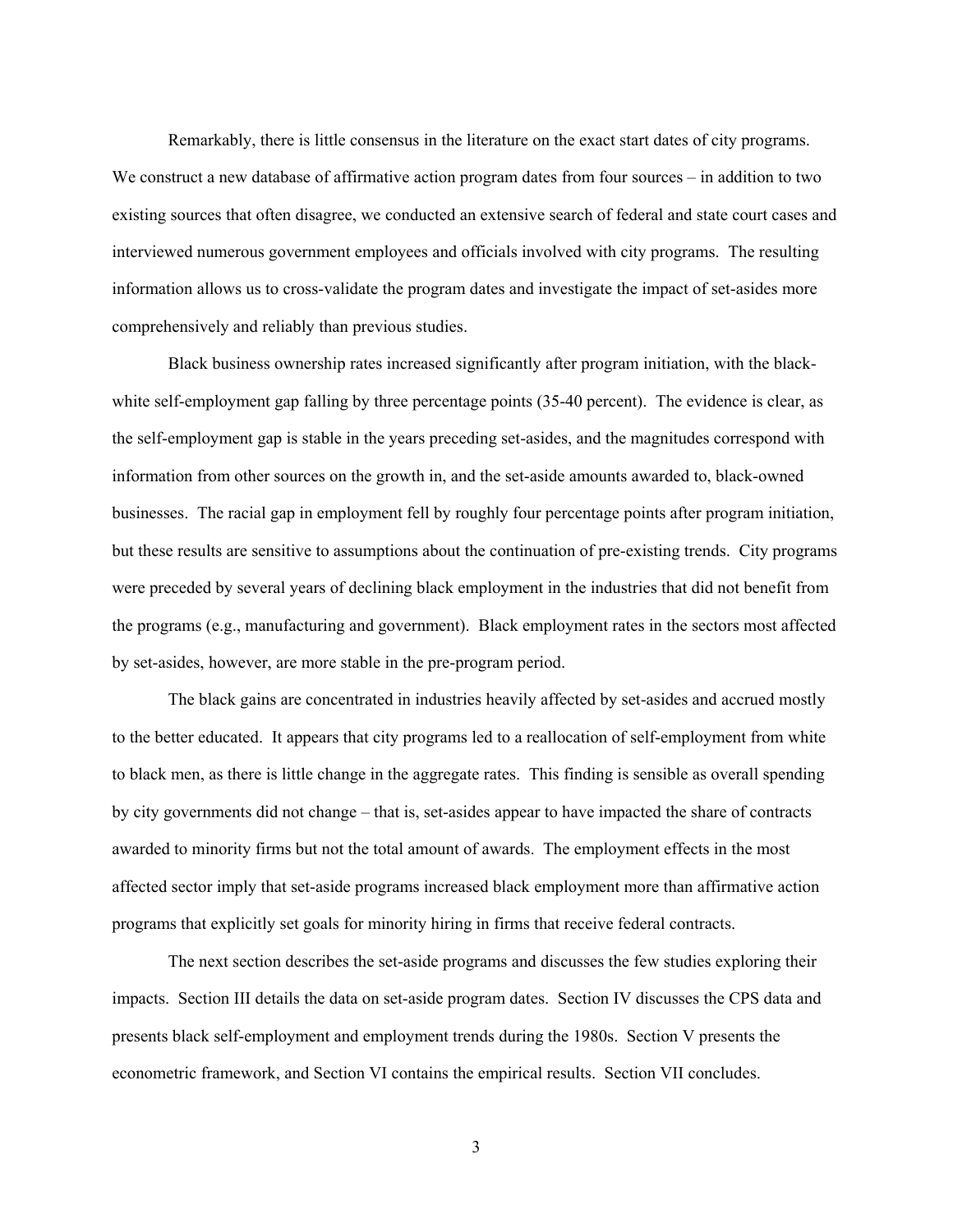Remarkably, there is little consensus in the literature on the exact start dates of city programs. We construct a new database of affirmative action program dates from four sources – in addition to two existing sources that often disagree, we conducted an extensive search of federal and state court cases and interviewed numerous government employees and officials involved with city programs. The resulting information allows us to cross-validate the program dates and investigate the impact of set-asides more comprehensively and reliably than previous studies.

Black business ownership rates increased significantly after program initiation, with the black-white self-employment gap falling by three percentage points (35-40 percent). The evidence is clear, as the self-employment gap is stable in the years preceding set-asides, and the magnitudes correspond with information from other sources on the growth in, and the set-aside amounts awarded to, black-owned businesses. The racial gap in employment fell by roughly four percentage points after program initiation, but these results are sensitive to assumptions about the continuation of pre-existing trends. City programs were preceded by several years of declining black employment in the industries that did not benefit from the programs (e.g., manufacturing and government). Black employment rates in the sectors most affected by set-asides, however, are more stable in the pre-program period.

The black gains are concentrated in industries heavily affected by set-asides and accrued mostly to the better educated. It appears that city programs led to a reallocation of self-employment from white to black men, as there is little change in the aggregate rates. This finding is sensible as overall spending by city governments did not change – that is, set-asides appear to have impacted the share of contracts awarded to minority firms but not the total amount of awards. The employment effects in the most affected sector imply that set-aside programs increased black employment more than affirmative action programs that explicitly set goals for minority hiring in firms that receive federal contracts.

The next section describes the set-aside programs and discusses the few studies exploring their impacts. Section III details the data on set-aside program dates. Section IV discusses the CPS data and presents black self-employment and employment trends during the 1980s. Section V presents the econometric framework, and Section VI contains the empirical results. Section VII concludes.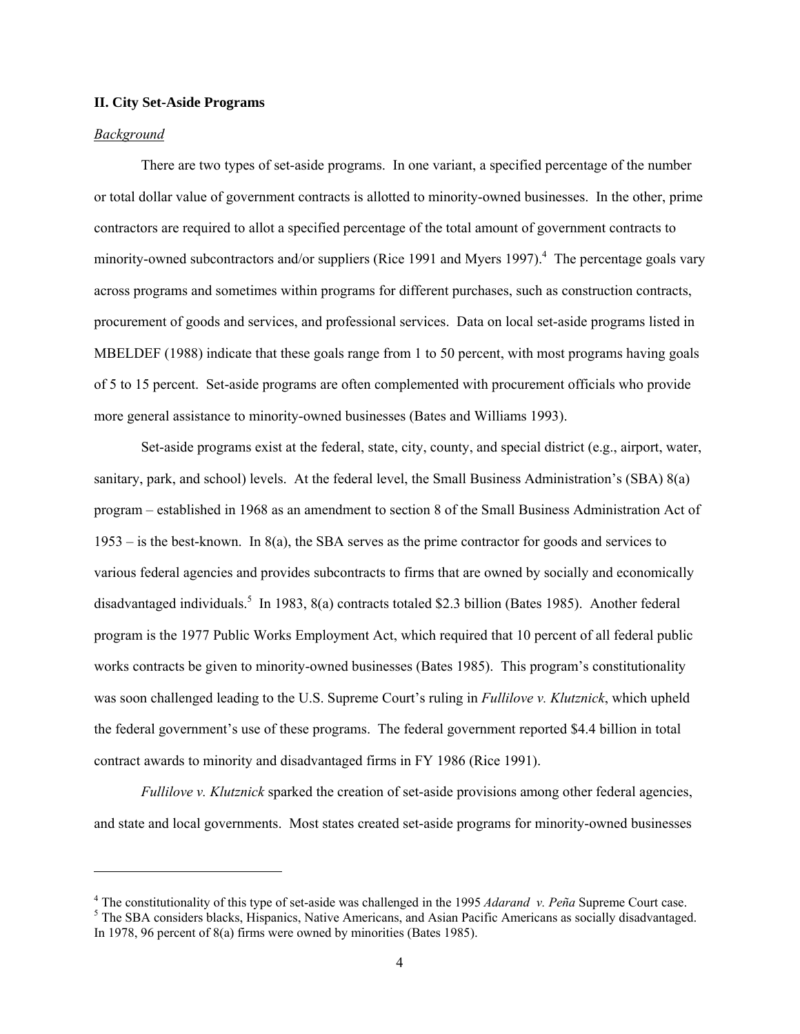## II. City Set-Aside Programs

### *Background*

There are two types of set-aside programs. In one variant, a specified percentage of the number or total dollar value of government contracts is allotted to minority-owned businesses. In the other, prime contractors are required to allot a specified percentage of the total amount of government contracts to minority-owned subcontractors and/or suppliers (Rice 1991 and Myers 1997).[4] The percentage goals vary across programs and sometimes within programs for different purchases, such as construction contracts, procurement of goods and services, and professional services. Data on local set-aside programs listed in MBELDEF (1988) indicate that these goals range from 1 to 50 percent, with most programs having goals of 5 to 15 percent. Set-aside programs are often complemented with procurement officials who provide more general assistance to minority-owned businesses (Bates and Williams 1993).

Set-aside programs exist at the federal, state, city, county, and special district (e.g., airport, water, sanitary, park, and school) levels. At the federal level, the Small Business Administration's (SBA) 8(a) program – established in 1968 as an amendment to section 8 of the Small Business Administration Act of 1953 – is the best-known. In 8(a), the SBA serves as the prime contractor for goods and services to various federal agencies and provides subcontracts to firms that are owned by socially and economically disadvantaged individuals.[5] In 1983, 8(a) contracts totaled $2.3 billion (Bates 1985). Another federal program is the 1977 Public Works Employment Act, which required that 10 percent of all federal public works contracts be given to minority-owned businesses (Bates 1985). This program's constitutionality was soon challenged leading to the U.S. Supreme Court's ruling in *Fullilove v. Klutznick*, which upheld the federal government's use of these programs. The federal government reported $4.4 billion in total contract awards to minority and disadvantaged firms in FY 1986 (Rice 1991).

*Fullilove v. Klutznick* sparked the creation of set-aside provisions among other federal agencies, and state and local governments. Most states created set-aside programs for minority-owned businesses

---

[4] The constitutionality of this type of set-aside was challenged in the 1995 *Adarand v. Peña* Supreme Court case.

[5] The SBA considers blacks, Hispanics, Native Americans, and Asian Pacific Americans as socially disadvantaged. In 1978, 96 percent of 8(a) firms were owned by minorities (Bates 1985).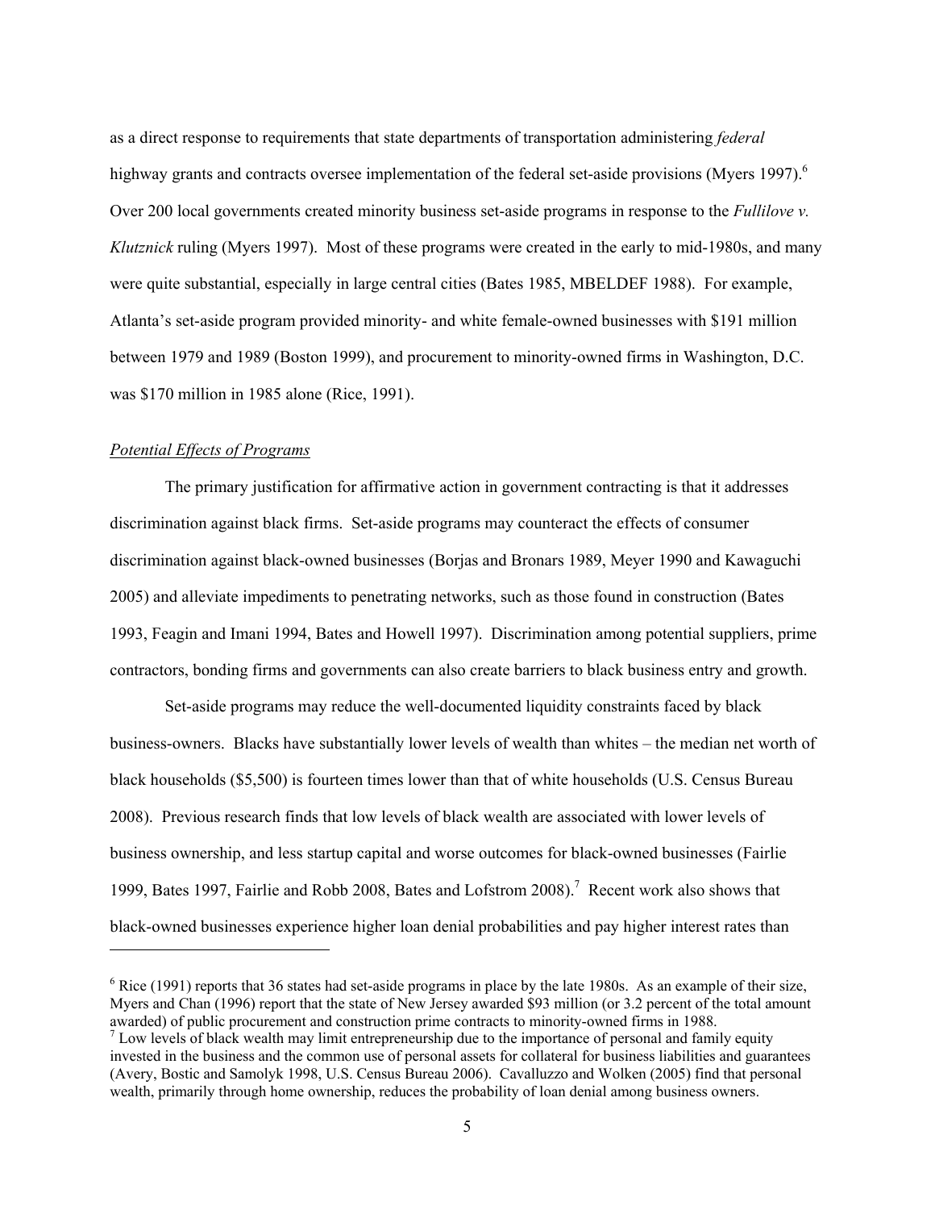as a direct response to requirements that state departments of transportation administering *federal* highway grants and contracts oversee implementation of the federal set-aside provisions (Myers 1997).[6] Over 200 local governments created minority business set-aside programs in response to the *Fullilove v. Klutznick* ruling (Myers 1997). Most of these programs were created in the early to mid-1980s, and many were quite substantial, especially in large central cities (Bates 1985, MBELDEF 1988). For example, Atlanta's set-aside program provided minority- and white female-owned businesses with \$191 million between 1979 and 1989 (Boston 1999), and procurement to minority-owned firms in Washington, D.C. was \$170 million in 1985 alone (Rice, 1991).

*Potential Effects of Programs*

The primary justification for affirmative action in government contracting is that it addresses discrimination against black firms. Set-aside programs may counteract the effects of consumer discrimination against black-owned businesses (Borjas and Bronars 1989, Meyer 1990 and Kawaguchi 2005) and alleviate impediments to penetrating networks, such as those found in construction (Bates 1993, Feagin and Imani 1994, Bates and Howell 1997). Discrimination among potential suppliers, prime contractors, bonding firms and governments can also create barriers to black business entry and growth.

Set-aside programs may reduce the well-documented liquidity constraints faced by black business-owners. Blacks have substantially lower levels of wealth than whites – the median net worth of black households (\$5,500) is fourteen times lower than that of white households (U.S. Census Bureau 2008). Previous research finds that low levels of black wealth are associated with lower levels of business ownership, and less startup capital and worse outcomes for black-owned businesses (Fairlie 1999, Bates 1997, Fairlie and Robb 2008, Bates and Lofstrom 2008).[7] Recent work also shows that black-owned businesses experience higher loan denial probabilities and pay higher interest rates than

---

[6] Rice (1991) reports that 36 states had set-aside programs in place by the late 1980s. As an example of their size, Myers and Chan (1996) report that the state of New Jersey awarded \$93 million (or 3.2 percent of the total amount awarded) of public procurement and construction prime contracts to minority-owned firms in 1988.

[7] Low levels of black wealth may limit entrepreneurship due to the importance of personal and family equity invested in the business and the common use of personal assets for collateral for business liabilities and guarantees (Avery, Bostic and Samolyk 1998, U.S. Census Bureau 2006). Cavalluzzo and Wolken (2005) find that personal wealth, primarily through home ownership, reduces the probability of loan denial among business owners.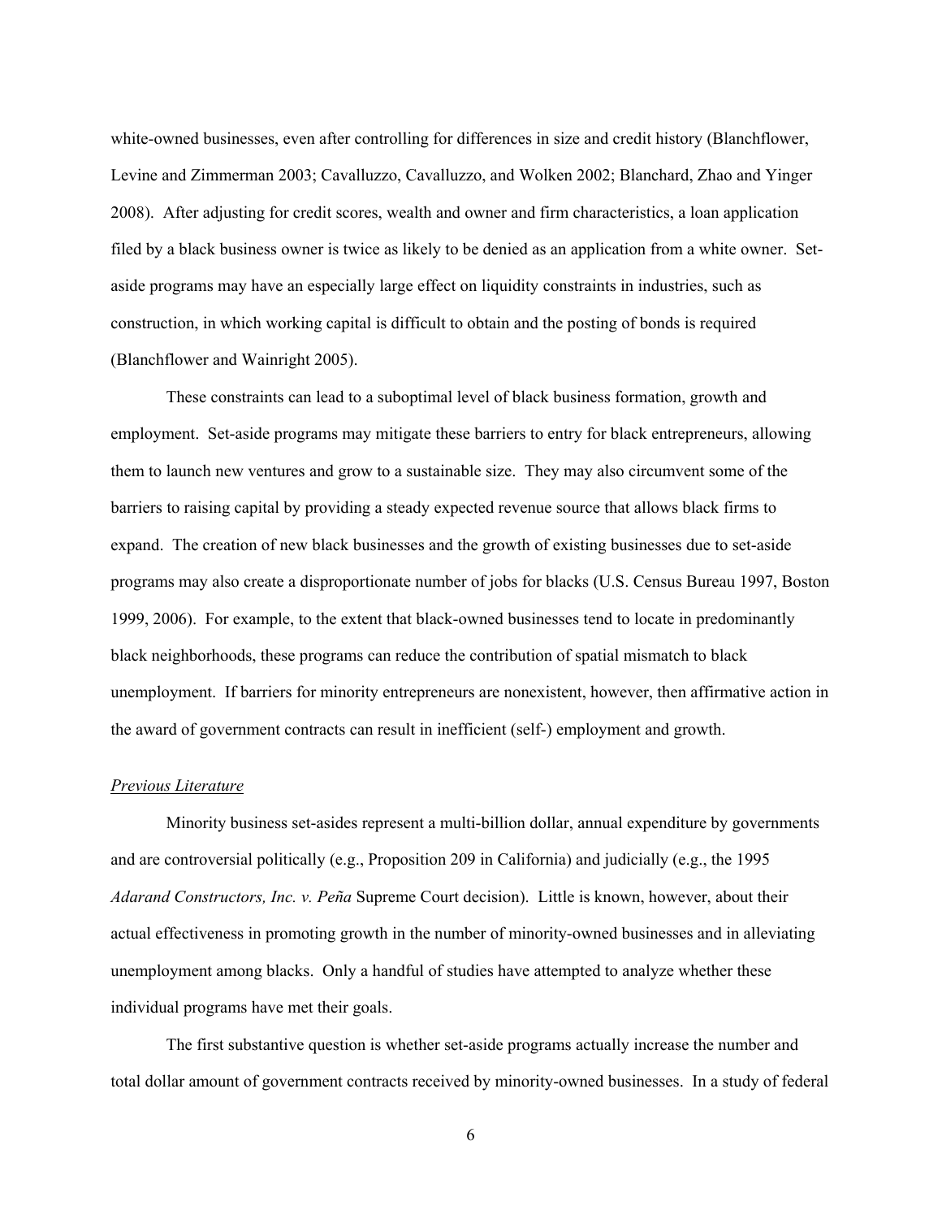white-owned businesses, even after controlling for differences in size and credit history (Blanchflower, Levine and Zimmerman 2003; Cavalluzzo, Cavalluzzo, and Wolken 2002; Blanchard, Zhao and Yinger 2008). After adjusting for credit scores, wealth and owner and firm characteristics, a loan application filed by a black business owner is twice as likely to be denied as an application from a white owner. Set-aside programs may have an especially large effect on liquidity constraints in industries, such as construction, in which working capital is difficult to obtain and the posting of bonds is required (Blanchflower and Wainright 2005).

These constraints can lead to a suboptimal level of black business formation, growth and employment. Set-aside programs may mitigate these barriers to entry for black entrepreneurs, allowing them to launch new ventures and grow to a sustainable size. They may also circumvent some of the barriers to raising capital by providing a steady expected revenue source that allows black firms to expand. The creation of new black businesses and the growth of existing businesses due to set-aside programs may also create a disproportionate number of jobs for blacks (U.S. Census Bureau 1997, Boston 1999, 2006). For example, to the extent that black-owned businesses tend to locate in predominantly black neighborhoods, these programs can reduce the contribution of spatial mismatch to black unemployment. If barriers for minority entrepreneurs are nonexistent, however, then affirmative action in the award of government contracts can result in inefficient (self-) employment and growth.

### *Previous Literature*

Minority business set-asides represent a multi-billion dollar, annual expenditure by governments and are controversial politically (e.g., Proposition 209 in California) and judicially (e.g., the 1995 *Adarand Constructors, Inc. v. Peña* Supreme Court decision). Little is known, however, about their actual effectiveness in promoting growth in the number of minority-owned businesses and in alleviating unemployment among blacks. Only a handful of studies have attempted to analyze whether these individual programs have met their goals.

The first substantive question is whether set-aside programs actually increase the number and total dollar amount of government contracts received by minority-owned businesses. In a study of federal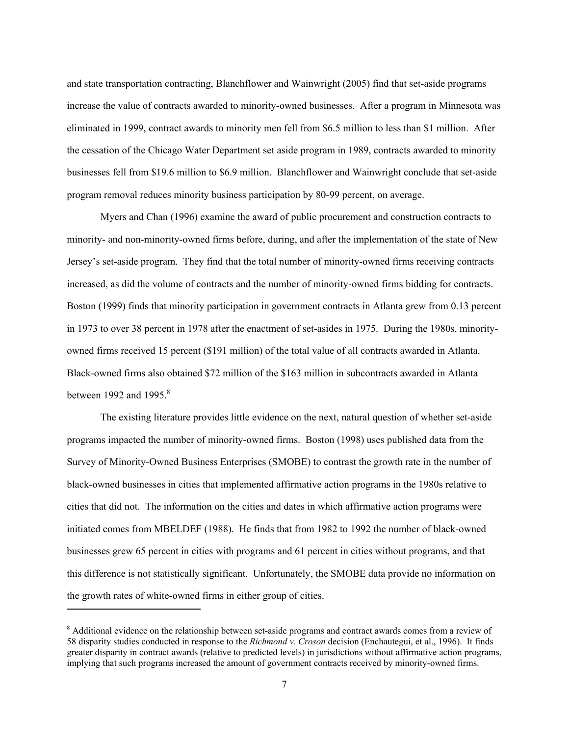and state transportation contracting, Blanchflower and Wainwright (2005) find that set-aside programs increase the value of contracts awarded to minority-owned businesses. After a program in Minnesota was eliminated in 1999, contract awards to minority men fell from $6.5 million to less than $1 million. After the cessation of the Chicago Water Department set aside program in 1989, contracts awarded to minority businesses fell from $19.6 million to $6.9 million. Blanchflower and Wainwright conclude that set-aside program removal reduces minority business participation by 80-99 percent, on average.

Myers and Chan (1996) examine the award of public procurement and construction contracts to minority- and non-minority-owned firms before, during, and after the implementation of the state of New Jersey's set-aside program. They find that the total number of minority-owned firms receiving contracts increased, as did the volume of contracts and the number of minority-owned firms bidding for contracts. Boston (1999) finds that minority participation in government contracts in Atlanta grew from 0.13 percent in 1973 to over 38 percent in 1978 after the enactment of set-asides in 1975. During the 1980s, minority-owned firms received 15 percent ($191 million) of the total value of all contracts awarded in Atlanta. Black-owned firms also obtained $72 million of the $163 million in subcontracts awarded in Atlanta between 1992 and 1995.[8]

The existing literature provides little evidence on the next, natural question of whether set-aside programs impacted the number of minority-owned firms. Boston (1998) uses published data from the Survey of Minority-Owned Business Enterprises (SMOBE) to contrast the growth rate in the number of black-owned businesses in cities that implemented affirmative action programs in the 1980s relative to cities that did not. The information on the cities and dates in which affirmative action programs were initiated comes from MBELDEF (1988). He finds that from 1982 to 1992 the number of black-owned businesses grew 65 percent in cities with programs and 61 percent in cities without programs, and that this difference is not statistically significant. Unfortunately, the SMOBE data provide no information on the growth rates of white-owned firms in either group of cities.

---

[8] Additional evidence on the relationship between set-aside programs and contract awards comes from a review of 58 disparity studies conducted in response to the *Richmond v. Croson* decision (Enchautegui, et al., 1996). It finds greater disparity in contract awards (relative to predicted levels) in jurisdictions without affirmative action programs, implying that such programs increased the amount of government contracts received by minority-owned firms.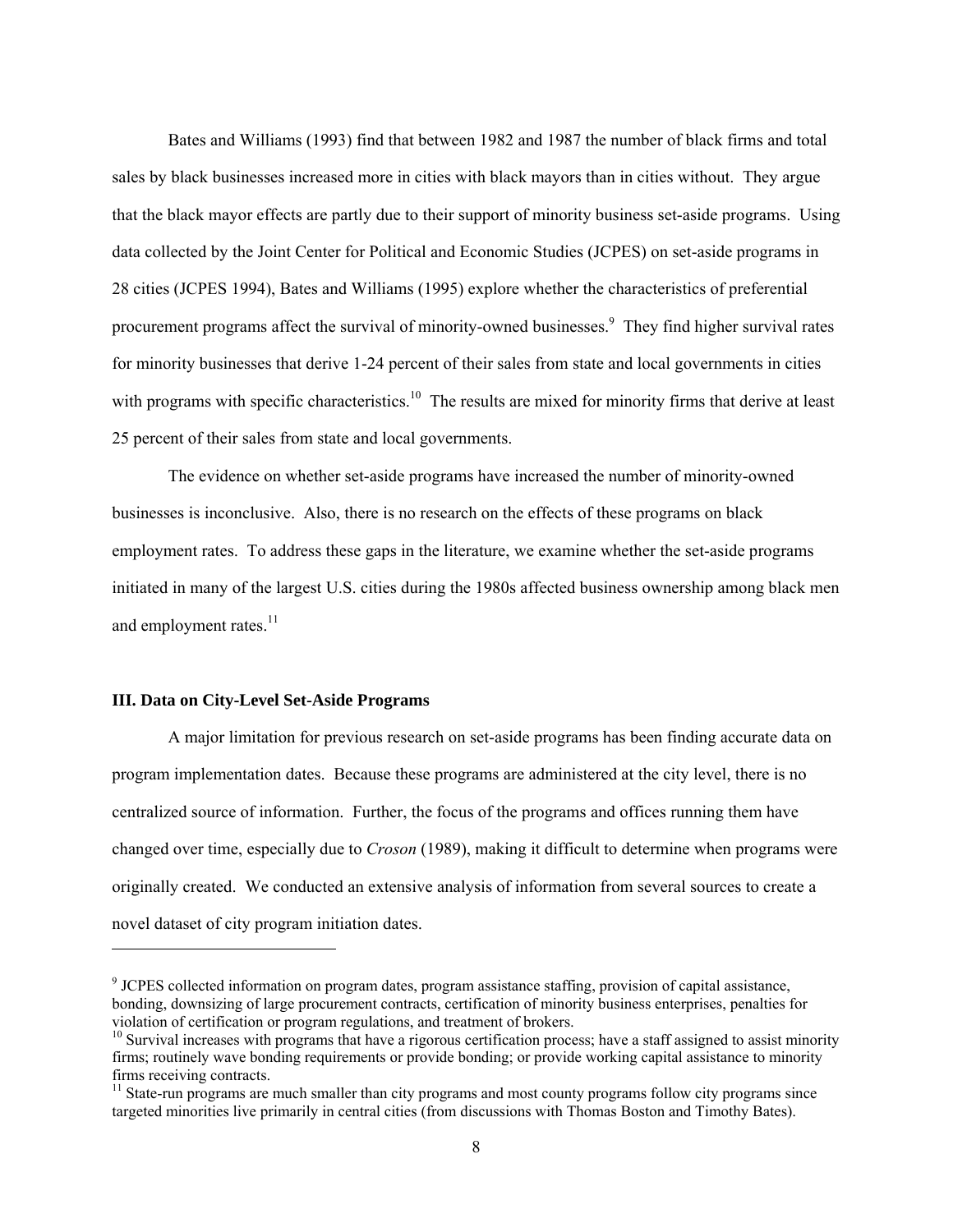Bates and Williams (1993) find that between 1982 and 1987 the number of black firms and total sales by black businesses increased more in cities with black mayors than in cities without. They argue that the black mayor effects are partly due to their support of minority business set-aside programs. Using data collected by the Joint Center for Political and Economic Studies (JCPES) on set-aside programs in 28 cities (JCPES 1994), Bates and Williams (1995) explore whether the characteristics of preferential procurement programs affect the survival of minority-owned businesses.[9] They find higher survival rates for minority businesses that derive 1-24 percent of their sales from state and local governments in cities with programs with specific characteristics.[10] The results are mixed for minority firms that derive at least 25 percent of their sales from state and local governments.

The evidence on whether set-aside programs have increased the number of minority-owned businesses is inconclusive. Also, there is no research on the effects of these programs on black employment rates. To address these gaps in the literature, we examine whether the set-aside programs initiated in many of the largest U.S. cities during the 1980s affected business ownership among black men and employment rates.[11]

### III. Data on City-Level Set-Aside Programs

A major limitation for previous research on set-aside programs has been finding accurate data on program implementation dates. Because these programs are administered at the city level, there is no centralized source of information. Further, the focus of the programs and offices running them have changed over time, especially due to *Croson* (1989), making it difficult to determine when programs were originally created. We conducted an extensive analysis of information from several sources to create a novel dataset of city program initiation dates.

---

[9] JCPES collected information on program dates, program assistance staffing, provision of capital assistance, bonding, downsizing of large procurement contracts, certification of minority business enterprises, penalties for violation of certification or program regulations, and treatment of brokers.

[10] Survival increases with programs that have a rigorous certification process; have a staff assigned to assist minority firms; routinely wave bonding requirements or provide bonding; or provide working capital assistance to minority firms receiving contracts.

[11] State-run programs are much smaller than city programs and most county programs follow city programs since targeted minorities live primarily in central cities (from discussions with Thomas Boston and Timothy Bates).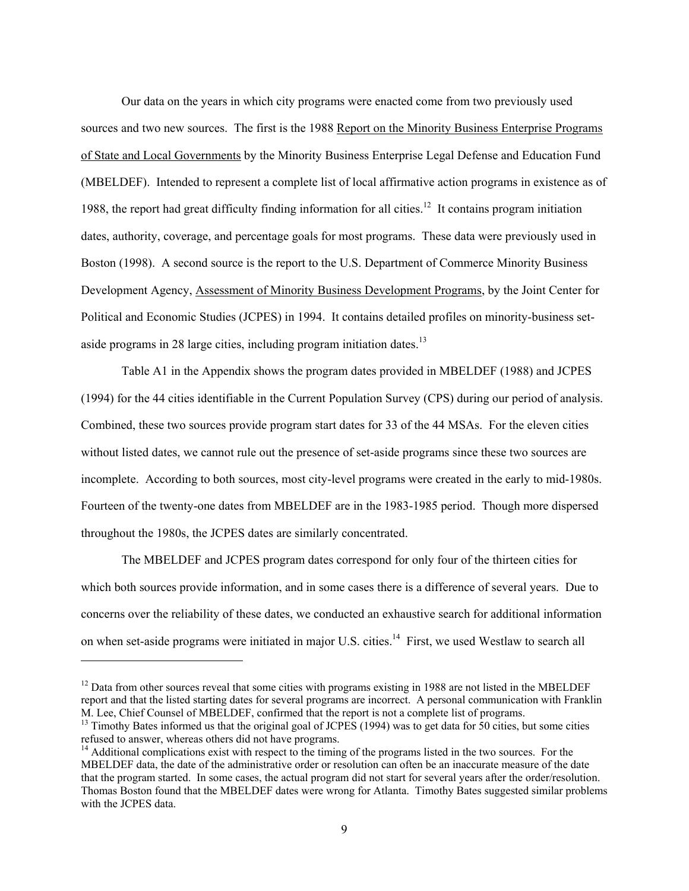Our data on the years in which city programs were enacted come from two previously used sources and two new sources. The first is the 1988 Report on the Minority Business Enterprise Programs of State and Local Governments by the Minority Business Enterprise Legal Defense and Education Fund (MBELDEF). Intended to represent a complete list of local affirmative action programs in existence as of 1988, the report had great difficulty finding information for all cities.[12] It contains program initiation dates, authority, coverage, and percentage goals for most programs. These data were previously used in Boston (1998). A second source is the report to the U.S. Department of Commerce Minority Business Development Agency, Assessment of Minority Business Development Programs, by the Joint Center for Political and Economic Studies (JCPES) in 1994. It contains detailed profiles on minority-business set-aside programs in 28 large cities, including program initiation dates.[13]

Table A1 in the Appendix shows the program dates provided in MBELDEF (1988) and JCPES (1994) for the 44 cities identifiable in the Current Population Survey (CPS) during our period of analysis. Combined, these two sources provide program start dates for 33 of the 44 MSAs. For the eleven cities without listed dates, we cannot rule out the presence of set-aside programs since these two sources are incomplete. According to both sources, most city-level programs were created in the early to mid-1980s. Fourteen of the twenty-one dates from MBELDEF are in the 1983-1985 period. Though more dispersed throughout the 1980s, the JCPES dates are similarly concentrated.

The MBELDEF and JCPES program dates correspond for only four of the thirteen cities for which both sources provide information, and in some cases there is a difference of several years. Due to concerns over the reliability of these dates, we conducted an exhaustive search for additional information on when set-aside programs were initiated in major U.S. cities.[14] First, we used Westlaw to search all

[12] Data from other sources reveal that some cities with programs existing in 1988 are not listed in the MBELDEF report and that the listed starting dates for several programs are incorrect. A personal communication with Franklin M. Lee, Chief Counsel of MBELDEF, confirmed that the report is not a complete list of programs.

[13] Timothy Bates informed us that the original goal of JCPES (1994) was to get data for 50 cities, but some cities refused to answer, whereas others did not have programs.

[14] Additional complications exist with respect to the timing of the programs listed in the two sources. For the MBELDEF data, the date of the administrative order or resolution can often be an inaccurate measure of the date that the program started. In some cases, the actual program did not start for several years after the order/resolution. Thomas Boston found that the MBELDEF dates were wrong for Atlanta. Timothy Bates suggested similar problems with the JCPES data.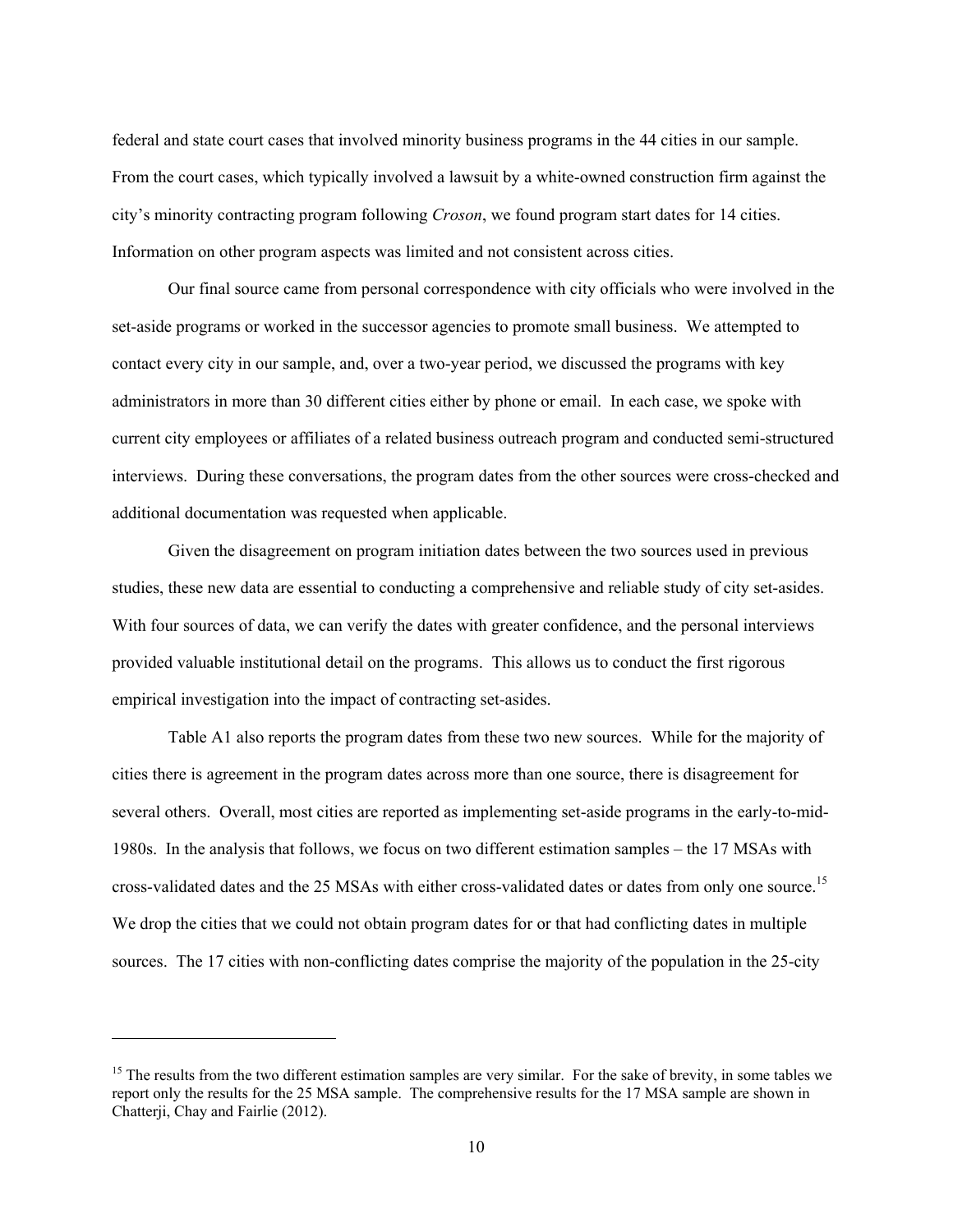federal and state court cases that involved minority business programs in the 44 cities in our sample. From the court cases, which typically involved a lawsuit by a white-owned construction firm against the city's minority contracting program following *Croson*, we found program start dates for 14 cities. Information on other program aspects was limited and not consistent across cities.

Our final source came from personal correspondence with city officials who were involved in the set-aside programs or worked in the successor agencies to promote small business. We attempted to contact every city in our sample, and, over a two-year period, we discussed the programs with key administrators in more than 30 different cities either by phone or email. In each case, we spoke with current city employees or affiliates of a related business outreach program and conducted semi-structured interviews. During these conversations, the program dates from the other sources were cross-checked and additional documentation was requested when applicable.

Given the disagreement on program initiation dates between the two sources used in previous studies, these new data are essential to conducting a comprehensive and reliable study of city set-asides. With four sources of data, we can verify the dates with greater confidence, and the personal interviews provided valuable institutional detail on the programs. This allows us to conduct the first rigorous empirical investigation into the impact of contracting set-asides.

Table A1 also reports the program dates from these two new sources. While for the majority of cities there is agreement in the program dates across more than one source, there is disagreement for several others. Overall, most cities are reported as implementing set-aside programs in the early-to-mid-1980s. In the analysis that follows, we focus on two different estimation samples – the 17 MSAs with cross-validated dates and the 25 MSAs with either cross-validated dates or dates from only one source.[15] We drop the cities that we could not obtain program dates for or that had conflicting dates in multiple sources. The 17 cities with non-conflicting dates comprise the majority of the population in the 25-city

---

[15] The results from the two different estimation samples are very similar. For the sake of brevity, in some tables we report only the results for the 25 MSA sample. The comprehensive results for the 17 MSA sample are shown in Chatterji, Chay and Fairlie (2012).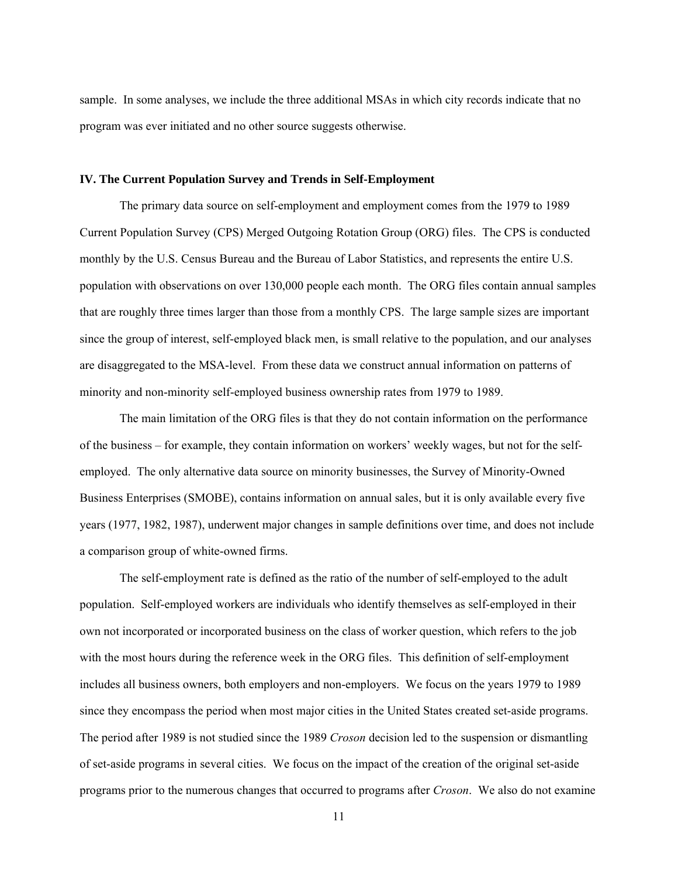sample. In some analyses, we include the three additional MSAs in which city records indicate that no program was ever initiated and no other source suggests otherwise.

### IV. The Current Population Survey and Trends in Self-Employment

The primary data source on self-employment and employment comes from the 1979 to 1989 Current Population Survey (CPS) Merged Outgoing Rotation Group (ORG) files. The CPS is conducted monthly by the U.S. Census Bureau and the Bureau of Labor Statistics, and represents the entire U.S. population with observations on over 130,000 people each month. The ORG files contain annual samples that are roughly three times larger than those from a monthly CPS. The large sample sizes are important since the group of interest, self-employed black men, is small relative to the population, and our analyses are disaggregated to the MSA-level. From these data we construct annual information on patterns of minority and non-minority self-employed business ownership rates from 1979 to 1989.

The main limitation of the ORG files is that they do not contain information on the performance of the business – for example, they contain information on workers' weekly wages, but not for the self-employed. The only alternative data source on minority businesses, the Survey of Minority-Owned Business Enterprises (SMOBE), contains information on annual sales, but it is only available every five years (1977, 1982, 1987), underwent major changes in sample definitions over time, and does not include a comparison group of white-owned firms.

The self-employment rate is defined as the ratio of the number of self-employed to the adult population. Self-employed workers are individuals who identify themselves as self-employed in their own not incorporated or incorporated business on the class of worker question, which refers to the job with the most hours during the reference week in the ORG files. This definition of self-employment includes all business owners, both employers and non-employers. We focus on the years 1979 to 1989 since they encompass the period when most major cities in the United States created set-aside programs. The period after 1989 is not studied since the 1989 *Croson* decision led to the suspension or dismantling of set-aside programs in several cities. We focus on the impact of the creation of the original set-aside programs prior to the numerous changes that occurred to programs after *Croson*. We also do not examine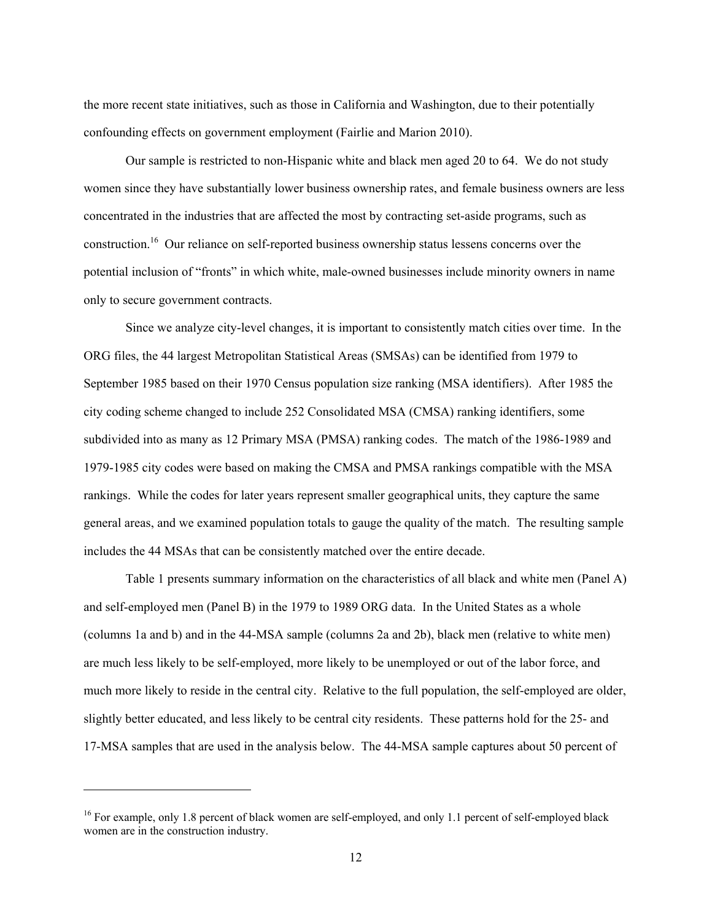the more recent state initiatives, such as those in California and Washington, due to their potentially confounding effects on government employment (Fairlie and Marion 2010).

Our sample is restricted to non-Hispanic white and black men aged 20 to 64. We do not study women since they have substantially lower business ownership rates, and female business owners are less concentrated in the industries that are affected the most by contracting set-aside programs, such as construction.[16] Our reliance on self-reported business ownership status lessens concerns over the potential inclusion of "fronts" in which white, male-owned businesses include minority owners in name only to secure government contracts.

Since we analyze city-level changes, it is important to consistently match cities over time. In the ORG files, the 44 largest Metropolitan Statistical Areas (SMSAs) can be identified from 1979 to September 1985 based on their 1970 Census population size ranking (MSA identifiers). After 1985 the city coding scheme changed to include 252 Consolidated MSA (CMSA) ranking identifiers, some subdivided into as many as 12 Primary MSA (PMSA) ranking codes. The match of the 1986-1989 and 1979-1985 city codes were based on making the CMSA and PMSA rankings compatible with the MSA rankings. While the codes for later years represent smaller geographical units, they capture the same general areas, and we examined population totals to gauge the quality of the match. The resulting sample includes the 44 MSAs that can be consistently matched over the entire decade.

Table 1 presents summary information on the characteristics of all black and white men (Panel A) and self-employed men (Panel B) in the 1979 to 1989 ORG data. In the United States as a whole (columns 1a and b) and in the 44-MSA sample (columns 2a and 2b), black men (relative to white men) are much less likely to be self-employed, more likely to be unemployed or out of the labor force, and much more likely to reside in the central city. Relative to the full population, the self-employed are older, slightly better educated, and less likely to be central city residents. These patterns hold for the 25- and 17-MSA samples that are used in the analysis below. The 44-MSA sample captures about 50 percent of

[16] For example, only 1.8 percent of black women are self-employed, and only 1.1 percent of self-employed black women are in the construction industry.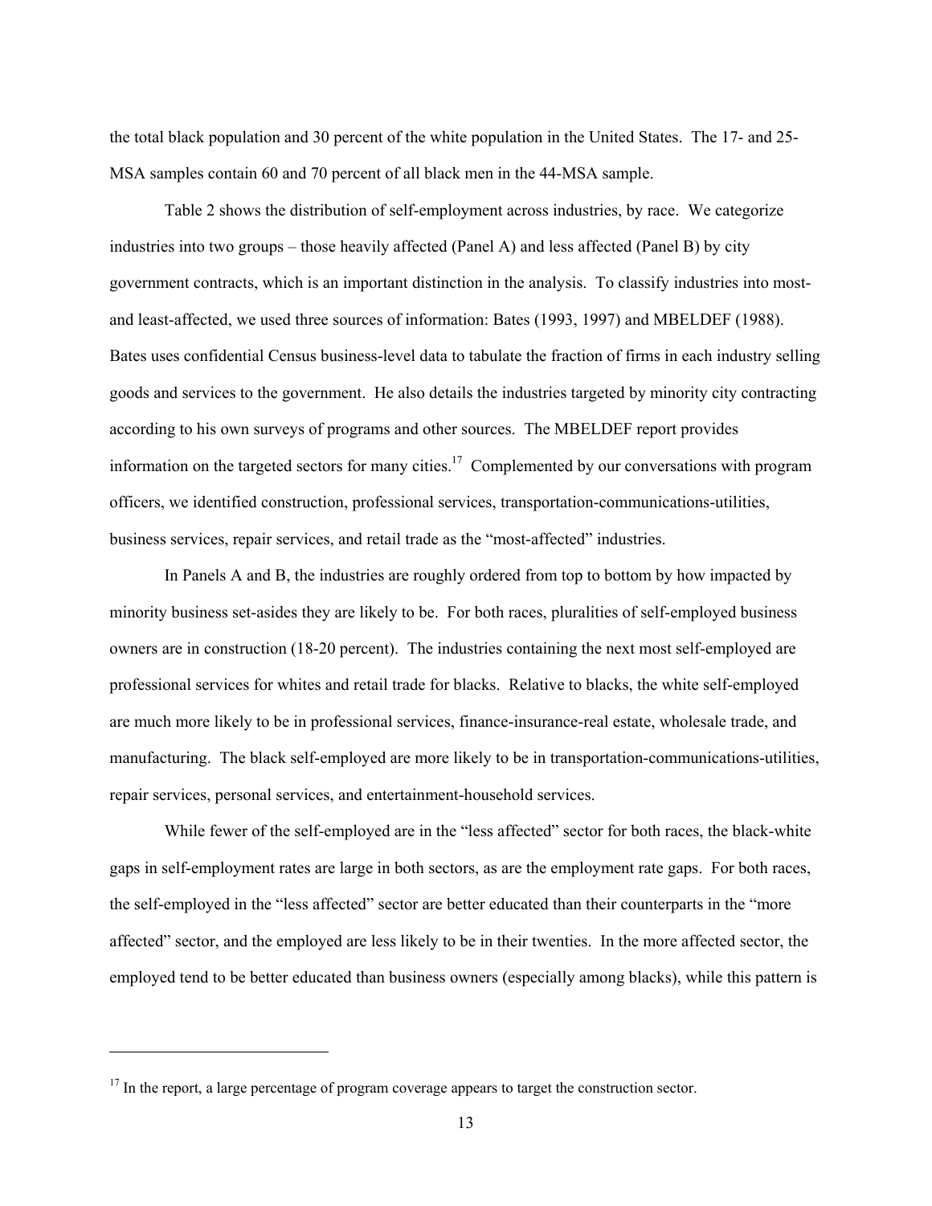the total black population and 30 percent of the white population in the United States. The 17- and 25-MSA samples contain 60 and 70 percent of all black men in the 44-MSA sample.

Table 2 shows the distribution of self-employment across industries, by race. We categorize industries into two groups – those heavily affected (Panel A) and less affected (Panel B) by city government contracts, which is an important distinction in the analysis. To classify industries into most- and least-affected, we used three sources of information: Bates (1993, 1997) and MBELDEF (1988). Bates uses confidential Census business-level data to tabulate the fraction of firms in each industry selling goods and services to the government. He also details the industries targeted by minority city contracting according to his own surveys of programs and other sources. The MBELDEF report provides information on the targeted sectors for many cities.[17] Complemented by our conversations with program officers, we identified construction, professional services, transportation-communications-utilities, business services, repair services, and retail trade as the "most-affected" industries.

In Panels A and B, the industries are roughly ordered from top to bottom by how impacted by minority business set-asides they are likely to be. For both races, pluralities of self-employed business owners are in construction (18-20 percent). The industries containing the next most self-employed are professional services for whites and retail trade for blacks. Relative to blacks, the white self-employed are much more likely to be in professional services, finance-insurance-real estate, wholesale trade, and manufacturing. The black self-employed are more likely to be in transportation-communications-utilities, repair services, personal services, and entertainment-household services.

While fewer of the self-employed are in the "less affected" sector for both races, the black-white gaps in self-employment rates are large in both sectors, as are the employment rate gaps. For both races, the self-employed in the "less affected" sector are better educated than their counterparts in the "more affected" sector, and the employed are less likely to be in their twenties. In the more affected sector, the employed tend to be better educated than business owners (especially among blacks), while this pattern is

[17] In the report, a large percentage of program coverage appears to target the construction sector.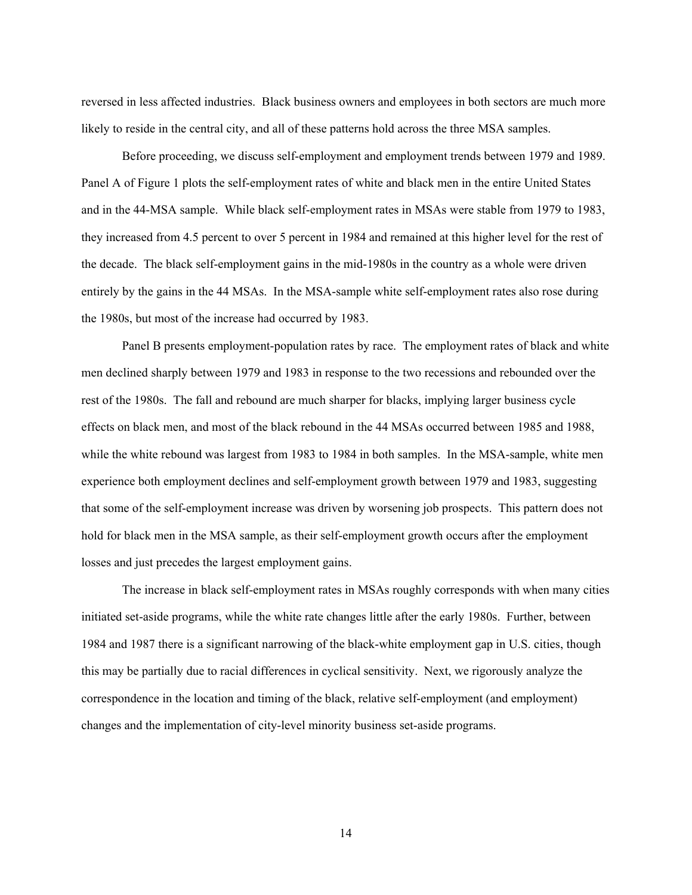reversed in less affected industries. Black business owners and employees in both sectors are much more likely to reside in the central city, and all of these patterns hold across the three MSA samples.

Before proceeding, we discuss self-employment and employment trends between 1979 and 1989. Panel A of Figure 1 plots the self-employment rates of white and black men in the entire United States and in the 44-MSA sample. While black self-employment rates in MSAs were stable from 1979 to 1983, they increased from 4.5 percent to over 5 percent in 1984 and remained at this higher level for the rest of the decade. The black self-employment gains in the mid-1980s in the country as a whole were driven entirely by the gains in the 44 MSAs. In the MSA-sample white self-employment rates also rose during the 1980s, but most of the increase had occurred by 1983.

Panel B presents employment-population rates by race. The employment rates of black and white men declined sharply between 1979 and 1983 in response to the two recessions and rebounded over the rest of the 1980s. The fall and rebound are much sharper for blacks, implying larger business cycle effects on black men, and most of the black rebound in the 44 MSAs occurred between 1985 and 1988, while the white rebound was largest from 1983 to 1984 in both samples. In the MSA-sample, white men experience both employment declines and self-employment growth between 1979 and 1983, suggesting that some of the self-employment increase was driven by worsening job prospects. This pattern does not hold for black men in the MSA sample, as their self-employment growth occurs after the employment losses and just precedes the largest employment gains.

The increase in black self-employment rates in MSAs roughly corresponds with when many cities initiated set-aside programs, while the white rate changes little after the early 1980s. Further, between 1984 and 1987 there is a significant narrowing of the black-white employment gap in U.S. cities, though this may be partially due to racial differences in cyclical sensitivity. Next, we rigorously analyze the correspondence in the location and timing of the black, relative self-employment (and employment) changes and the implementation of city-level minority business set-aside programs.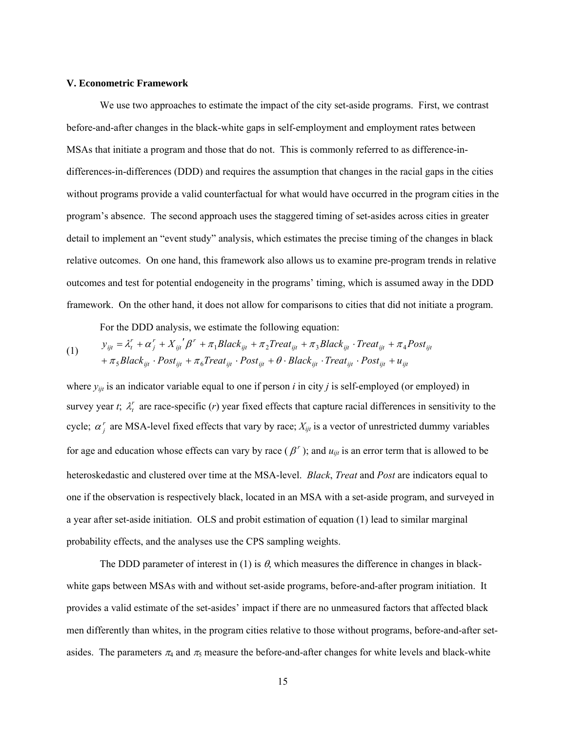### V. Econometric Framework

We use two approaches to estimate the impact of the city set-aside programs. First, we contrast before-and-after changes in the black-white gaps in self-employment and employment rates between MSAs that initiate a program and those that do not. This is commonly referred to as difference-in-differences-in-differences (DDD) and requires the assumption that changes in the racial gaps in the cities without programs provide a valid counterfactual for what would have occurred in the program cities in the program's absence. The second approach uses the staggered timing of set-asides across cities in greater detail to implement an "event study" analysis, which estimates the precise timing of the changes in black relative outcomes. On one hand, this framework also allows us to examine pre-program trends in relative outcomes and test for potential endogeneity in the programs' timing, which is assumed away in the DDD framework. On the other hand, it does not allow for comparisons to cities that did not initiate a program.

For the DDD analysis, we estimate the following equation:

$$
\begin{aligned}
(1) \qquad y_{ijt} = {} & \lambda_t^r + \alpha_j^r + X_{ijt}'\beta^r + \pi_1 Black_{ijt} + \pi_2 Treat_{ijt} + \pi_3 Black_{ijt} \cdot Treat_{ijt} + \pi_4 Post_{ijt} \\
& + \pi_5 Black_{ijt} \cdot Post_{ijt} + \pi_6 Treat_{ijt} \cdot Post_{ijt} + \theta \cdot Black_{ijt} \cdot Treat_{ijt} \cdot Post_{ijt} + u_{ijt}
\end{aligned}
$$

where $y_{ijt}$ is an indicator variable equal to one if person *i* in city *j* is self-employed (or employed) in survey year *t*; $\lambda_t^r$ are race-specific (*r*) year fixed effects that capture racial differences in sensitivity to the cycle; $\alpha_j^r$ are MSA-level fixed effects that vary by race; $X_{ijt}$ is a vector of unrestricted dummy variables for age and education whose effects can vary by race ($\beta^r$); and $u_{ijt}$ is an error term that is allowed to be heteroskedastic and clustered over time at the MSA-level. *Black*, *Treat* and *Post* are indicators equal to one if the observation is respectively black, located in an MSA with a set-aside program, and surveyed in a year after set-aside initiation. OLS and probit estimation of equation (1) lead to similar marginal probability effects, and the analyses use the CPS sampling weights.

The DDD parameter of interest in (1) is $\theta$, which measures the difference in changes in black-white gaps between MSAs with and without set-aside programs, before-and-after program initiation. It provides a valid estimate of the set-asides' impact if there are no unmeasured factors that affected black men differently than whites, in the program cities relative to those without programs, before-and-after set-asides. The parameters $\pi_4$ and $\pi_5$ measure the before-and-after changes for white levels and black-white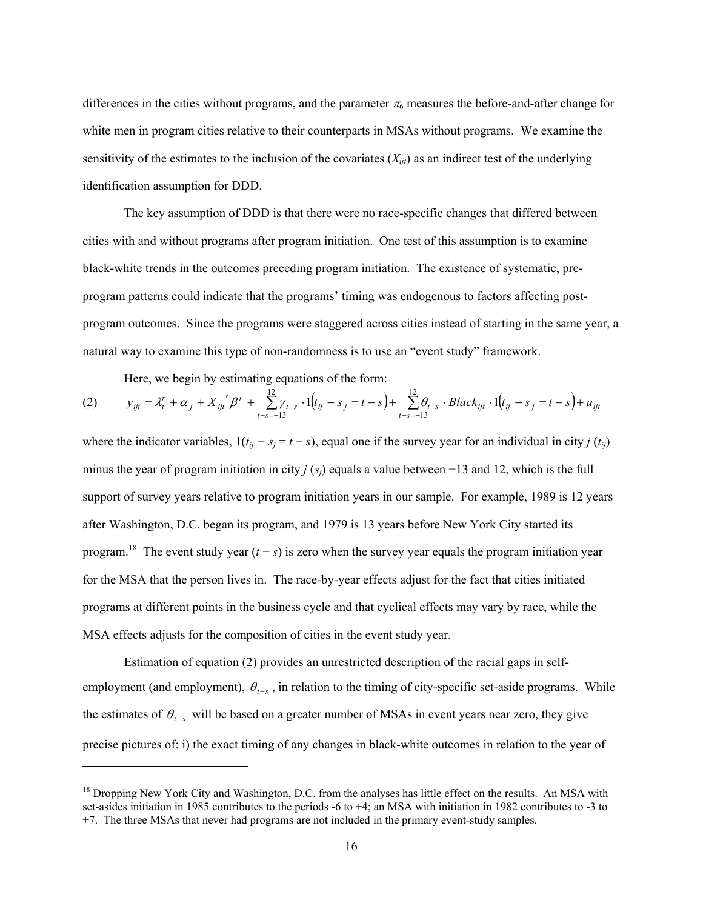differences in the cities without programs, and the parameter $\pi_6$ measures the before-and-after change for white men in program cities relative to their counterparts in MSAs without programs. We examine the sensitivity of the estimates to the inclusion of the covariates ($X_{ijt}$) as an indirect test of the underlying identification assumption for DDD.

The key assumption of DDD is that there were no race-specific changes that differed between cities with and without programs after program initiation. One test of this assumption is to examine black-white trends in the outcomes preceding program initiation. The existence of systematic, pre-program patterns could indicate that the programs' timing was endogenous to factors affecting post-program outcomes. Since the programs were staggered across cities instead of starting in the same year, a natural way to examine this type of non-randomness is to use an "event study" framework.

Here, we begin by estimating equations of the form:

$$(2) \qquad y_{ijt} = \lambda_t^r + \alpha_j + X_{ijt}{}'\beta^r + \sum_{t-s=-13}^{12} \gamma_{t-s} \cdot 1(t_{ij} - s_j = t - s) + \sum_{t-s=-13}^{12} \theta_{t-s} \cdot Black_{ijt} \cdot 1(t_{ij} - s_j = t - s) + u_{ijt}$$

where the indicator variables, $1(t_{ij} - s_j = t - s)$, equal one if the survey year for an individual in city $j$ ($t_{ij}$) minus the year of program initiation in city $j$ ($s_j$) equals a value between −13 and 12, which is the full support of survey years relative to program initiation years in our sample. For example, 1989 is 12 years after Washington, D.C. began its program, and 1979 is 13 years before New York City started its program.[18] The event study year ($t - s$) is zero when the survey year equals the program initiation year for the MSA that the person lives in. The race-by-year effects adjust for the fact that cities initiated programs at different points in the business cycle and that cyclical effects may vary by race, while the MSA effects adjusts for the composition of cities in the event study year.

Estimation of equation (2) provides an unrestricted description of the racial gaps in self-employment (and employment), $\theta_{t-s}$, in relation to the timing of city-specific set-aside programs. While the estimates of $\theta_{t-s}$ will be based on a greater number of MSAs in event years near zero, they give precise pictures of: i) the exact timing of any changes in black-white outcomes in relation to the year of

[18] Dropping New York City and Washington, D.C. from the analyses has little effect on the results. An MSA with set-asides initiation in 1985 contributes to the periods -6 to +4; an MSA with initiation in 1982 contributes to -3 to +7. The three MSAs that never had programs are not included in the primary event-study samples.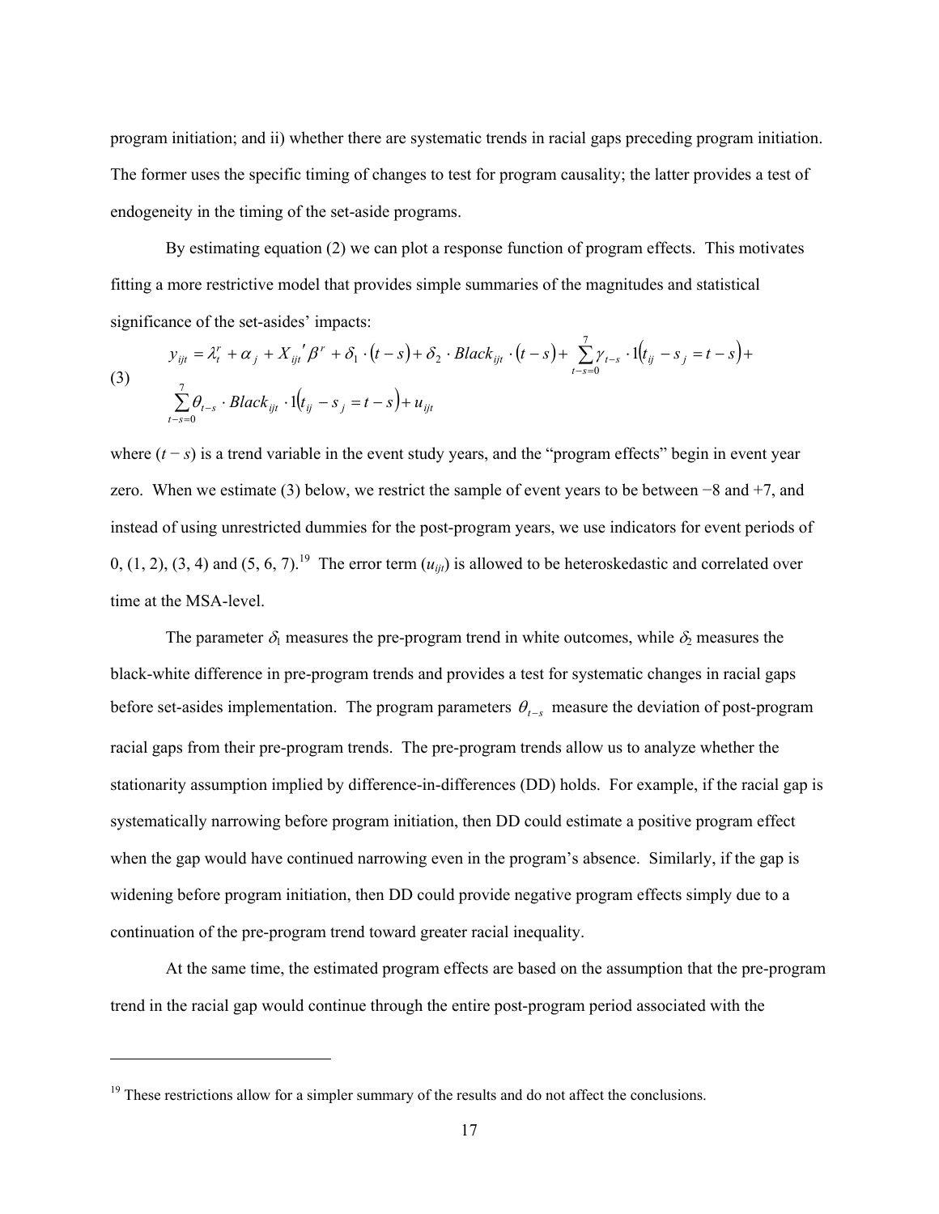program initiation; and ii) whether there are systematic trends in racial gaps preceding program initiation. The former uses the specific timing of changes to test for program causality; the latter provides a test of endogeneity in the timing of the set-aside programs.

By estimating equation (2) we can plot a response function of program effects. This motivates fitting a more restrictive model that provides simple summaries of the magnitudes and statistical significance of the set-asides' impacts:

$$
\begin{aligned}
(3) \quad & y_{ijt} = \lambda_t^r + \alpha_j + X_{ijt}{}'\beta^r + \delta_1 \cdot (t-s) + \delta_2 \cdot Black_{ijt} \cdot (t-s) + \sum_{t-s=0}^{7} \gamma_{t-s} \cdot 1(t_{ij} - s_j = t-s) + \\
& \sum_{t-s=0}^{7} \theta_{t-s} \cdot Black_{ijt} \cdot 1(t_{ij} - s_j = t-s) + u_{ijt}
\end{aligned}
$$

where $(t - s)$ is a trend variable in the event study years, and the "program effects" begin in event year zero. When we estimate (3) below, we restrict the sample of event years to be between −8 and +7, and instead of using unrestricted dummies for the post-program years, we use indicators for event periods of 0, (1, 2), (3, 4) and (5, 6, 7).[19] The error term ($u_{ijt}$) is allowed to be heteroskedastic and correlated over time at the MSA-level.

The parameter $\delta_1$ measures the pre-program trend in white outcomes, while $\delta_2$ measures the black-white difference in pre-program trends and provides a test for systematic changes in racial gaps before set-asides implementation. The program parameters $\theta_{t-s}$ measure the deviation of post-program racial gaps from their pre-program trends. The pre-program trends allow us to analyze whether the stationarity assumption implied by difference-in-differences (DD) holds. For example, if the racial gap is systematically narrowing before program initiation, then DD could estimate a positive program effect when the gap would have continued narrowing even in the program's absence. Similarly, if the gap is widening before program initiation, then DD could provide negative program effects simply due to a continuation of the pre-program trend toward greater racial inequality.

At the same time, the estimated program effects are based on the assumption that the pre-program trend in the racial gap would continue through the entire post-program period associated with the

---

[19] These restrictions allow for a simpler summary of the results and do not affect the conclusions.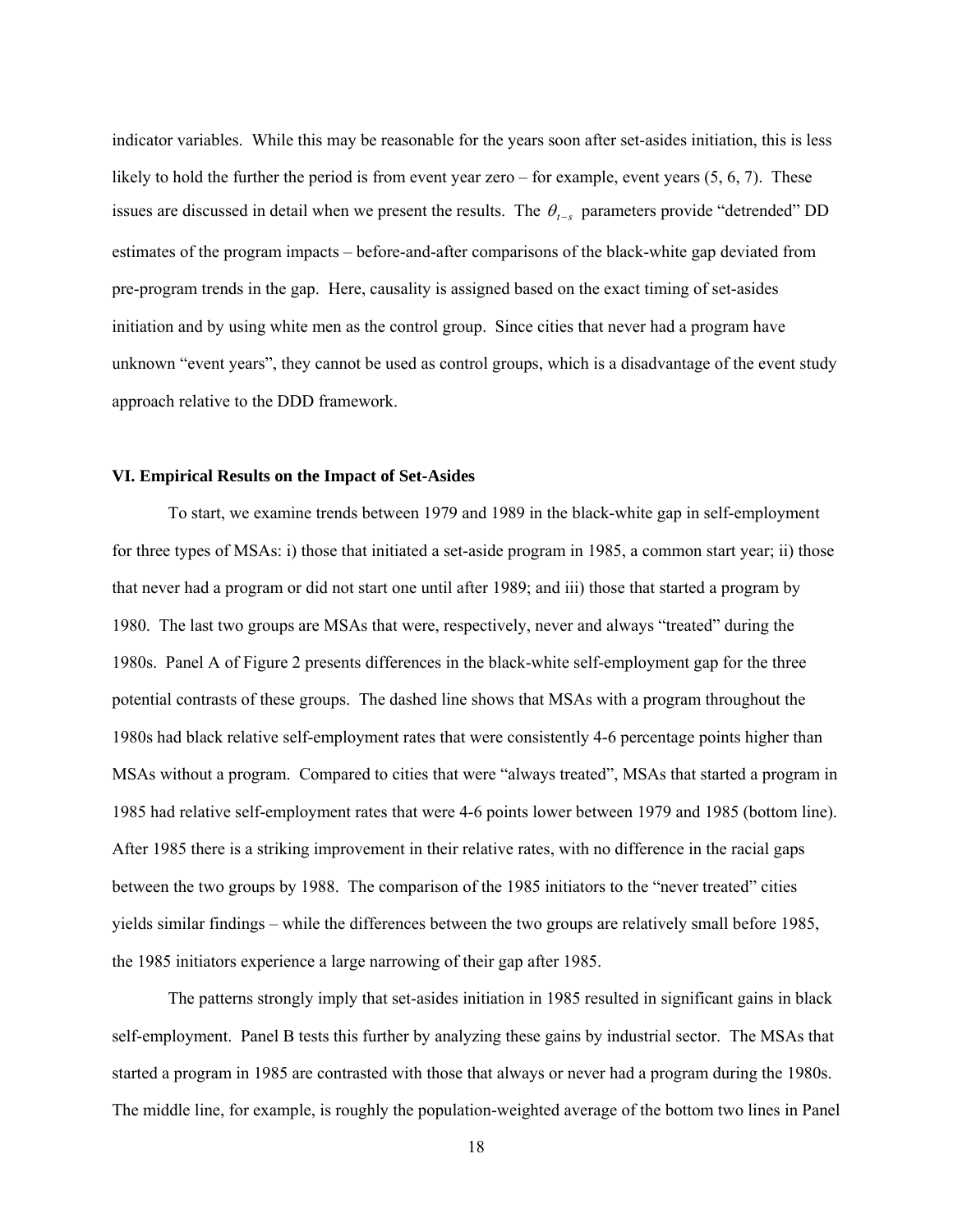indicator variables. While this may be reasonable for the years soon after set-asides initiation, this is less likely to hold the further the period is from event year zero – for example, event years (5, 6, 7). These issues are discussed in detail when we present the results. The $\theta_{t-s}$ parameters provide "detrended" DD estimates of the program impacts – before-and-after comparisons of the black-white gap deviated from pre-program trends in the gap. Here, causality is assigned based on the exact timing of set-asides initiation and by using white men as the control group. Since cities that never had a program have unknown "event years", they cannot be used as control groups, which is a disadvantage of the event study approach relative to the DDD framework.

### VI. Empirical Results on the Impact of Set-Asides

To start, we examine trends between 1979 and 1989 in the black-white gap in self-employment for three types of MSAs: i) those that initiated a set-aside program in 1985, a common start year; ii) those that never had a program or did not start one until after 1989; and iii) those that started a program by 1980. The last two groups are MSAs that were, respectively, never and always "treated" during the 1980s. Panel A of Figure 2 presents differences in the black-white self-employment gap for the three potential contrasts of these groups. The dashed line shows that MSAs with a program throughout the 1980s had black relative self-employment rates that were consistently 4-6 percentage points higher than MSAs without a program. Compared to cities that were "always treated", MSAs that started a program in 1985 had relative self-employment rates that were 4-6 points lower between 1979 and 1985 (bottom line). After 1985 there is a striking improvement in their relative rates, with no difference in the racial gaps between the two groups by 1988. The comparison of the 1985 initiators to the "never treated" cities yields similar findings – while the differences between the two groups are relatively small before 1985, the 1985 initiators experience a large narrowing of their gap after 1985.

The patterns strongly imply that set-asides initiation in 1985 resulted in significant gains in black self-employment. Panel B tests this further by analyzing these gains by industrial sector. The MSAs that started a program in 1985 are contrasted with those that always or never had a program during the 1980s. The middle line, for example, is roughly the population-weighted average of the bottom two lines in Panel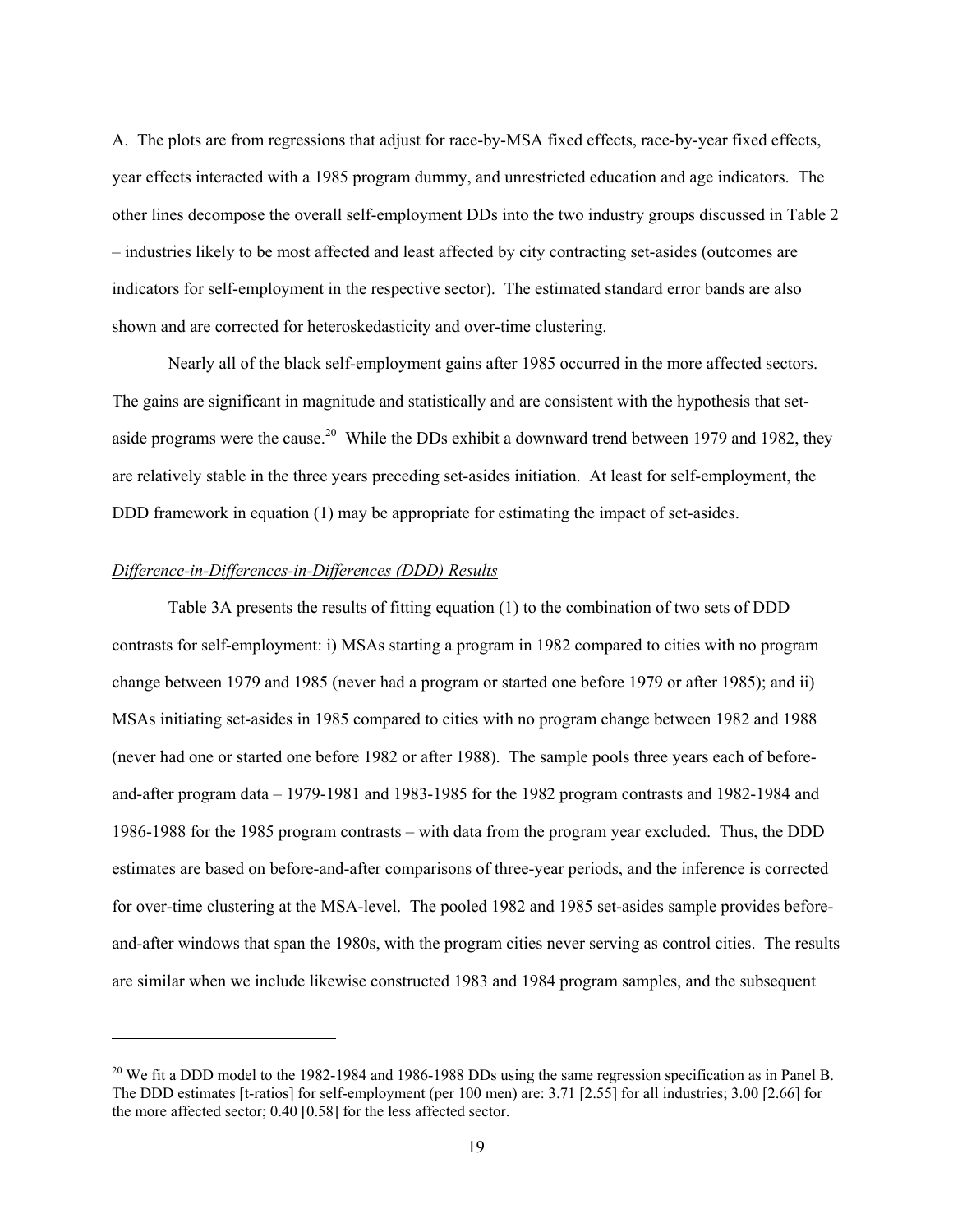A. The plots are from regressions that adjust for race-by-MSA fixed effects, race-by-year fixed effects, year effects interacted with a 1985 program dummy, and unrestricted education and age indicators. The other lines decompose the overall self-employment DDs into the two industry groups discussed in Table 2 – industries likely to be most affected and least affected by city contracting set-asides (outcomes are indicators for self-employment in the respective sector). The estimated standard error bands are also shown and are corrected for heteroskedasticity and over-time clustering.

Nearly all of the black self-employment gains after 1985 occurred in the more affected sectors. The gains are significant in magnitude and statistically and are consistent with the hypothesis that set-aside programs were the cause.[20] While the DDs exhibit a downward trend between 1979 and 1982, they are relatively stable in the three years preceding set-asides initiation. At least for self-employment, the DDD framework in equation (1) may be appropriate for estimating the impact of set-asides.

*Difference-in-Differences-in-Differences (DDD) Results*

Table 3A presents the results of fitting equation (1) to the combination of two sets of DDD contrasts for self-employment: i) MSAs starting a program in 1982 compared to cities with no program change between 1979 and 1985 (never had a program or started one before 1979 or after 1985); and ii) MSAs initiating set-asides in 1985 compared to cities with no program change between 1982 and 1988 (never had one or started one before 1982 or after 1988). The sample pools three years each of before-and-after program data – 1979-1981 and 1983-1985 for the 1982 program contrasts and 1982-1984 and 1986-1988 for the 1985 program contrasts – with data from the program year excluded. Thus, the DDD estimates are based on before-and-after comparisons of three-year periods, and the inference is corrected for over-time clustering at the MSA-level. The pooled 1982 and 1985 set-asides sample provides before-and-after windows that span the 1980s, with the program cities never serving as control cities. The results are similar when we include likewise constructed 1983 and 1984 program samples, and the subsequent

[20] We fit a DDD model to the 1982-1984 and 1986-1988 DDs using the same regression specification as in Panel B. The DDD estimates [t-ratios] for self-employment (per 100 men) are: 3.71 [2.55] for all industries; 3.00 [2.66] for the more affected sector; 0.40 [0.58] for the less affected sector.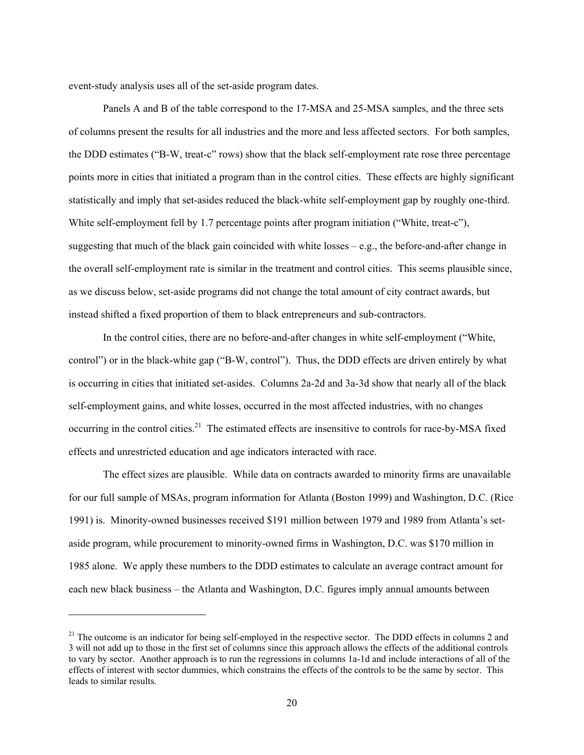event-study analysis uses all of the set-aside program dates.

Panels A and B of the table correspond to the 17-MSA and 25-MSA samples, and the three sets of columns present the results for all industries and the more and less affected sectors. For both samples, the DDD estimates ("B-W, treat-c" rows) show that the black self-employment rate rose three percentage points more in cities that initiated a program than in the control cities. These effects are highly significant statistically and imply that set-asides reduced the black-white self-employment gap by roughly one-third. White self-employment fell by 1.7 percentage points after program initiation ("White, treat-c"), suggesting that much of the black gain coincided with white losses – e.g., the before-and-after change in the overall self-employment rate is similar in the treatment and control cities. This seems plausible since, as we discuss below, set-aside programs did not change the total amount of city contract awards, but instead shifted a fixed proportion of them to black entrepreneurs and sub-contractors.

In the control cities, there are no before-and-after changes in white self-employment ("White, control") or in the black-white gap ("B-W, control"). Thus, the DDD effects are driven entirely by what is occurring in cities that initiated set-asides. Columns 2a-2d and 3a-3d show that nearly all of the black self-employment gains, and white losses, occurred in the most affected industries, with no changes occurring in the control cities.[21] The estimated effects are insensitive to controls for race-by-MSA fixed effects and unrestricted education and age indicators interacted with race.

The effect sizes are plausible. While data on contracts awarded to minority firms are unavailable for our full sample of MSAs, program information for Atlanta (Boston 1999) and Washington, D.C. (Rice 1991) is. Minority-owned businesses received \$191 million between 1979 and 1989 from Atlanta's set-aside program, while procurement to minority-owned firms in Washington, D.C. was \$170 million in 1985 alone. We apply these numbers to the DDD estimates to calculate an average contract amount for each new black business – the Atlanta and Washington, D.C. figures imply annual amounts between

[21] The outcome is an indicator for being self-employed in the respective sector. The DDD effects in columns 2 and 3 will not add up to those in the first set of columns since this approach allows the effects of the additional controls to vary by sector. Another approach is to run the regressions in columns 1a-1d and include interactions of all of the effects of interest with sector dummies, which constrains the effects of the controls to be the same by sector. This leads to similar results.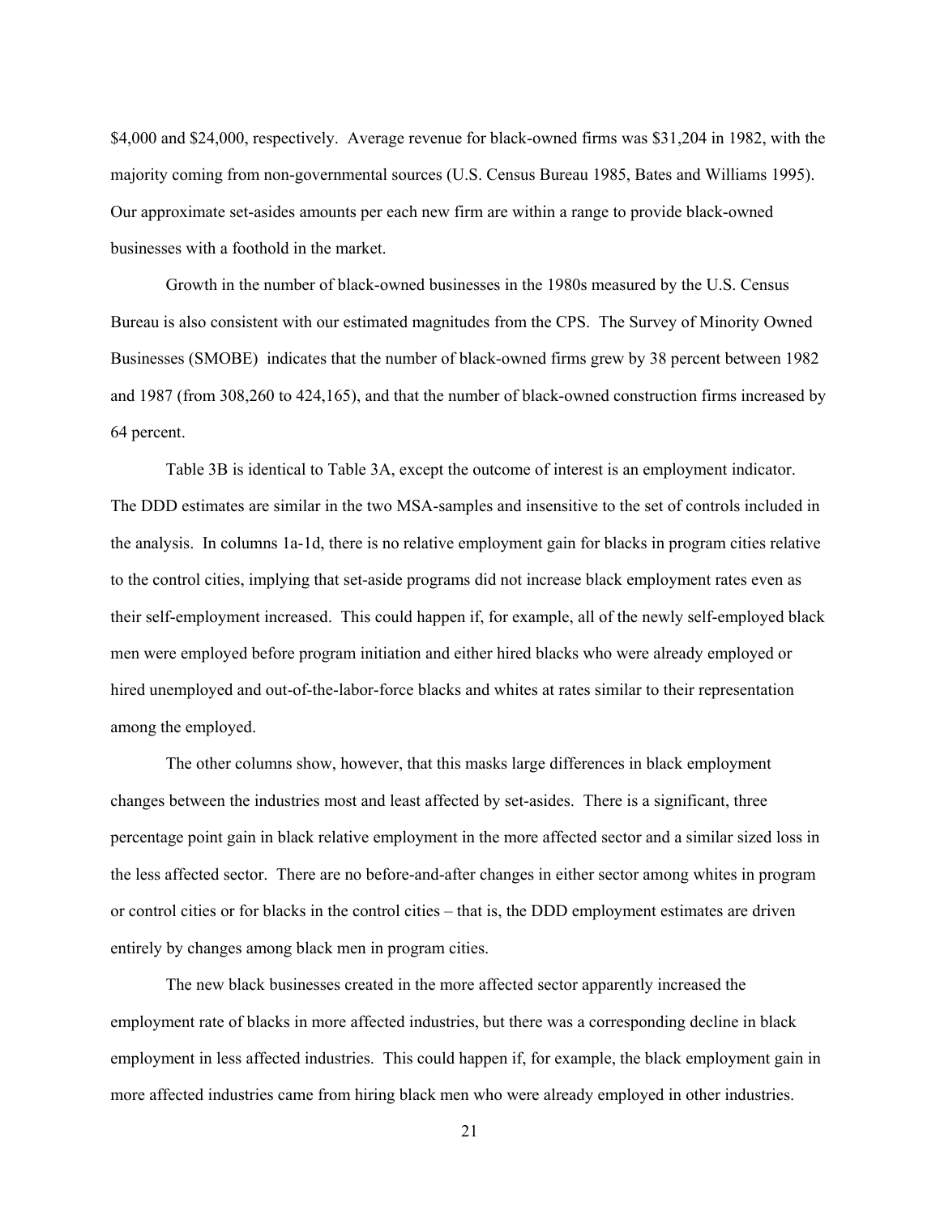$4,000 and $24,000, respectively. Average revenue for black-owned firms was $31,204 in 1982, with the majority coming from non-governmental sources (U.S. Census Bureau 1985, Bates and Williams 1995). Our approximate set-asides amounts per each new firm are within a range to provide black-owned businesses with a foothold in the market.

Growth in the number of black-owned businesses in the 1980s measured by the U.S. Census Bureau is also consistent with our estimated magnitudes from the CPS. The Survey of Minority Owned Businesses (SMOBE) indicates that the number of black-owned firms grew by 38 percent between 1982 and 1987 (from 308,260 to 424,165), and that the number of black-owned construction firms increased by 64 percent.

Table 3B is identical to Table 3A, except the outcome of interest is an employment indicator. The DDD estimates are similar in the two MSA-samples and insensitive to the set of controls included in the analysis. In columns 1a-1d, there is no relative employment gain for blacks in program cities relative to the control cities, implying that set-aside programs did not increase black employment rates even as their self-employment increased. This could happen if, for example, all of the newly self-employed black men were employed before program initiation and either hired blacks who were already employed or hired unemployed and out-of-the-labor-force blacks and whites at rates similar to their representation among the employed.

The other columns show, however, that this masks large differences in black employment changes between the industries most and least affected by set-asides. There is a significant, three percentage point gain in black relative employment in the more affected sector and a similar sized loss in the less affected sector. There are no before-and-after changes in either sector among whites in program or control cities or for blacks in the control cities – that is, the DDD employment estimates are driven entirely by changes among black men in program cities.

The new black businesses created in the more affected sector apparently increased the employment rate of blacks in more affected industries, but there was a corresponding decline in black employment in less affected industries. This could happen if, for example, the black employment gain in more affected industries came from hiring black men who were already employed in other industries.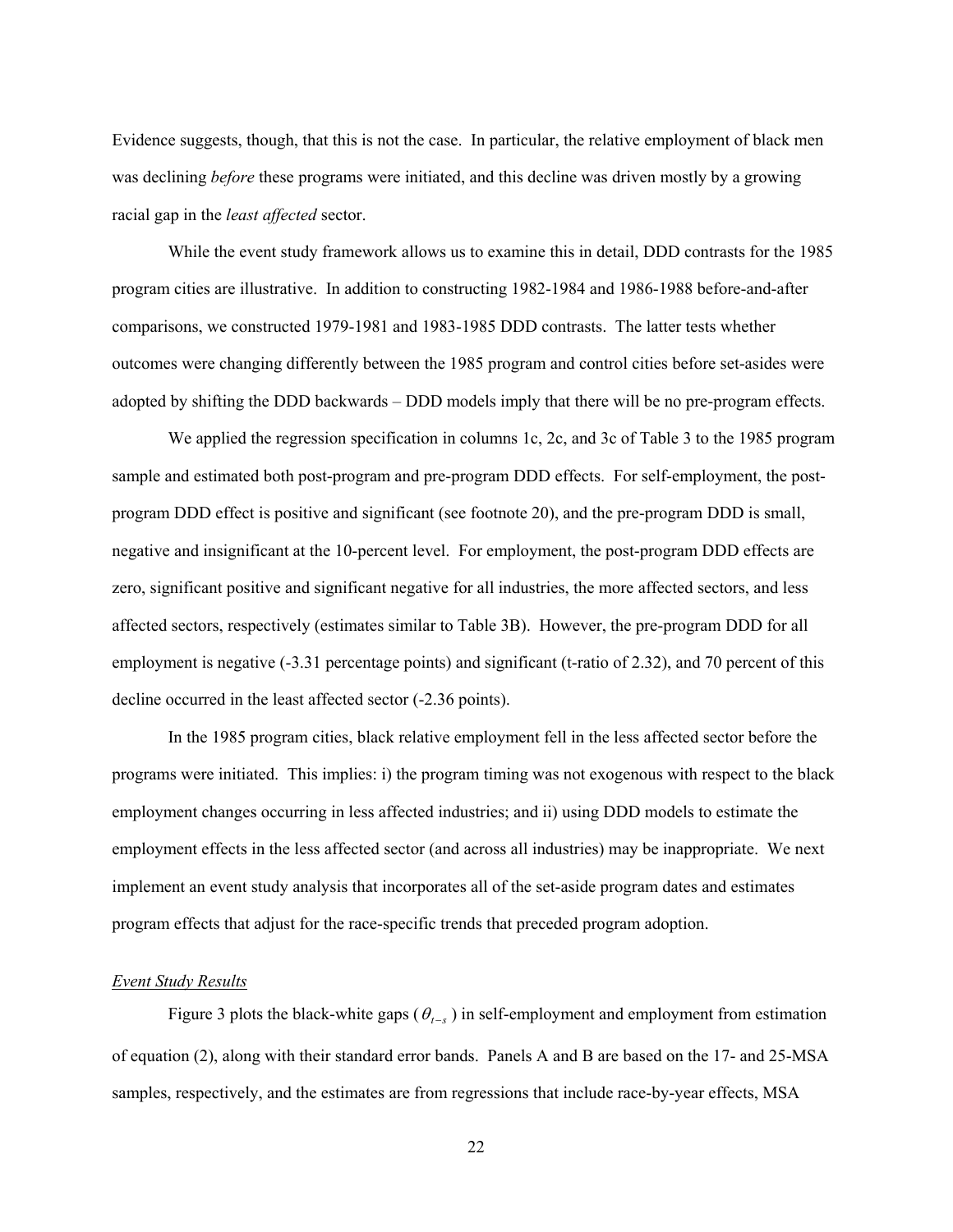Evidence suggests, though, that this is not the case. In particular, the relative employment of black men was declining *before* these programs were initiated, and this decline was driven mostly by a growing racial gap in the *least affected* sector.

While the event study framework allows us to examine this in detail, DDD contrasts for the 1985 program cities are illustrative. In addition to constructing 1982-1984 and 1986-1988 before-and-after comparisons, we constructed 1979-1981 and 1983-1985 DDD contrasts. The latter tests whether outcomes were changing differently between the 1985 program and control cities before set-asides were adopted by shifting the DDD backwards – DDD models imply that there will be no pre-program effects.

We applied the regression specification in columns 1c, 2c, and 3c of Table 3 to the 1985 program sample and estimated both post-program and pre-program DDD effects. For self-employment, the post-program DDD effect is positive and significant (see footnote 20), and the pre-program DDD is small, negative and insignificant at the 10-percent level. For employment, the post-program DDD effects are zero, significant positive and significant negative for all industries, the more affected sectors, and less affected sectors, respectively (estimates similar to Table 3B). However, the pre-program DDD for all employment is negative (-3.31 percentage points) and significant (t-ratio of 2.32), and 70 percent of this decline occurred in the least affected sector (-2.36 points).

In the 1985 program cities, black relative employment fell in the less affected sector before the programs were initiated. This implies: i) the program timing was not exogenous with respect to the black employment changes occurring in less affected industries; and ii) using DDD models to estimate the employment effects in the less affected sector (and across all industries) may be inappropriate. We next implement an event study analysis that incorporates all of the set-aside program dates and estimates program effects that adjust for the race-specific trends that preceded program adoption.

*Event Study Results*

Figure 3 plots the black-white gaps ($\theta_{t-s}$) in self-employment and employment from estimation of equation (2), along with their standard error bands. Panels A and B are based on the 17- and 25-MSA samples, respectively, and the estimates are from regressions that include race-by-year effects, MSA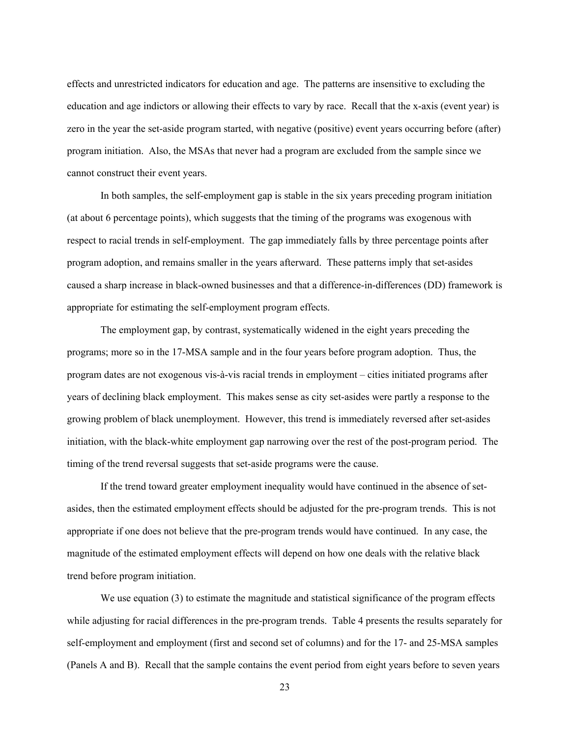effects and unrestricted indicators for education and age. The patterns are insensitive to excluding the education and age indictors or allowing their effects to vary by race. Recall that the x-axis (event year) is zero in the year the set-aside program started, with negative (positive) event years occurring before (after) program initiation. Also, the MSAs that never had a program are excluded from the sample since we cannot construct their event years.

In both samples, the self-employment gap is stable in the six years preceding program initiation (at about 6 percentage points), which suggests that the timing of the programs was exogenous with respect to racial trends in self-employment. The gap immediately falls by three percentage points after program adoption, and remains smaller in the years afterward. These patterns imply that set-asides caused a sharp increase in black-owned businesses and that a difference-in-differences (DD) framework is appropriate for estimating the self-employment program effects.

The employment gap, by contrast, systematically widened in the eight years preceding the programs; more so in the 17-MSA sample and in the four years before program adoption. Thus, the program dates are not exogenous vis-à-vis racial trends in employment – cities initiated programs after years of declining black employment. This makes sense as city set-asides were partly a response to the growing problem of black unemployment. However, this trend is immediately reversed after set-asides initiation, with the black-white employment gap narrowing over the rest of the post-program period. The timing of the trend reversal suggests that set-aside programs were the cause.

If the trend toward greater employment inequality would have continued in the absence of set-asides, then the estimated employment effects should be adjusted for the pre-program trends. This is not appropriate if one does not believe that the pre-program trends would have continued. In any case, the magnitude of the estimated employment effects will depend on how one deals with the relative black trend before program initiation.

We use equation (3) to estimate the magnitude and statistical significance of the program effects while adjusting for racial differences in the pre-program trends. Table 4 presents the results separately for self-employment and employment (first and second set of columns) and for the 17- and 25-MSA samples (Panels A and B). Recall that the sample contains the event period from eight years before to seven years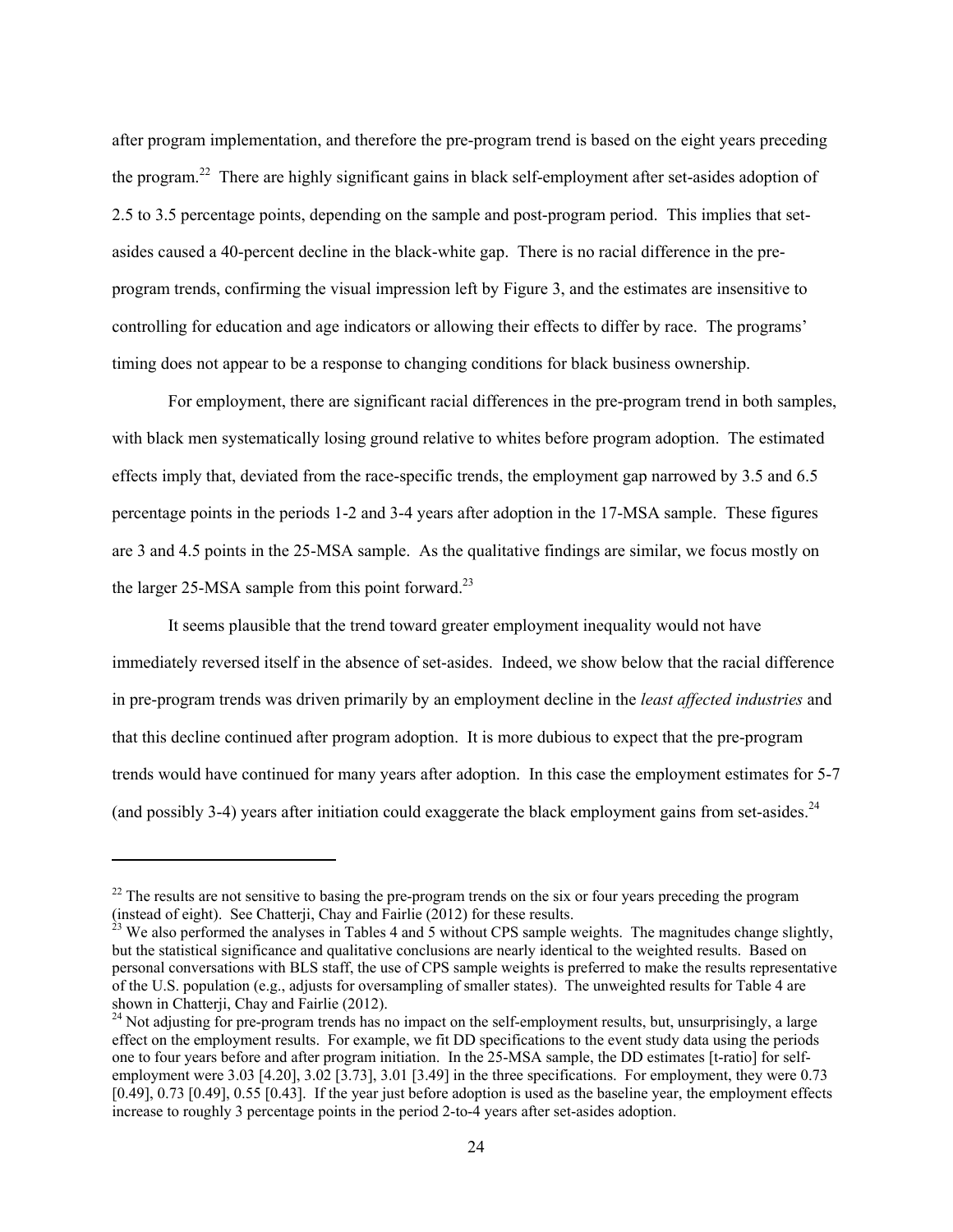after program implementation, and therefore the pre-program trend is based on the eight years preceding the program.[22] There are highly significant gains in black self-employment after set-asides adoption of 2.5 to 3.5 percentage points, depending on the sample and post-program period. This implies that set-asides caused a 40-percent decline in the black-white gap. There is no racial difference in the pre-program trends, confirming the visual impression left by Figure 3, and the estimates are insensitive to controlling for education and age indicators or allowing their effects to differ by race. The programs' timing does not appear to be a response to changing conditions for black business ownership.

For employment, there are significant racial differences in the pre-program trend in both samples, with black men systematically losing ground relative to whites before program adoption. The estimated effects imply that, deviated from the race-specific trends, the employment gap narrowed by 3.5 and 6.5 percentage points in the periods 1-2 and 3-4 years after adoption in the 17-MSA sample. These figures are 3 and 4.5 points in the 25-MSA sample. As the qualitative findings are similar, we focus mostly on the larger 25-MSA sample from this point forward.[23]

It seems plausible that the trend toward greater employment inequality would not have immediately reversed itself in the absence of set-asides. Indeed, we show below that the racial difference in pre-program trends was driven primarily by an employment decline in the *least affected industries* and that this decline continued after program adoption. It is more dubious to expect that the pre-program trends would have continued for many years after adoption. In this case the employment estimates for 5-7 (and possibly 3-4) years after initiation could exaggerate the black employment gains from set-asides.[24]

---

[22] The results are not sensitive to basing the pre-program trends on the six or four years preceding the program (instead of eight). See Chatterji, Chay and Fairlie (2012) for these results.

[23] We also performed the analyses in Tables 4 and 5 without CPS sample weights. The magnitudes change slightly, but the statistical significance and qualitative conclusions are nearly identical to the weighted results. Based on personal conversations with BLS staff, the use of CPS sample weights is preferred to make the results representative of the U.S. population (e.g., adjusts for oversampling of smaller states). The unweighted results for Table 4 are shown in Chatterji, Chay and Fairlie (2012).

[24] Not adjusting for pre-program trends has no impact on the self-employment results, but, unsurprisingly, a large effect on the employment results. For example, we fit DD specifications to the event study data using the periods one to four years before and after program initiation. In the 25-MSA sample, the DD estimates [t-ratio] for self-employment were 3.03 [4.20], 3.02 [3.73], 3.01 [3.49] in the three specifications. For employment, they were 0.73 [0.49], 0.73 [0.49], 0.55 [0.43]. If the year just before adoption is used as the baseline year, the employment effects increase to roughly 3 percentage points in the period 2-to-4 years after set-asides adoption.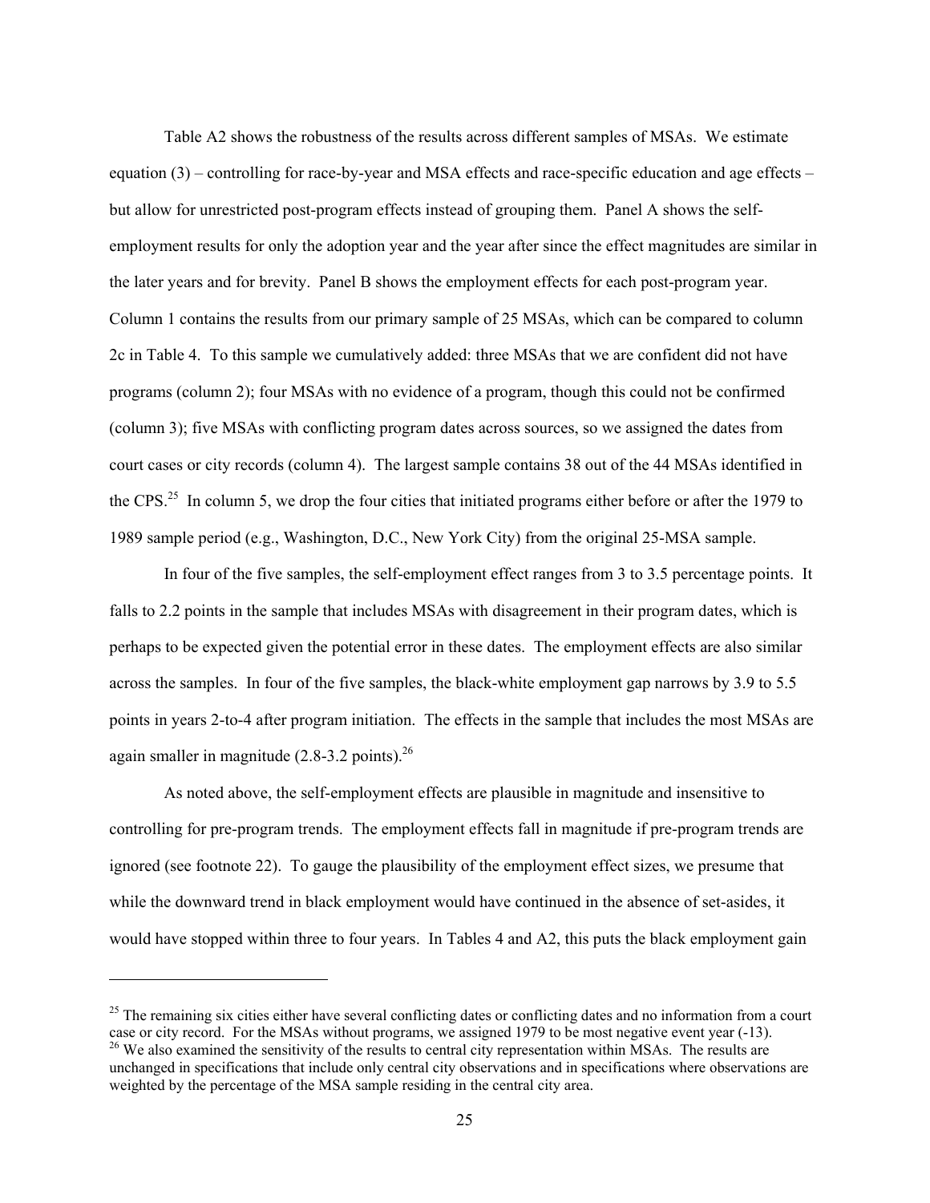Table A2 shows the robustness of the results across different samples of MSAs. We estimate equation (3) – controlling for race-by-year and MSA effects and race-specific education and age effects – but allow for unrestricted post-program effects instead of grouping them. Panel A shows the self-employment results for only the adoption year and the year after since the effect magnitudes are similar in the later years and for brevity. Panel B shows the employment effects for each post-program year. Column 1 contains the results from our primary sample of 25 MSAs, which can be compared to column 2c in Table 4. To this sample we cumulatively added: three MSAs that we are confident did not have programs (column 2); four MSAs with no evidence of a program, though this could not be confirmed (column 3); five MSAs with conflicting program dates across sources, so we assigned the dates from court cases or city records (column 4). The largest sample contains 38 out of the 44 MSAs identified in the CPS.[25] In column 5, we drop the four cities that initiated programs either before or after the 1979 to 1989 sample period (e.g., Washington, D.C., New York City) from the original 25-MSA sample.

In four of the five samples, the self-employment effect ranges from 3 to 3.5 percentage points. It falls to 2.2 points in the sample that includes MSAs with disagreement in their program dates, which is perhaps to be expected given the potential error in these dates. The employment effects are also similar across the samples. In four of the five samples, the black-white employment gap narrows by 3.9 to 5.5 points in years 2-to-4 after program initiation. The effects in the sample that includes the most MSAs are again smaller in magnitude (2.8-3.2 points).[26]

As noted above, the self-employment effects are plausible in magnitude and insensitive to controlling for pre-program trends. The employment effects fall in magnitude if pre-program trends are ignored (see footnote 22). To gauge the plausibility of the employment effect sizes, we presume that while the downward trend in black employment would have continued in the absence of set-asides, it would have stopped within three to four years. In Tables 4 and A2, this puts the black employment gain

---

[25] The remaining six cities either have several conflicting dates or conflicting dates and no information from a court case or city record. For the MSAs without programs, we assigned 1979 to be most negative event year (-13).

[26] We also examined the sensitivity of the results to central city representation within MSAs. The results are unchanged in specifications that include only central city observations and in specifications where observations are weighted by the percentage of the MSA sample residing in the central city area.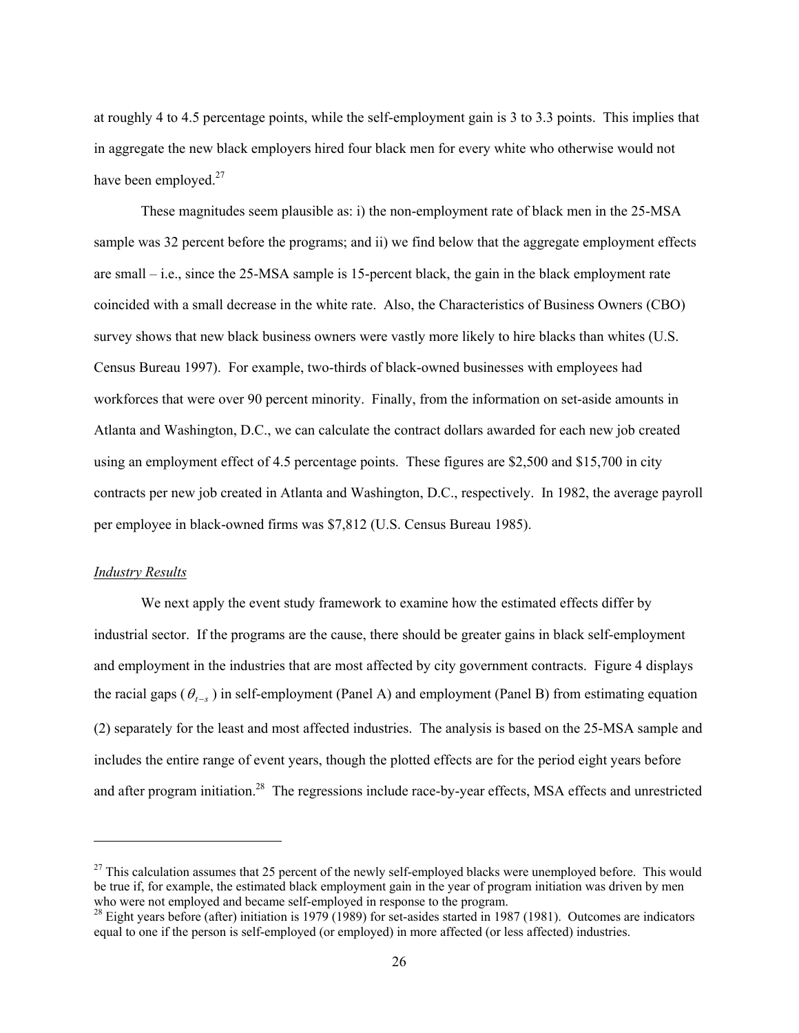at roughly 4 to 4.5 percentage points, while the self-employment gain is 3 to 3.3 points. This implies that in aggregate the new black employers hired four black men for every white who otherwise would not have been employed.[27]

These magnitudes seem plausible as: i) the non-employment rate of black men in the 25-MSA sample was 32 percent before the programs; and ii) we find below that the aggregate employment effects are small – i.e., since the 25-MSA sample is 15-percent black, the gain in the black employment rate coincided with a small decrease in the white rate. Also, the Characteristics of Business Owners (CBO) survey shows that new black business owners were vastly more likely to hire blacks than whites (U.S. Census Bureau 1997). For example, two-thirds of black-owned businesses with employees had workforces that were over 90 percent minority. Finally, from the information on set-aside amounts in Atlanta and Washington, D.C., we can calculate the contract dollars awarded for each new job created using an employment effect of 4.5 percentage points. These figures are $2,500 and $15,700 in city contracts per new job created in Atlanta and Washington, D.C., respectively. In 1982, the average payroll per employee in black-owned firms was $7,812 (U.S. Census Bureau 1985).

*Industry Results*

We next apply the event study framework to examine how the estimated effects differ by industrial sector. If the programs are the cause, there should be greater gains in black self-employment and employment in the industries that are most affected by city government contracts. Figure 4 displays the racial gaps ($\theta_{t-s}$) in self-employment (Panel A) and employment (Panel B) from estimating equation (2) separately for the least and most affected industries. The analysis is based on the 25-MSA sample and includes the entire range of event years, though the plotted effects are for the period eight years before and after program initiation.[28] The regressions include race-by-year effects, MSA effects and unrestricted

[27] This calculation assumes that 25 percent of the newly self-employed blacks were unemployed before. This would be true if, for example, the estimated black employment gain in the year of program initiation was driven by men who were not employed and became self-employed in response to the program.

[28] Eight years before (after) initiation is 1979 (1989) for set-asides started in 1987 (1981). Outcomes are indicators equal to one if the person is self-employed (or employed) in more affected (or less affected) industries.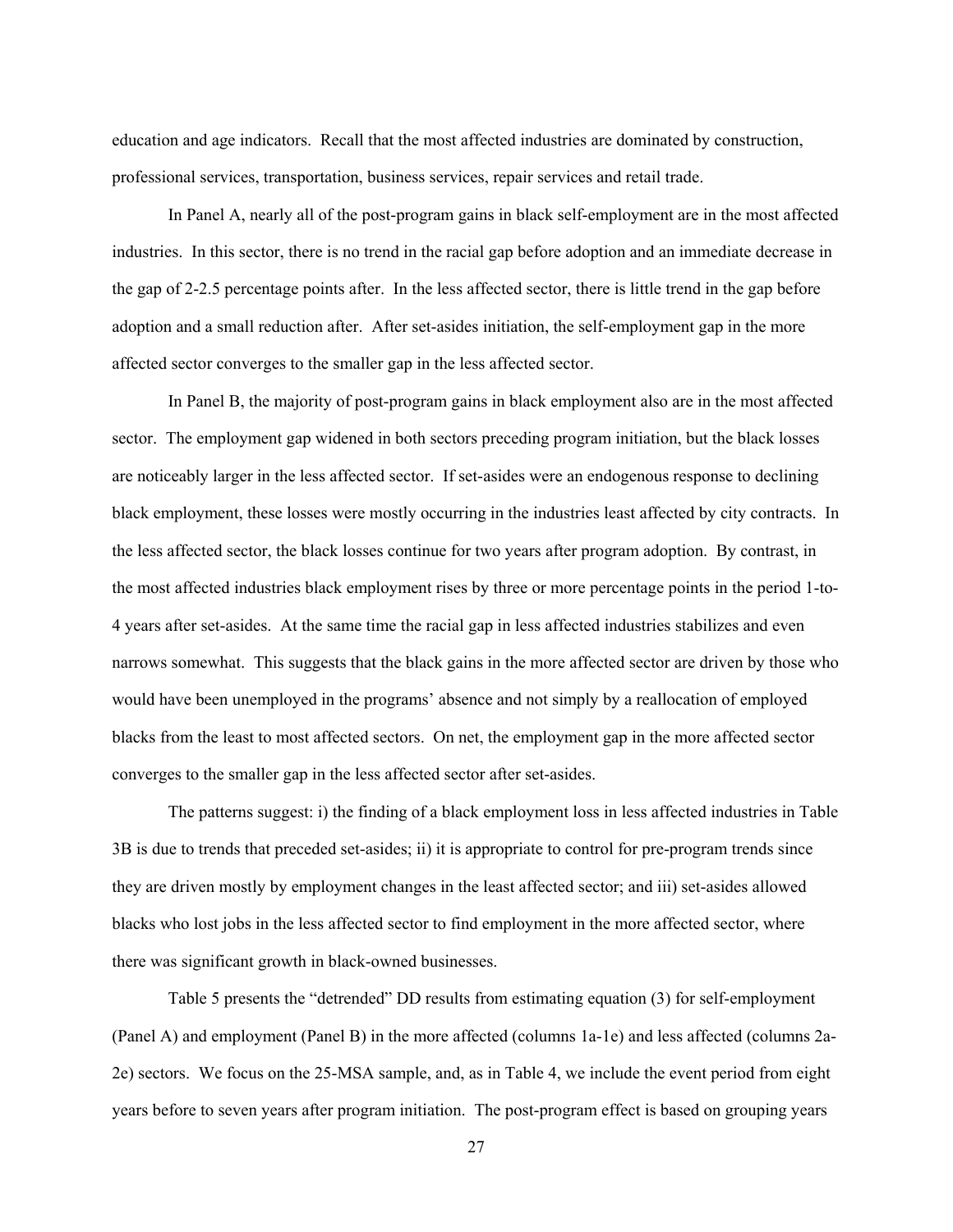education and age indicators. Recall that the most affected industries are dominated by construction, professional services, transportation, business services, repair services and retail trade.

In Panel A, nearly all of the post-program gains in black self-employment are in the most affected industries. In this sector, there is no trend in the racial gap before adoption and an immediate decrease in the gap of 2-2.5 percentage points after. In the less affected sector, there is little trend in the gap before adoption and a small reduction after. After set-asides initiation, the self-employment gap in the more affected sector converges to the smaller gap in the less affected sector.

In Panel B, the majority of post-program gains in black employment also are in the most affected sector. The employment gap widened in both sectors preceding program initiation, but the black losses are noticeably larger in the less affected sector. If set-asides were an endogenous response to declining black employment, these losses were mostly occurring in the industries least affected by city contracts. In the less affected sector, the black losses continue for two years after program adoption. By contrast, in the most affected industries black employment rises by three or more percentage points in the period 1-to-4 years after set-asides. At the same time the racial gap in less affected industries stabilizes and even narrows somewhat. This suggests that the black gains in the more affected sector are driven by those who would have been unemployed in the programs' absence and not simply by a reallocation of employed blacks from the least to most affected sectors. On net, the employment gap in the more affected sector converges to the smaller gap in the less affected sector after set-asides.

The patterns suggest: i) the finding of a black employment loss in less affected industries in Table 3B is due to trends that preceded set-asides; ii) it is appropriate to control for pre-program trends since they are driven mostly by employment changes in the least affected sector; and iii) set-asides allowed blacks who lost jobs in the less affected sector to find employment in the more affected sector, where there was significant growth in black-owned businesses.

Table 5 presents the "detrended" DD results from estimating equation (3) for self-employment (Panel A) and employment (Panel B) in the more affected (columns 1a-1e) and less affected (columns 2a-2e) sectors. We focus on the 25-MSA sample, and, as in Table 4, we include the event period from eight years before to seven years after program initiation. The post-program effect is based on grouping years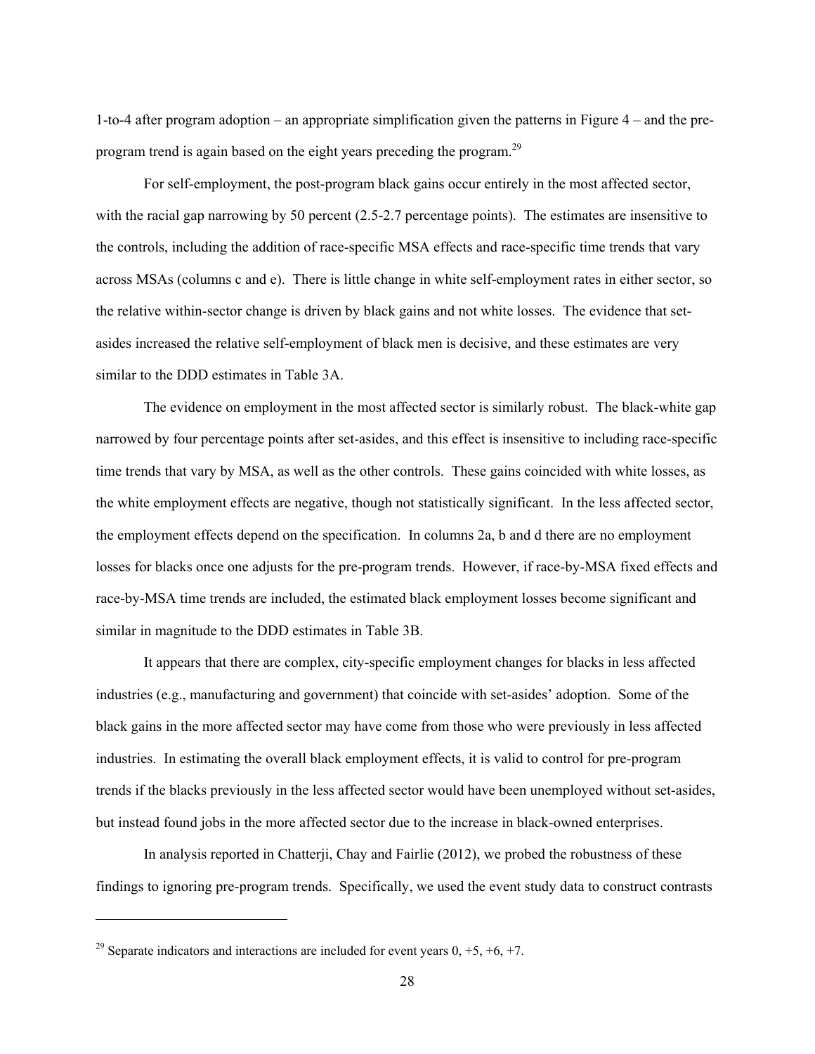1-to-4 after program adoption – an appropriate simplification given the patterns in Figure 4 – and the pre-program trend is again based on the eight years preceding the program.[29]

For self-employment, the post-program black gains occur entirely in the most affected sector, with the racial gap narrowing by 50 percent (2.5-2.7 percentage points). The estimates are insensitive to the controls, including the addition of race-specific MSA effects and race-specific time trends that vary across MSAs (columns c and e). There is little change in white self-employment rates in either sector, so the relative within-sector change is driven by black gains and not white losses. The evidence that set-asides increased the relative self-employment of black men is decisive, and these estimates are very similar to the DDD estimates in Table 3A.

The evidence on employment in the most affected sector is similarly robust. The black-white gap narrowed by four percentage points after set-asides, and this effect is insensitive to including race-specific time trends that vary by MSA, as well as the other controls. These gains coincided with white losses, as the white employment effects are negative, though not statistically significant. In the less affected sector, the employment effects depend on the specification. In columns 2a, b and d there are no employment losses for blacks once one adjusts for the pre-program trends. However, if race-by-MSA fixed effects and race-by-MSA time trends are included, the estimated black employment losses become significant and similar in magnitude to the DDD estimates in Table 3B.

It appears that there are complex, city-specific employment changes for blacks in less affected industries (e.g., manufacturing and government) that coincide with set-asides' adoption. Some of the black gains in the more affected sector may have come from those who were previously in less affected industries. In estimating the overall black employment effects, it is valid to control for pre-program trends if the blacks previously in the less affected sector would have been unemployed without set-asides, but instead found jobs in the more affected sector due to the increase in black-owned enterprises.

In analysis reported in Chatterji, Chay and Fairlie (2012), we probed the robustness of these findings to ignoring pre-program trends. Specifically, we used the event study data to construct contrasts

---

[29] Separate indicators and interactions are included for event years 0, +5, +6, +7.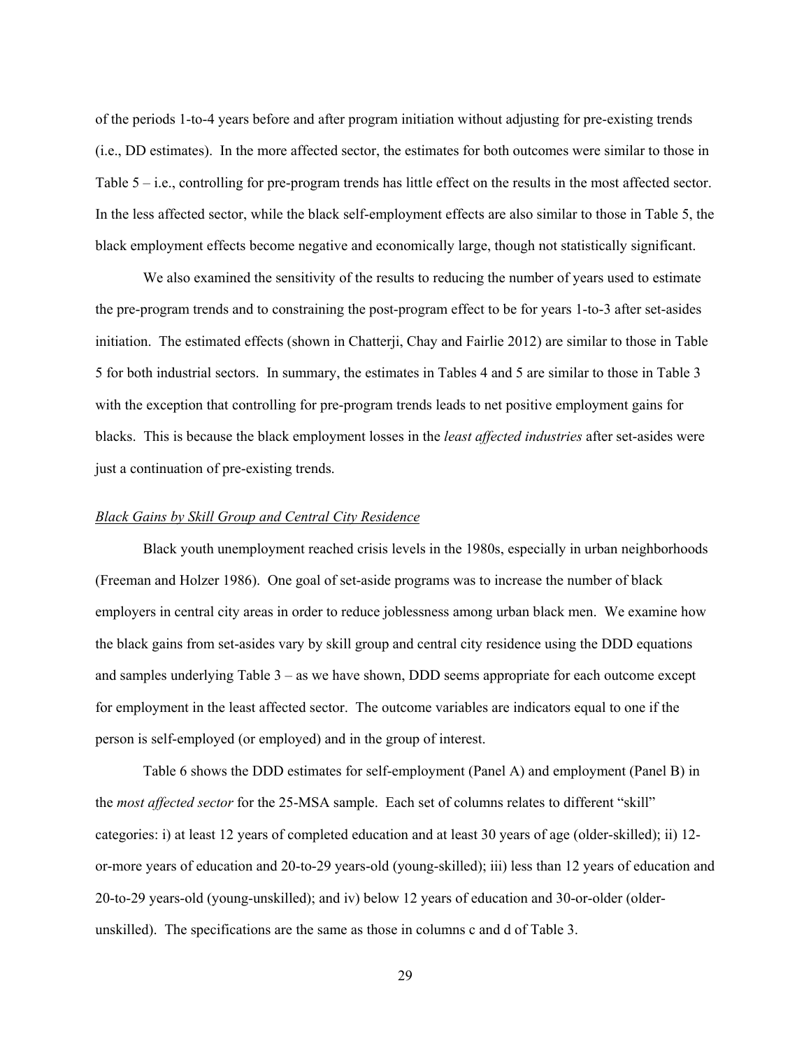of the periods 1-to-4 years before and after program initiation without adjusting for pre-existing trends (i.e., DD estimates). In the more affected sector, the estimates for both outcomes were similar to those in Table 5 – i.e., controlling for pre-program trends has little effect on the results in the most affected sector. In the less affected sector, while the black self-employment effects are also similar to those in Table 5, the black employment effects become negative and economically large, though not statistically significant.

We also examined the sensitivity of the results to reducing the number of years used to estimate the pre-program trends and to constraining the post-program effect to be for years 1-to-3 after set-asides initiation. The estimated effects (shown in Chatterji, Chay and Fairlie 2012) are similar to those in Table 5 for both industrial sectors. In summary, the estimates in Tables 4 and 5 are similar to those in Table 3 with the exception that controlling for pre-program trends leads to net positive employment gains for blacks. This is because the black employment losses in the *least affected industries* after set-asides were just a continuation of pre-existing trends.

*Black Gains by Skill Group and Central City Residence*

Black youth unemployment reached crisis levels in the 1980s, especially in urban neighborhoods (Freeman and Holzer 1986). One goal of set-aside programs was to increase the number of black employers in central city areas in order to reduce joblessness among urban black men. We examine how the black gains from set-asides vary by skill group and central city residence using the DDD equations and samples underlying Table 3 – as we have shown, DDD seems appropriate for each outcome except for employment in the least affected sector. The outcome variables are indicators equal to one if the person is self-employed (or employed) and in the group of interest.

Table 6 shows the DDD estimates for self-employment (Panel A) and employment (Panel B) in the *most affected sector* for the 25-MSA sample. Each set of columns relates to different "skill" categories: i) at least 12 years of completed education and at least 30 years of age (older-skilled); ii) 12-or-more years of education and 20-to-29 years-old (young-skilled); iii) less than 12 years of education and 20-to-29 years-old (young-unskilled); and iv) below 12 years of education and 30-or-older (older-unskilled). The specifications are the same as those in columns c and d of Table 3.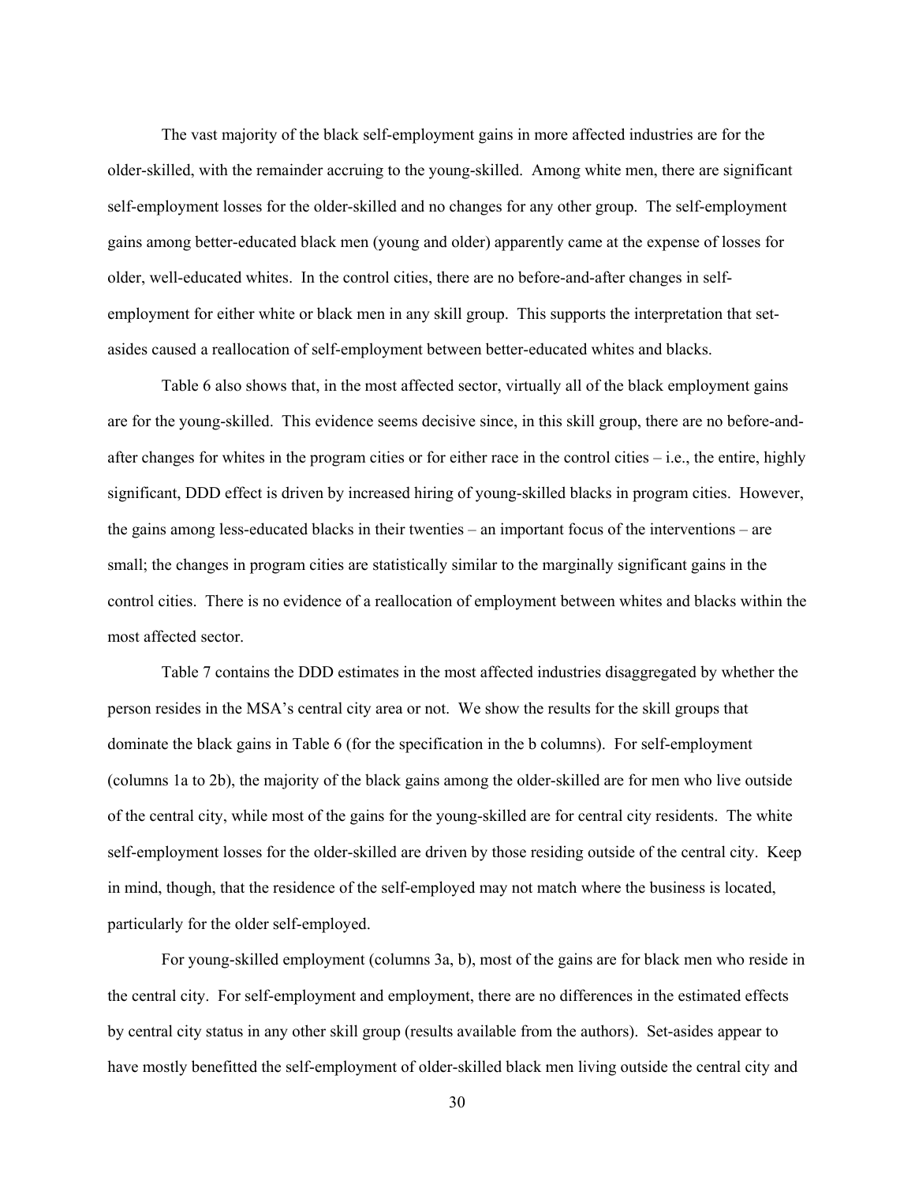The vast majority of the black self-employment gains in more affected industries are for the older-skilled, with the remainder accruing to the young-skilled. Among white men, there are significant self-employment losses for the older-skilled and no changes for any other group. The self-employment gains among better-educated black men (young and older) apparently came at the expense of losses for older, well-educated whites. In the control cities, there are no before-and-after changes in self-employment for either white or black men in any skill group. This supports the interpretation that set-asides caused a reallocation of self-employment between better-educated whites and blacks.

Table 6 also shows that, in the most affected sector, virtually all of the black employment gains are for the young-skilled. This evidence seems decisive since, in this skill group, there are no before-and-after changes for whites in the program cities or for either race in the control cities – i.e., the entire, highly significant, DDD effect is driven by increased hiring of young-skilled blacks in program cities. However, the gains among less-educated blacks in their twenties – an important focus of the interventions – are small; the changes in program cities are statistically similar to the marginally significant gains in the control cities. There is no evidence of a reallocation of employment between whites and blacks within the most affected sector.

Table 7 contains the DDD estimates in the most affected industries disaggregated by whether the person resides in the MSA's central city area or not. We show the results for the skill groups that dominate the black gains in Table 6 (for the specification in the b columns). For self-employment (columns 1a to 2b), the majority of the black gains among the older-skilled are for men who live outside of the central city, while most of the gains for the young-skilled are for central city residents. The white self-employment losses for the older-skilled are driven by those residing outside of the central city. Keep in mind, though, that the residence of the self-employed may not match where the business is located, particularly for the older self-employed.

For young-skilled employment (columns 3a, b), most of the gains are for black men who reside in the central city. For self-employment and employment, there are no differences in the estimated effects by central city status in any other skill group (results available from the authors). Set-asides appear to have mostly benefitted the self-employment of older-skilled black men living outside the central city and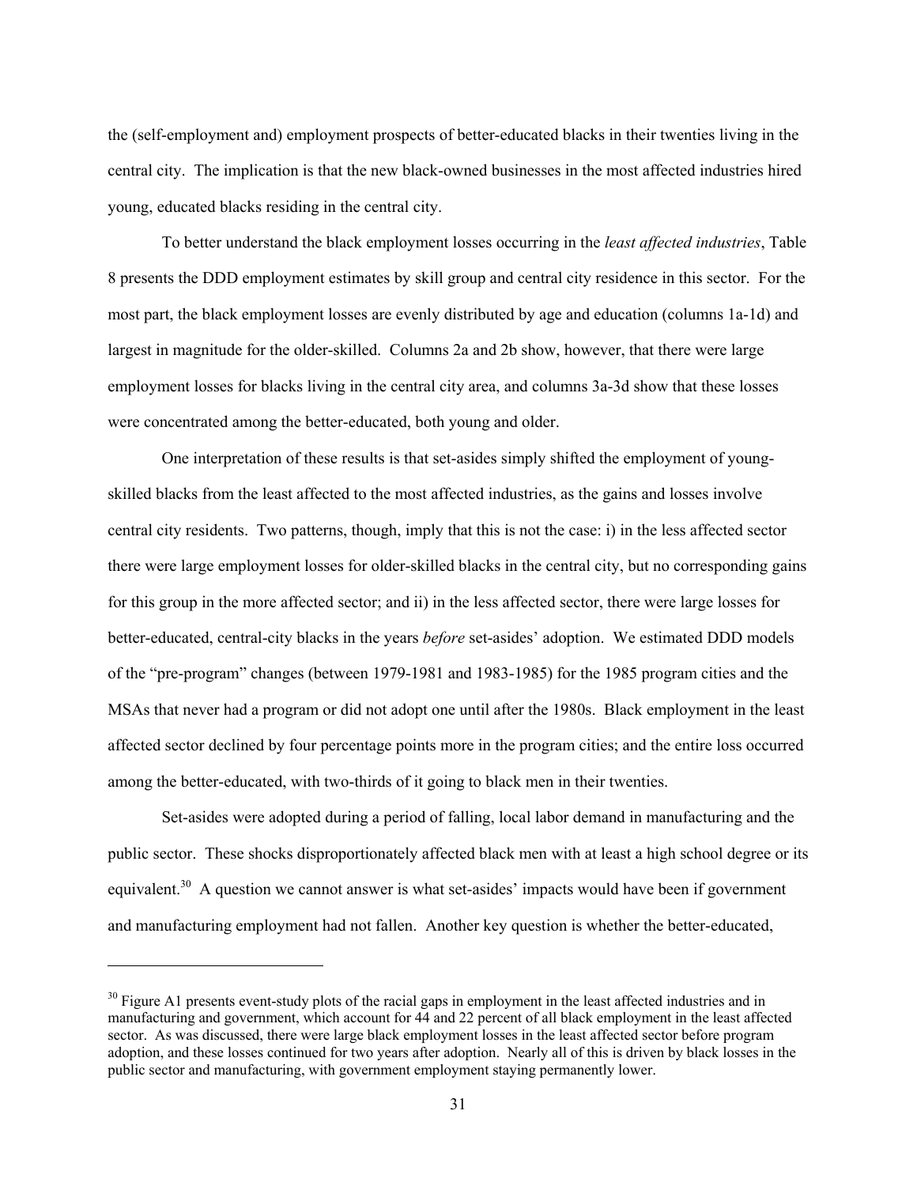the (self-employment and) employment prospects of better-educated blacks in their twenties living in the central city. The implication is that the new black-owned businesses in the most affected industries hired young, educated blacks residing in the central city.

To better understand the black employment losses occurring in the *least affected industries*, Table 8 presents the DDD employment estimates by skill group and central city residence in this sector. For the most part, the black employment losses are evenly distributed by age and education (columns 1a-1d) and largest in magnitude for the older-skilled. Columns 2a and 2b show, however, that there were large employment losses for blacks living in the central city area, and columns 3a-3d show that these losses were concentrated among the better-educated, both young and older.

One interpretation of these results is that set-asides simply shifted the employment of young-skilled blacks from the least affected to the most affected industries, as the gains and losses involve central city residents. Two patterns, though, imply that this is not the case: i) in the less affected sector there were large employment losses for older-skilled blacks in the central city, but no corresponding gains for this group in the more affected sector; and ii) in the less affected sector, there were large losses for better-educated, central-city blacks in the years *before* set-asides' adoption. We estimated DDD models of the "pre-program" changes (between 1979-1981 and 1983-1985) for the 1985 program cities and the MSAs that never had a program or did not adopt one until after the 1980s. Black employment in the least affected sector declined by four percentage points more in the program cities; and the entire loss occurred among the better-educated, with two-thirds of it going to black men in their twenties.

Set-asides were adopted during a period of falling, local labor demand in manufacturing and the public sector. These shocks disproportionately affected black men with at least a high school degree or its equivalent.[30] A question we cannot answer is what set-asides' impacts would have been if government and manufacturing employment had not fallen. Another key question is whether the better-educated,

---

[30] Figure A1 presents event-study plots of the racial gaps in employment in the least affected industries and in manufacturing and government, which account for 44 and 22 percent of all black employment in the least affected sector. As was discussed, there were large black employment losses in the least affected sector before program adoption, and these losses continued for two years after adoption. Nearly all of this is driven by black losses in the public sector and manufacturing, with government employment staying permanently lower.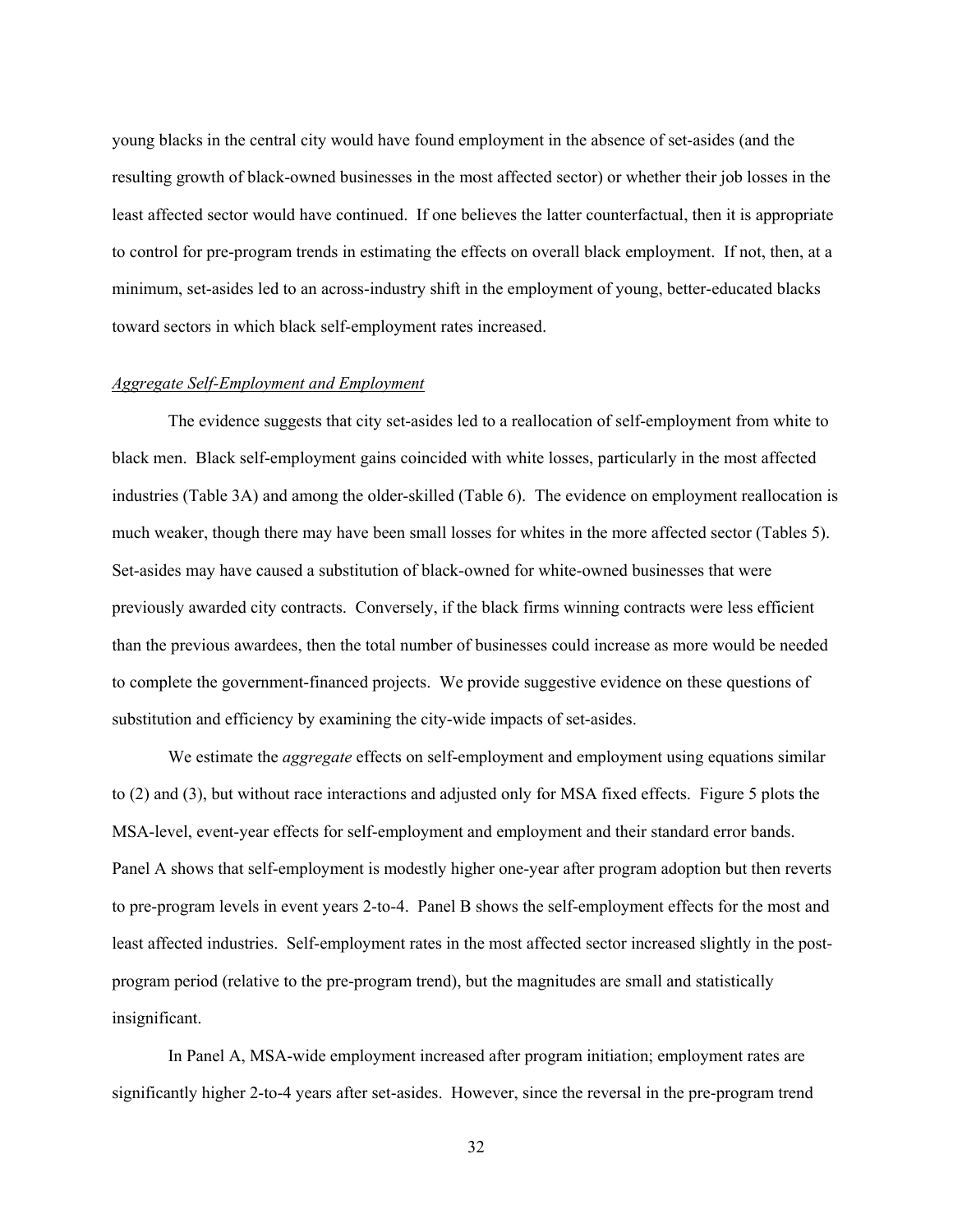young blacks in the central city would have found employment in the absence of set-asides (and the resulting growth of black-owned businesses in the most affected sector) or whether their job losses in the least affected sector would have continued. If one believes the latter counterfactual, then it is appropriate to control for pre-program trends in estimating the effects on overall black employment. If not, then, at a minimum, set-asides led to an across-industry shift in the employment of young, better-educated blacks toward sectors in which black self-employment rates increased.

*Aggregate Self-Employment and Employment*

The evidence suggests that city set-asides led to a reallocation of self-employment from white to black men. Black self-employment gains coincided with white losses, particularly in the most affected industries (Table 3A) and among the older-skilled (Table 6). The evidence on employment reallocation is much weaker, though there may have been small losses for whites in the more affected sector (Tables 5). Set-asides may have caused a substitution of black-owned for white-owned businesses that were previously awarded city contracts. Conversely, if the black firms winning contracts were less efficient than the previous awardees, then the total number of businesses could increase as more would be needed to complete the government-financed projects. We provide suggestive evidence on these questions of substitution and efficiency by examining the city-wide impacts of set-asides.

We estimate the *aggregate* effects on self-employment and employment using equations similar to (2) and (3), but without race interactions and adjusted only for MSA fixed effects. Figure 5 plots the MSA-level, event-year effects for self-employment and employment and their standard error bands. Panel A shows that self-employment is modestly higher one-year after program adoption but then reverts to pre-program levels in event years 2-to-4. Panel B shows the self-employment effects for the most and least affected industries. Self-employment rates in the most affected sector increased slightly in the post-program period (relative to the pre-program trend), but the magnitudes are small and statistically insignificant.

In Panel A, MSA-wide employment increased after program initiation; employment rates are significantly higher 2-to-4 years after set-asides. However, since the reversal in the pre-program trend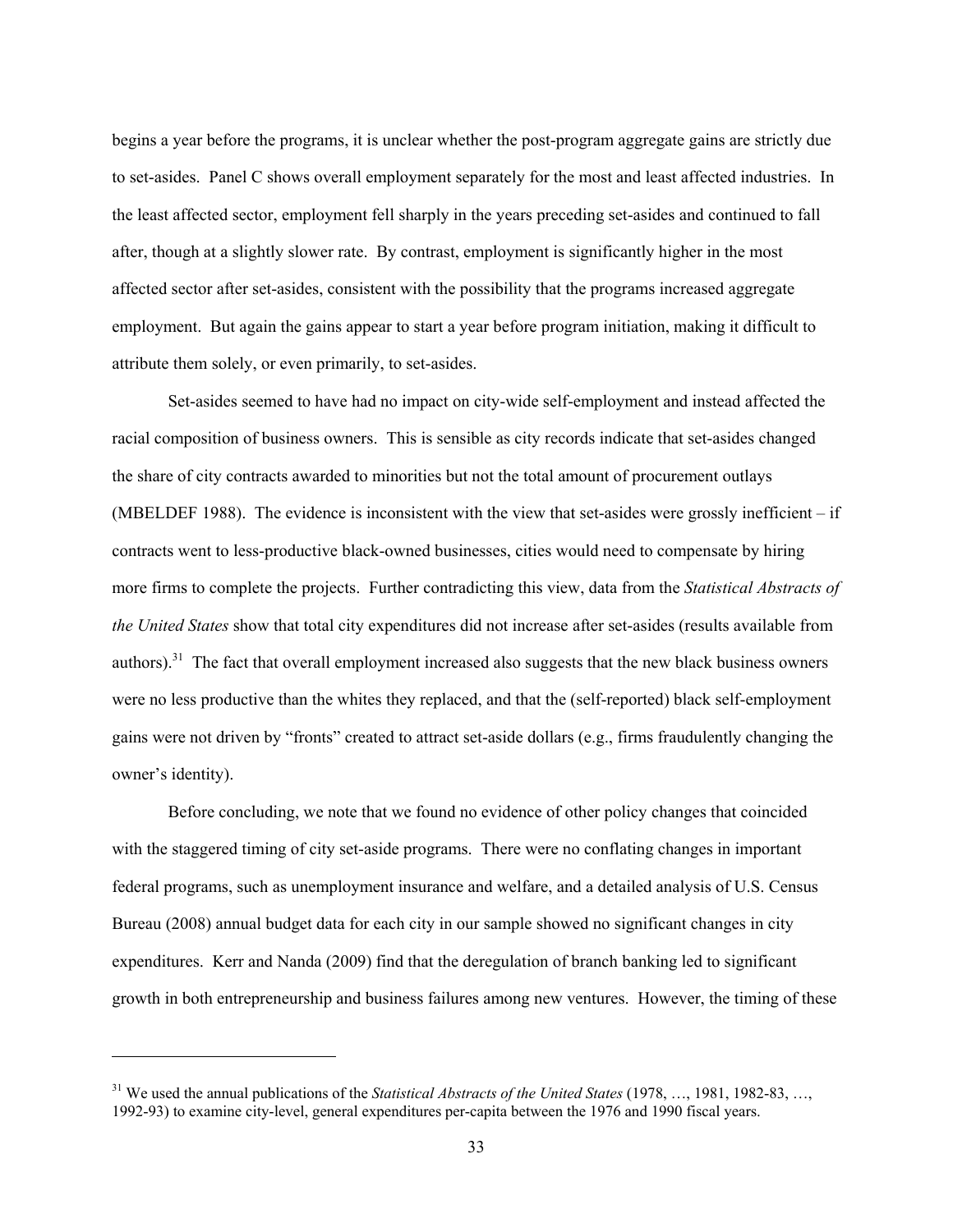begins a year before the programs, it is unclear whether the post-program aggregate gains are strictly due to set-asides. Panel C shows overall employment separately for the most and least affected industries. In the least affected sector, employment fell sharply in the years preceding set-asides and continued to fall after, though at a slightly slower rate. By contrast, employment is significantly higher in the most affected sector after set-asides, consistent with the possibility that the programs increased aggregate employment. But again the gains appear to start a year before program initiation, making it difficult to attribute them solely, or even primarily, to set-asides.

Set-asides seemed to have had no impact on city-wide self-employment and instead affected the racial composition of business owners. This is sensible as city records indicate that set-asides changed the share of city contracts awarded to minorities but not the total amount of procurement outlays (MBELDEF 1988). The evidence is inconsistent with the view that set-asides were grossly inefficient – if contracts went to less-productive black-owned businesses, cities would need to compensate by hiring more firms to complete the projects. Further contradicting this view, data from the *Statistical Abstracts of the United States* show that total city expenditures did not increase after set-asides (results available from authors).[31] The fact that overall employment increased also suggests that the new black business owners were no less productive than the whites they replaced, and that the (self-reported) black self-employment gains were not driven by "fronts" created to attract set-aside dollars (e.g., firms fraudulently changing the owner's identity).

Before concluding, we note that we found no evidence of other policy changes that coincided with the staggered timing of city set-aside programs. There were no conflating changes in important federal programs, such as unemployment insurance and welfare, and a detailed analysis of U.S. Census Bureau (2008) annual budget data for each city in our sample showed no significant changes in city expenditures. Kerr and Nanda (2009) find that the deregulation of branch banking led to significant growth in both entrepreneurship and business failures among new ventures. However, the timing of these

[31] We used the annual publications of the *Statistical Abstracts of the United States* (1978, …, 1981, 1982-83, …, 1992-93) to examine city-level, general expenditures per-capita between the 1976 and 1990 fiscal years.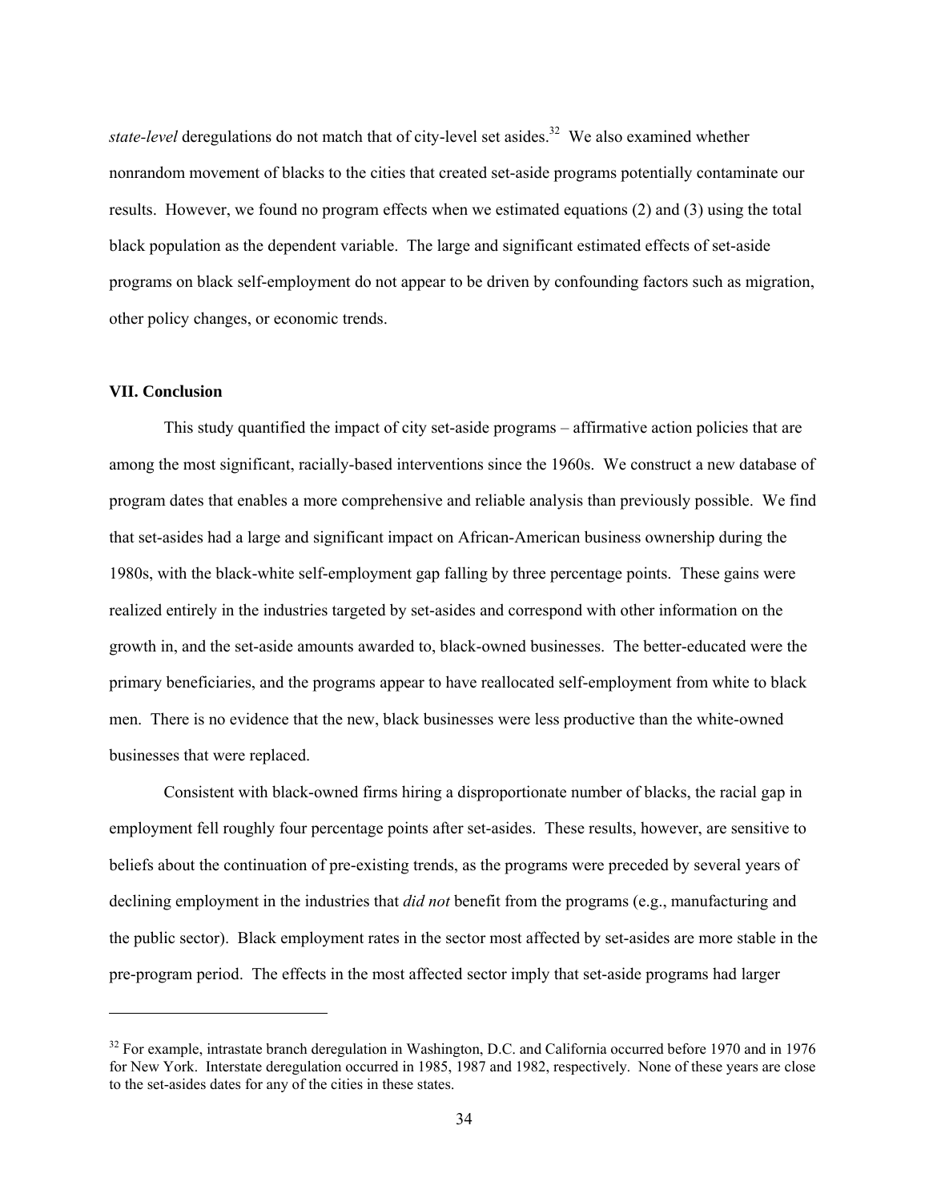*state-level* deregulations do not match that of city-level set asides.[32] We also examined whether nonrandom movement of blacks to the cities that created set-aside programs potentially contaminate our results. However, we found no program effects when we estimated equations (2) and (3) using the total black population as the dependent variable. The large and significant estimated effects of set-aside programs on black self-employment do not appear to be driven by confounding factors such as migration, other policy changes, or economic trends.

## VII. Conclusion

This study quantified the impact of city set-aside programs – affirmative action policies that are among the most significant, racially-based interventions since the 1960s. We construct a new database of program dates that enables a more comprehensive and reliable analysis than previously possible. We find that set-asides had a large and significant impact on African-American business ownership during the 1980s, with the black-white self-employment gap falling by three percentage points. These gains were realized entirely in the industries targeted by set-asides and correspond with other information on the growth in, and the set-aside amounts awarded to, black-owned businesses. The better-educated were the primary beneficiaries, and the programs appear to have reallocated self-employment from white to black men. There is no evidence that the new, black businesses were less productive than the white-owned businesses that were replaced.

Consistent with black-owned firms hiring a disproportionate number of blacks, the racial gap in employment fell roughly four percentage points after set-asides. These results, however, are sensitive to beliefs about the continuation of pre-existing trends, as the programs were preceded by several years of declining employment in the industries that *did not* benefit from the programs (e.g., manufacturing and the public sector). Black employment rates in the sector most affected by set-asides are more stable in the pre-program period. The effects in the most affected sector imply that set-aside programs had larger

[32] For example, intrastate branch deregulation in Washington, D.C. and California occurred before 1970 and in 1976 for New York. Interstate deregulation occurred in 1985, 1987 and 1982, respectively. None of these years are close to the set-asides dates for any of the cities in these states.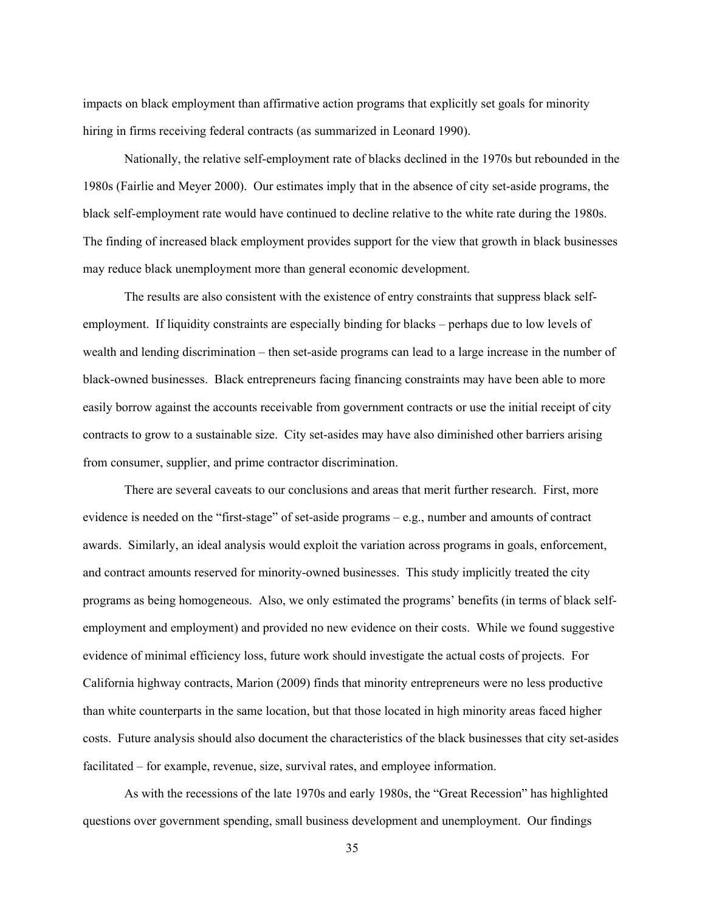impacts on black employment than affirmative action programs that explicitly set goals for minority hiring in firms receiving federal contracts (as summarized in Leonard 1990).

Nationally, the relative self-employment rate of blacks declined in the 1970s but rebounded in the 1980s (Fairlie and Meyer 2000). Our estimates imply that in the absence of city set-aside programs, the black self-employment rate would have continued to decline relative to the white rate during the 1980s. The finding of increased black employment provides support for the view that growth in black businesses may reduce black unemployment more than general economic development.

The results are also consistent with the existence of entry constraints that suppress black self-employment. If liquidity constraints are especially binding for blacks – perhaps due to low levels of wealth and lending discrimination – then set-aside programs can lead to a large increase in the number of black-owned businesses. Black entrepreneurs facing financing constraints may have been able to more easily borrow against the accounts receivable from government contracts or use the initial receipt of city contracts to grow to a sustainable size. City set-asides may have also diminished other barriers arising from consumer, supplier, and prime contractor discrimination.

There are several caveats to our conclusions and areas that merit further research. First, more evidence is needed on the "first-stage" of set-aside programs – e.g., number and amounts of contract awards. Similarly, an ideal analysis would exploit the variation across programs in goals, enforcement, and contract amounts reserved for minority-owned businesses. This study implicitly treated the city programs as being homogeneous. Also, we only estimated the programs' benefits (in terms of black self-employment and employment) and provided no new evidence on their costs. While we found suggestive evidence of minimal efficiency loss, future work should investigate the actual costs of projects. For California highway contracts, Marion (2009) finds that minority entrepreneurs were no less productive than white counterparts in the same location, but that those located in high minority areas faced higher costs. Future analysis should also document the characteristics of the black businesses that city set-asides facilitated – for example, revenue, size, survival rates, and employee information.

As with the recessions of the late 1970s and early 1980s, the "Great Recession" has highlighted questions over government spending, small business development and unemployment. Our findings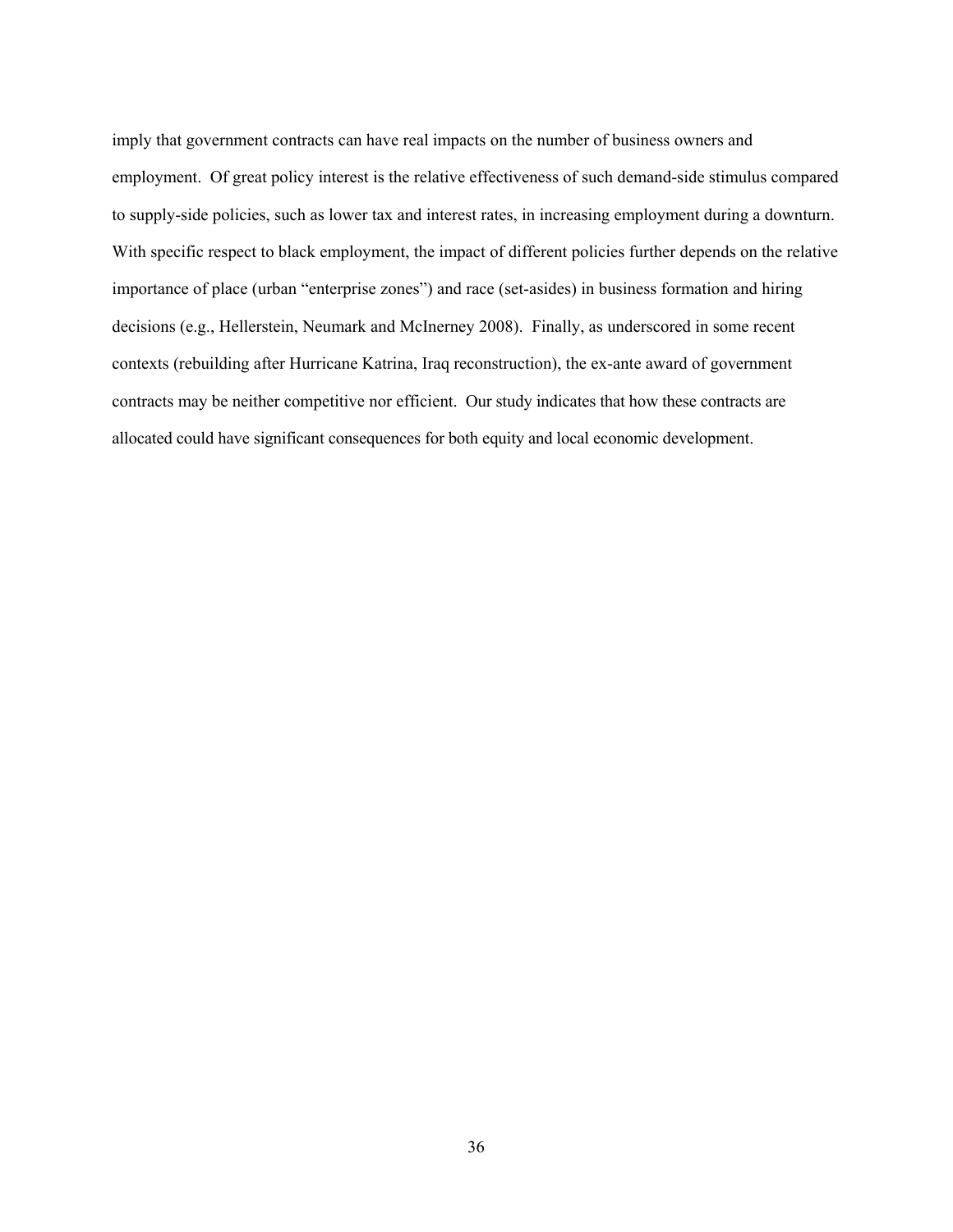imply that government contracts can have real impacts on the number of business owners and employment. Of great policy interest is the relative effectiveness of such demand-side stimulus compared to supply-side policies, such as lower tax and interest rates, in increasing employment during a downturn. With specific respect to black employment, the impact of different policies further depends on the relative importance of place (urban "enterprise zones") and race (set-asides) in business formation and hiring decisions (e.g., Hellerstein, Neumark and McInerney 2008). Finally, as underscored in some recent contexts (rebuilding after Hurricane Katrina, Iraq reconstruction), the ex-ante award of government contracts may be neither competitive nor efficient. Our study indicates that how these contracts are allocated could have significant consequences for both equity and local economic development.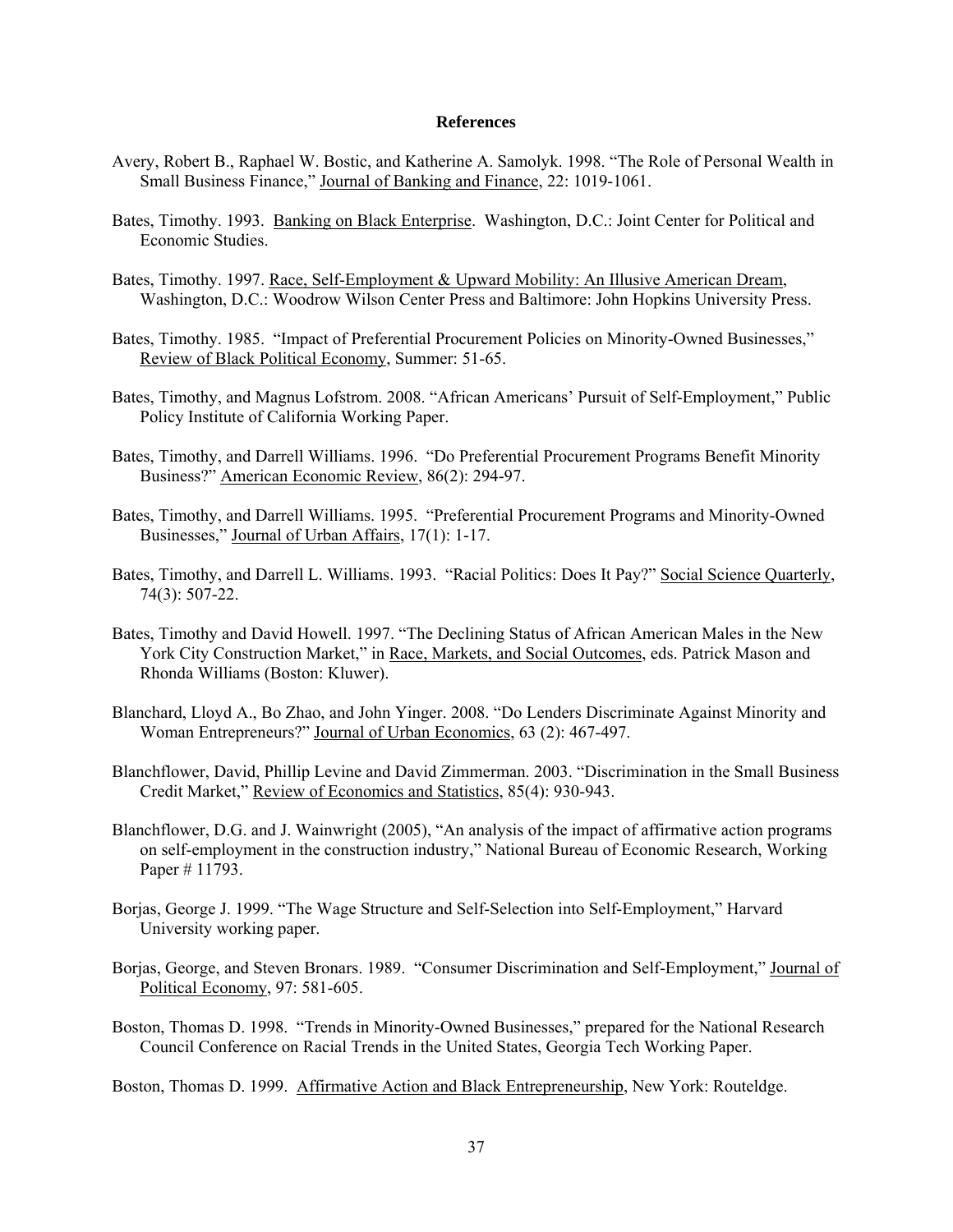# References

Avery, Robert B., Raphael W. Bostic, and Katherine A. Samolyk. 1998. "The Role of Personal Wealth in Small Business Finance," Journal of Banking and Finance, 22: 1019-1061.

Bates, Timothy. 1993. Banking on Black Enterprise. Washington, D.C.: Joint Center for Political and Economic Studies.

Bates, Timothy. 1997. Race, Self-Employment & Upward Mobility: An Illusive American Dream, Washington, D.C.: Woodrow Wilson Center Press and Baltimore: John Hopkins University Press.

Bates, Timothy. 1985. "Impact of Preferential Procurement Policies on Minority-Owned Businesses," Review of Black Political Economy, Summer: 51-65.

Bates, Timothy, and Magnus Lofstrom. 2008. "African Americans' Pursuit of Self-Employment," Public Policy Institute of California Working Paper.

Bates, Timothy, and Darrell Williams. 1996. "Do Preferential Procurement Programs Benefit Minority Business?" American Economic Review, 86(2): 294-97.

Bates, Timothy, and Darrell Williams. 1995. "Preferential Procurement Programs and Minority-Owned Businesses," Journal of Urban Affairs, 17(1): 1-17.

Bates, Timothy, and Darrell L. Williams. 1993. "Racial Politics: Does It Pay?" Social Science Quarterly, 74(3): 507-22.

Bates, Timothy and David Howell. 1997. "The Declining Status of African American Males in the New York City Construction Market," in Race, Markets, and Social Outcomes, eds. Patrick Mason and Rhonda Williams (Boston: Kluwer).

Blanchard, Lloyd A., Bo Zhao, and John Yinger. 2008. "Do Lenders Discriminate Against Minority and Woman Entrepreneurs?" Journal of Urban Economics, 63 (2): 467-497.

Blanchflower, David, Phillip Levine and David Zimmerman. 2003. "Discrimination in the Small Business Credit Market," Review of Economics and Statistics, 85(4): 930-943.

Blanchflower, D.G. and J. Wainwright (2005), "An analysis of the impact of affirmative action programs on self-employment in the construction industry," National Bureau of Economic Research, Working Paper # 11793.

Borjas, George J. 1999. "The Wage Structure and Self-Selection into Self-Employment," Harvard University working paper.

Borjas, George, and Steven Bronars. 1989. "Consumer Discrimination and Self-Employment," Journal of Political Economy, 97: 581-605.

Boston, Thomas D. 1998. "Trends in Minority-Owned Businesses," prepared for the National Research Council Conference on Racial Trends in the United States, Georgia Tech Working Paper.

Boston, Thomas D. 1999. Affirmative Action and Black Entrepreneurship, New York: Routeldge.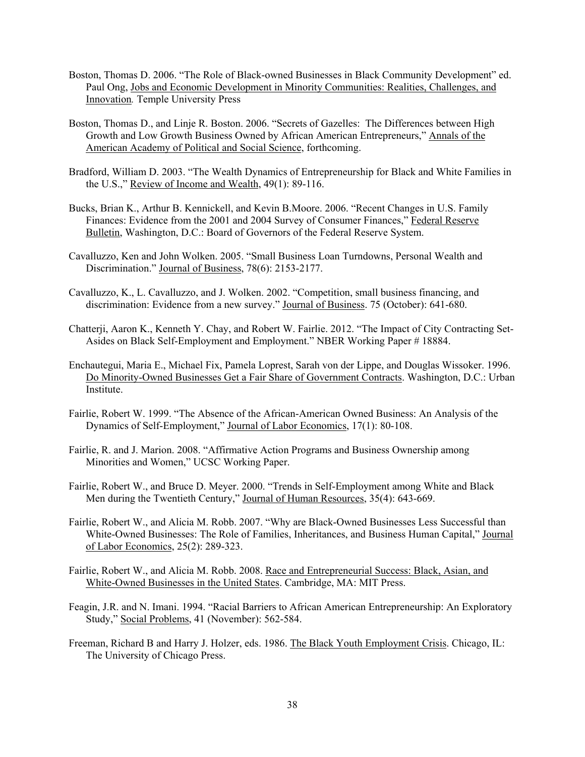Boston, Thomas D. 2006. "The Role of Black-owned Businesses in Black Community Development" ed. Paul Ong, Jobs and Economic Development in Minority Communities: Realities, Challenges, and Innovation*.* Temple University Press

Boston, Thomas D., and Linje R. Boston. 2006. "Secrets of Gazelles: The Differences between High Growth and Low Growth Business Owned by African American Entrepreneurs," Annals of the American Academy of Political and Social Science, forthcoming.

Bradford, William D. 2003. "The Wealth Dynamics of Entrepreneurship for Black and White Families in the U.S.," Review of Income and Wealth, 49(1): 89-116.

Bucks, Brian K., Arthur B. Kennickell, and Kevin B.Moore. 2006. "Recent Changes in U.S. Family Finances: Evidence from the 2001 and 2004 Survey of Consumer Finances," Federal Reserve Bulletin, Washington, D.C.: Board of Governors of the Federal Reserve System.

Cavalluzzo, Ken and John Wolken. 2005. "Small Business Loan Turndowns, Personal Wealth and Discrimination." Journal of Business, 78(6): 2153-2177.

Cavalluzzo, K., L. Cavalluzzo, and J. Wolken. 2002. "Competition, small business financing, and discrimination: Evidence from a new survey." Journal of Business. 75 (October): 641-680.

Chatterji, Aaron K., Kenneth Y. Chay, and Robert W. Fairlie. 2012. "The Impact of City Contracting Set-Asides on Black Self-Employment and Employment." NBER Working Paper # 18884.

Enchautegui, Maria E., Michael Fix, Pamela Loprest, Sarah von der Lippe, and Douglas Wissoker. 1996. Do Minority-Owned Businesses Get a Fair Share of Government Contracts. Washington, D.C.: Urban Institute.

Fairlie, Robert W. 1999. "The Absence of the African-American Owned Business: An Analysis of the Dynamics of Self-Employment," Journal of Labor Economics, 17(1): 80-108.

Fairlie, R. and J. Marion. 2008. "Affirmative Action Programs and Business Ownership among Minorities and Women," UCSC Working Paper.

Fairlie, Robert W., and Bruce D. Meyer. 2000. "Trends in Self-Employment among White and Black Men during the Twentieth Century," Journal of Human Resources, 35(4): 643-669.

Fairlie, Robert W., and Alicia M. Robb. 2007. "Why are Black-Owned Businesses Less Successful than White-Owned Businesses: The Role of Families, Inheritances, and Business Human Capital," Journal of Labor Economics, 25(2): 289-323.

Fairlie, Robert W., and Alicia M. Robb. 2008. Race and Entrepreneurial Success: Black, Asian, and White-Owned Businesses in the United States. Cambridge, MA: MIT Press.

Feagin, J.R. and N. Imani. 1994. "Racial Barriers to African American Entrepreneurship: An Exploratory Study," Social Problems, 41 (November): 562-584.

Freeman, Richard B and Harry J. Holzer, eds. 1986. The Black Youth Employment Crisis. Chicago, IL: The University of Chicago Press.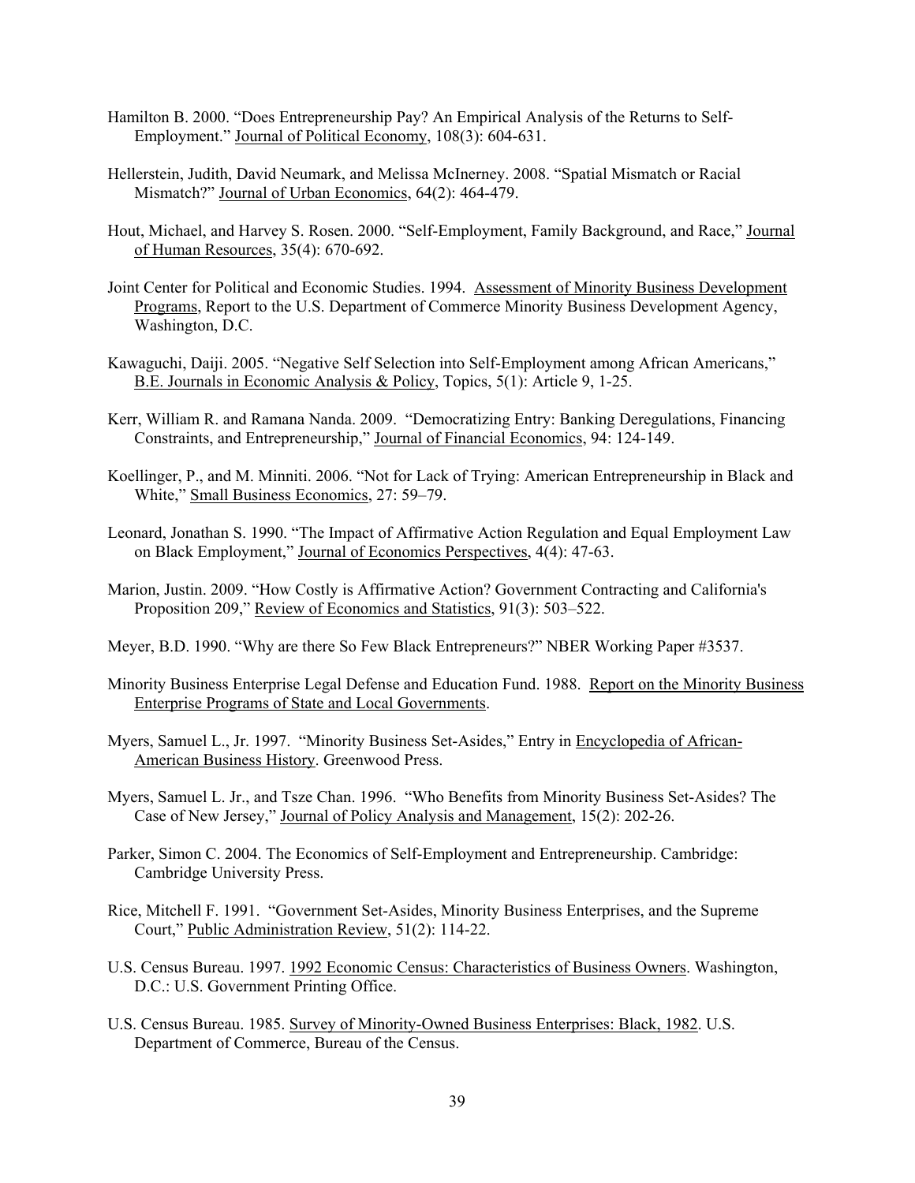Hamilton B. 2000. "Does Entrepreneurship Pay? An Empirical Analysis of the Returns to Self-Employment." Journal of Political Economy, 108(3): 604-631.

Hellerstein, Judith, David Neumark, and Melissa McInerney. 2008. "Spatial Mismatch or Racial Mismatch?" Journal of Urban Economics, 64(2): 464-479.

Hout, Michael, and Harvey S. Rosen. 2000. "Self-Employment, Family Background, and Race," Journal of Human Resources, 35(4): 670-692.

Joint Center for Political and Economic Studies. 1994. Assessment of Minority Business Development Programs, Report to the U.S. Department of Commerce Minority Business Development Agency, Washington, D.C.

Kawaguchi, Daiji. 2005. "Negative Self Selection into Self-Employment among African Americans," B.E. Journals in Economic Analysis & Policy, Topics, 5(1): Article 9, 1-25.

Kerr, William R. and Ramana Nanda. 2009. "Democratizing Entry: Banking Deregulations, Financing Constraints, and Entrepreneurship," Journal of Financial Economics, 94: 124-149.

Koellinger, P., and M. Minniti. 2006. "Not for Lack of Trying: American Entrepreneurship in Black and White," Small Business Economics, 27: 59–79.

Leonard, Jonathan S. 1990. "The Impact of Affirmative Action Regulation and Equal Employment Law on Black Employment," Journal of Economics Perspectives, 4(4): 47-63.

Marion, Justin. 2009. "How Costly is Affirmative Action? Government Contracting and California's Proposition 209," Review of Economics and Statistics, 91(3): 503–522.

Meyer, B.D. 1990. "Why are there So Few Black Entrepreneurs?" NBER Working Paper #3537.

Minority Business Enterprise Legal Defense and Education Fund. 1988. Report on the Minority Business Enterprise Programs of State and Local Governments.

Myers, Samuel L., Jr. 1997. "Minority Business Set-Asides," Entry in Encyclopedia of African-American Business History. Greenwood Press.

Myers, Samuel L. Jr., and Tsze Chan. 1996. "Who Benefits from Minority Business Set-Asides? The Case of New Jersey," Journal of Policy Analysis and Management, 15(2): 202-26.

Parker, Simon C. 2004. The Economics of Self-Employment and Entrepreneurship. Cambridge: Cambridge University Press.

Rice, Mitchell F. 1991. "Government Set-Asides, Minority Business Enterprises, and the Supreme Court," Public Administration Review, 51(2): 114-22.

U.S. Census Bureau. 1997. 1992 Economic Census: Characteristics of Business Owners. Washington, D.C.: U.S. Government Printing Office.

U.S. Census Bureau. 1985. Survey of Minority-Owned Business Enterprises: Black, 1982. U.S. Department of Commerce, Bureau of the Census.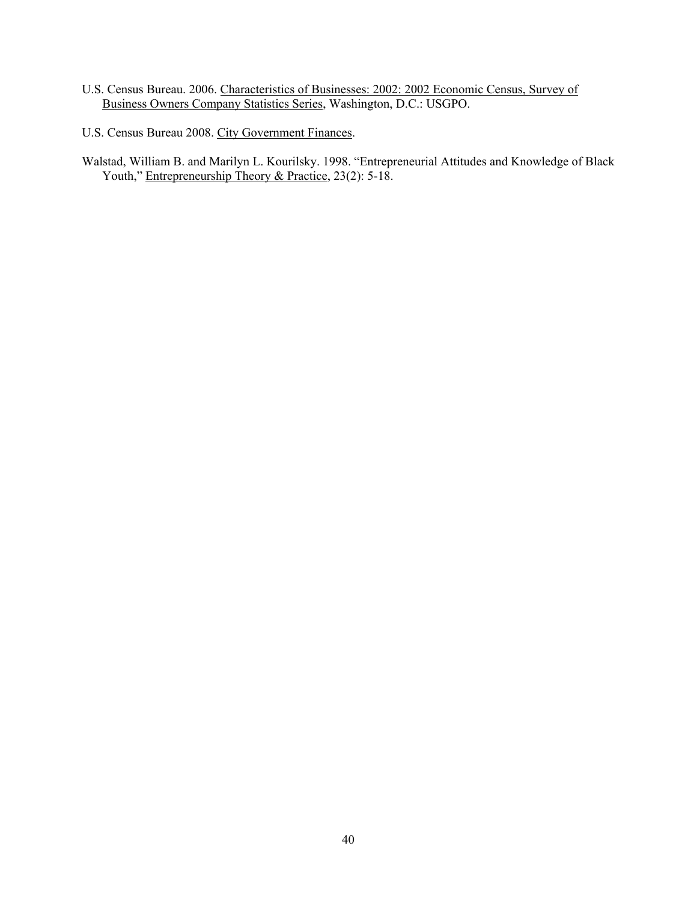U.S. Census Bureau. 2006. Characteristics of Businesses: 2002: 2002 Economic Census, Survey of Business Owners Company Statistics Series, Washington, D.C.: USGPO.

U.S. Census Bureau 2008. City Government Finances.

Walstad, William B. and Marilyn L. Kourilsky. 1998. "Entrepreneurial Attitudes and Knowledge of Black Youth," Entrepreneurship Theory & Practice, 23(2): 5-18.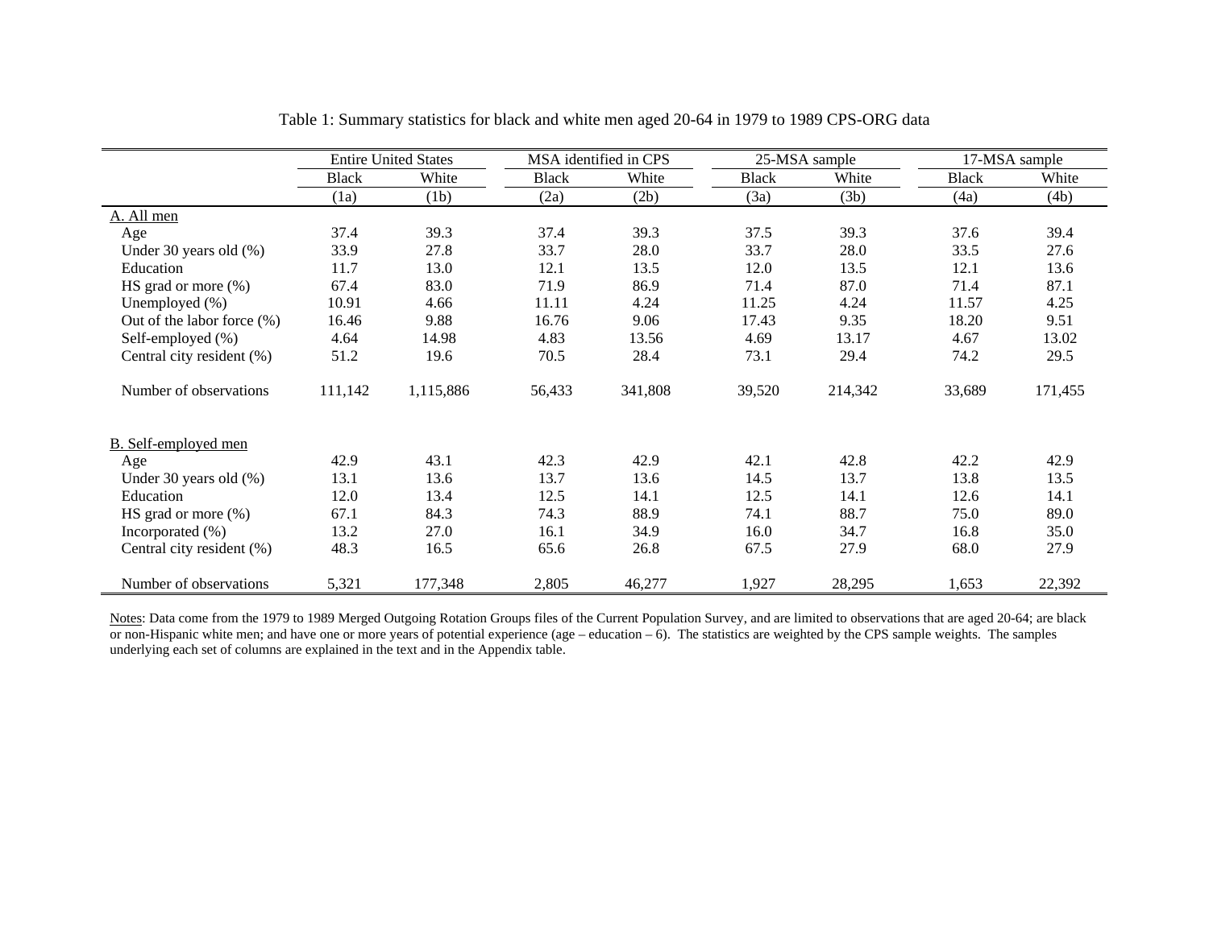Table 1: Summary statistics for black and white men aged 20-64 in 1979 to 1989 CPS-ORG data

| | Entire United States | | MSA identified in CPS | | 25-MSA sample | | 17-MSA sample | |
|---|---|---|---|---|---|---|---|---|
| | Black | White | Black | White | Black | White | Black | White |
| | (1a) | (1b) | (2a) | (2b) | (3a) | (3b) | (4a) | (4b) |
| A. All men | | | | | | | | |
| Age | 37.4 | 39.3 | 37.4 | 39.3 | 37.5 | 39.3 | 37.6 | 39.4 |
| Under 30 years old (%) | 33.9 | 27.8 | 33.7 | 28.0 | 33.7 | 28.0 | 33.5 | 27.6 |
| Education | 11.7 | 13.0 | 12.1 | 13.5 | 12.0 | 13.5 | 12.1 | 13.6 |
| HS grad or more (%) | 67.4 | 83.0 | 71.9 | 86.9 | 71.4 | 87.0 | 71.4 | 87.1 |
| Unemployed (%) | 10.91 | 4.66 | 11.11 | 4.24 | 11.25 | 4.24 | 11.57 | 4.25 |
| Out of the labor force (%) | 16.46 | 9.88 | 16.76 | 9.06 | 17.43 | 9.35 | 18.20 | 9.51 |
| Self-employed (%) | 4.64 | 14.98 | 4.83 | 13.56 | 4.69 | 13.17 | 4.67 | 13.02 |
| Central city resident (%) | 51.2 | 19.6 | 70.5 | 28.4 | 73.1 | 29.4 | 74.2 | 29.5 |
| Number of observations | 111,142 | 1,115,886 | 56,433 | 341,808 | 39,520 | 214,342 | 33,689 | 171,455 |
| B. Self-employed men | | | | | | | | |
| Age | 42.9 | 43.1 | 42.3 | 42.9 | 42.1 | 42.8 | 42.2 | 42.9 |
| Under 30 years old (%) | 13.1 | 13.6 | 13.7 | 13.6 | 14.5 | 13.7 | 13.8 | 13.5 |
| Education | 12.0 | 13.4 | 12.5 | 14.1 | 12.5 | 14.1 | 12.6 | 14.1 |
| HS grad or more (%) | 67.1 | 84.3 | 74.3 | 88.9 | 74.1 | 88.7 | 75.0 | 89.0 |
| Incorporated (%) | 13.2 | 27.0 | 16.1 | 34.9 | 16.0 | 34.7 | 16.8 | 35.0 |
| Central city resident (%) | 48.3 | 16.5 | 65.6 | 26.8 | 67.5 | 27.9 | 68.0 | 27.9 |
| Number of observations | 5,321 | 177,348 | 2,805 | 46,277 | 1,927 | 28,295 | 1,653 | 22,392 |

Notes: Data come from the 1979 to 1989 Merged Outgoing Rotation Groups files of the Current Population Survey, and are limited to observations that are aged 20-64; are black or non-Hispanic white men; and have one or more years of potential experience (age – education – 6). The statistics are weighted by the CPS sample weights. The samples underlying each set of columns are explained in the text and in the Appendix table.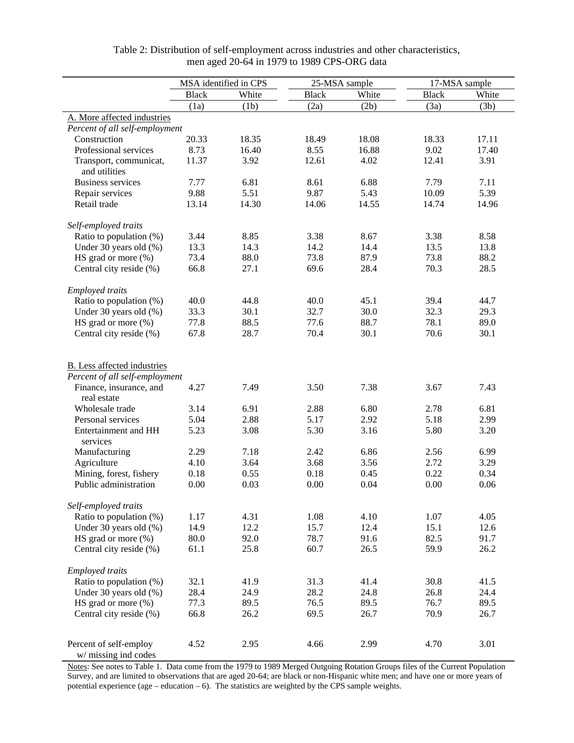Table 2: Distribution of self-employment across industries and other characteristics, men aged 20-64 in 1979 to 1989 CPS-ORG data

| | MSA identified in CPS | | 25-MSA sample | | 17-MSA sample | |
|---|---|---|---|---|---|---|
| | Black | White | Black | White | Black | White |
| | (1a) | (1b) | (2a) | (2b) | (3a) | (3b) |
| A. More affected industries | | | | | | |
| *Percent of all self-employment* | | | | | | |
| Construction | 20.33 | 18.35 | 18.49 | 18.08 | 18.33 | 17.11 |
| Professional services | 8.73 | 16.40 | 8.55 | 16.88 | 9.02 | 17.40 |
| Transport, communicat, and utilities | 11.37 | 3.92 | 12.61 | 4.02 | 12.41 | 3.91 |
| Business services | 7.77 | 6.81 | 8.61 | 6.88 | 7.79 | 7.11 |
| Repair services | 9.88 | 5.51 | 9.87 | 5.43 | 10.09 | 5.39 |
| Retail trade | 13.14 | 14.30 | 14.06 | 14.55 | 14.74 | 14.96 |
| *Self-employed traits* | | | | | | |
| Ratio to population (%) | 3.44 | 8.85 | 3.38 | 8.67 | 3.38 | 8.58 |
| Under 30 years old (%) | 13.3 | 14.3 | 14.2 | 14.4 | 13.5 | 13.8 |
| HS grad or more (%) | 73.4 | 88.0 | 73.8 | 87.9 | 73.8 | 88.2 |
| Central city reside (%) | 66.8 | 27.1 | 69.6 | 28.4 | 70.3 | 28.5 |
| *Employed traits* | | | | | | |
| Ratio to population (%) | 40.0 | 44.8 | 40.0 | 45.1 | 39.4 | 44.7 |
| Under 30 years old (%) | 33.3 | 30.1 | 32.7 | 30.0 | 32.3 | 29.3 |
| HS grad or more (%) | 77.8 | 88.5 | 77.6 | 88.7 | 78.1 | 89.0 |
| Central city reside (%) | 67.8 | 28.7 | 70.4 | 30.1 | 70.6 | 30.1 |
| B. Less affected industries | | | | | | |
| *Percent of all self-employment* | | | | | | |
| Finance, insurance, and real estate | 4.27 | 7.49 | 3.50 | 7.38 | 3.67 | 7.43 |
| Wholesale trade | 3.14 | 6.91 | 2.88 | 6.80 | 2.78 | 6.81 |
| Personal services | 5.04 | 2.88 | 5.17 | 2.92 | 5.18 | 2.99 |
| Entertainment and HH services | 5.23 | 3.08 | 5.30 | 3.16 | 5.80 | 3.20 |
| Manufacturing | 2.29 | 7.18 | 2.42 | 6.86 | 2.56 | 6.99 |
| Agriculture | 4.10 | 3.64 | 3.68 | 3.56 | 2.72 | 3.29 |
| Mining, forest, fishery | 0.18 | 0.55 | 0.18 | 0.45 | 0.22 | 0.34 |
| Public administration | 0.00 | 0.03 | 0.00 | 0.04 | 0.00 | 0.06 |
| *Self-employed traits* | | | | | | |
| Ratio to population (%) | 1.17 | 4.31 | 1.08 | 4.10 | 1.07 | 4.05 |
| Under 30 years old (%) | 14.9 | 12.2 | 15.7 | 12.4 | 15.1 | 12.6 |
| HS grad or more (%) | 80.0 | 92.0 | 78.7 | 91.6 | 82.5 | 91.7 |
| Central city reside (%) | 61.1 | 25.8 | 60.7 | 26.5 | 59.9 | 26.2 |
| *Employed traits* | | | | | | |
| Ratio to population (%) | 32.1 | 41.9 | 31.3 | 41.4 | 30.8 | 41.5 |
| Under 30 years old (%) | 28.4 | 24.9 | 28.2 | 24.8 | 26.8 | 24.4 |
| HS grad or more (%) | 77.3 | 89.5 | 76.5 | 89.5 | 76.7 | 89.5 |
| Central city reside (%) | 66.8 | 26.2 | 69.5 | 26.7 | 70.9 | 26.7 |
| Percent of self-employ w/ missing ind codes | 4.52 | 2.95 | 4.66 | 2.99 | 4.70 | 3.01 |

Notes: See notes to Table 1. Data come from the 1979 to 1989 Merged Outgoing Rotation Groups files of the Current Population Survey, and are limited to observations that are aged 20-64; are black or non-Hispanic white men; and have one or more years of potential experience (age – education – 6). The statistics are weighted by the CPS sample weights.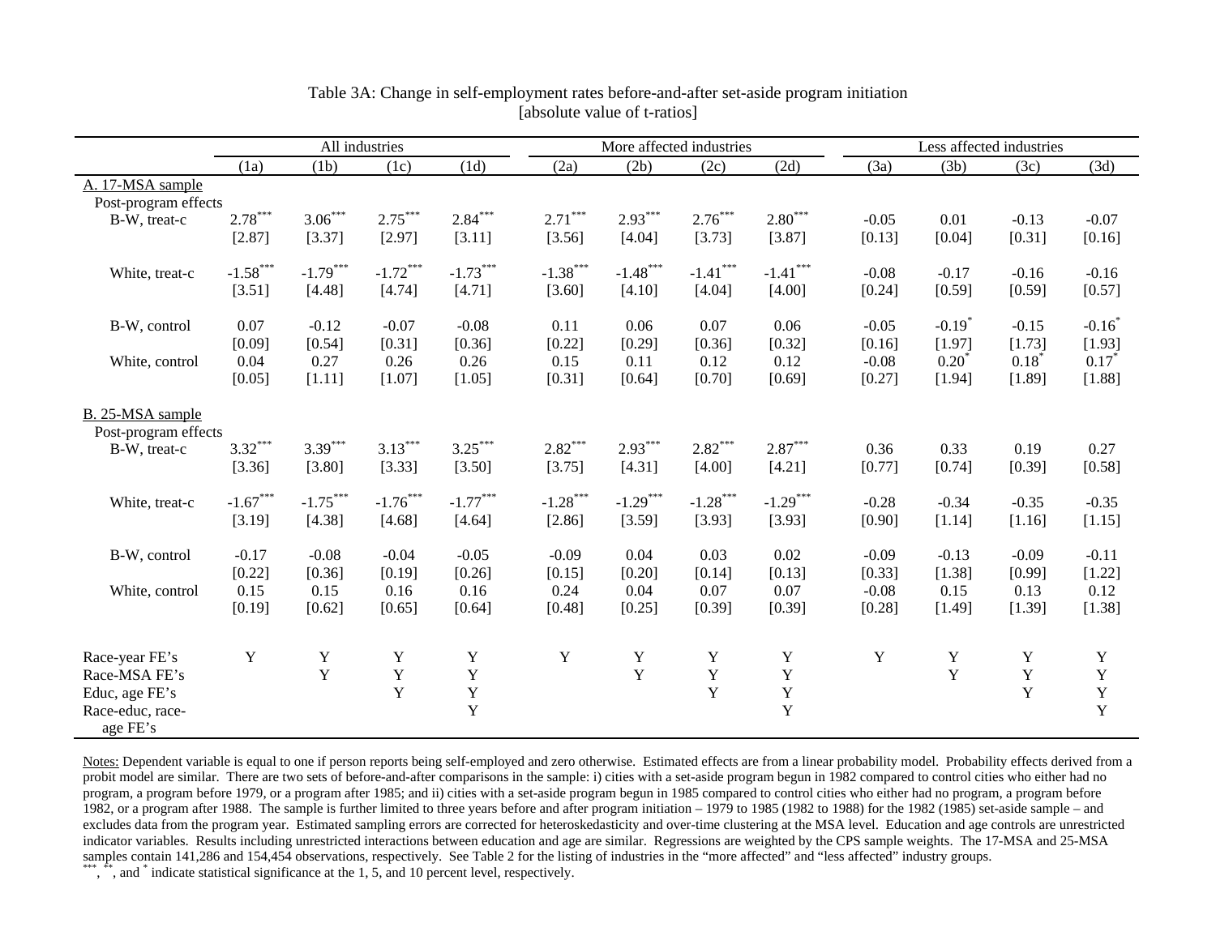Table 3A: Change in self-employment rates before-and-after set-aside program initiation
[absolute value of t-ratios]

| | All industries | | | | More affected industries | | | | Less affected industries | | | |
|---|---|---|---|---|---|---|---|---|---|---|---|---|
| | (1a) | (1b) | (1c) | (1d) | (2a) | (2b) | (2c) | (2d) | (3a) | (3b) | (3c) | (3d) |
| A. 17-MSA sample | | | | | | | | | | | | |
| Post-program effects | | | | | | | | | | | | |
| B-W, treat-c | 2.78*** | 3.06*** | 2.75*** | 2.84*** | 2.71*** | 2.93*** | 2.76*** | 2.80*** | -0.05 | 0.01 | -0.13 | -0.07 |
| | [2.87] | [3.37] | [2.97] | [3.11] | [3.56] | [4.04] | [3.73] | [3.87] | [0.13] | [0.04] | [0.31] | [0.16] |
| White, treat-c | -1.58*** | -1.79*** | -1.72*** | -1.73*** | -1.38*** | -1.48*** | -1.41*** | -1.41*** | -0.08 | -0.17 | -0.16 | -0.16 |
| | [3.51] | [4.48] | [4.74] | [4.71] | [3.60] | [4.10] | [4.04] | [4.00] | [0.24] | [0.59] | [0.59] | [0.57] |
| B-W, control | 0.07 | -0.12 | -0.07 | -0.08 | 0.11 | 0.06 | 0.07 | 0.06 | -0.05 | -0.19* | -0.15 | -0.16* |
| | [0.09] | [0.54] | [0.31] | [0.36] | [0.22] | [0.29] | [0.36] | [0.32] | [0.16] | [1.97] | [1.73] | [1.93] |
| White, control | 0.04 | 0.27 | 0.26 | 0.26 | 0.15 | 0.11 | 0.12 | 0.12 | -0.08 | 0.20* | 0.18* | 0.17* |
| | [0.05] | [1.11] | [1.07] | [1.05] | [0.31] | [0.64] | [0.70] | [0.69] | [0.27] | [1.94] | [1.89] | [1.88] |
| B. 25-MSA sample | | | | | | | | | | | | |
| Post-program effects | | | | | | | | | | | | |
| B-W, treat-c | 3.32*** | 3.39*** | 3.13*** | 3.25*** | 2.82*** | 2.93*** | 2.82*** | 2.87*** | 0.36 | 0.33 | 0.19 | 0.27 |
| | [3.36] | [3.80] | [3.33] | [3.50] | [3.75] | [4.31] | [4.00] | [4.21] | [0.77] | [0.74] | [0.39] | [0.58] |
| White, treat-c | -1.67*** | -1.75*** | -1.76*** | -1.77*** | -1.28*** | -1.29*** | -1.28*** | -1.29*** | -0.28 | -0.34 | -0.35 | -0.35 |
| | [3.19] | [4.38] | [4.68] | [4.64] | [2.86] | [3.59] | [3.93] | [3.93] | [0.90] | [1.14] | [1.16] | [1.15] |
| B-W, control | -0.17 | -0.08 | -0.04 | -0.05 | -0.09 | 0.04 | 0.03 | 0.02 | -0.09 | -0.13 | -0.09 | -0.11 |
| | [0.22] | [0.36] | [0.19] | [0.26] | [0.15] | [0.20] | [0.14] | [0.13] | [0.33] | [1.38] | [0.99] | [1.22] |
| White, control | 0.15 | 0.15 | 0.16 | 0.16 | 0.24 | 0.04 | 0.07 | 0.07 | -0.08 | 0.15 | 0.13 | 0.12 |
| | [0.19] | [0.62] | [0.65] | [0.64] | [0.48] | [0.25] | [0.39] | [0.39] | [0.28] | [1.49] | [1.39] | [1.38] |
| Race-year FE's | Y | Y | Y | Y | Y | Y | Y | Y | Y | Y | Y | Y |
| Race-MSA FE's | | Y | Y | Y | | Y | Y | Y | | Y | Y | Y |
| Educ, age FE's | | | Y | Y | | | Y | Y | | | Y | Y |
| Race-educ, race-age FE's | | | | Y | | | | Y | | | | Y |

Notes: Dependent variable is equal to one if person reports being self-employed and zero otherwise. Estimated effects are from a linear probability model. Probability effects derived from a probit model are similar. There are two sets of before-and-after comparisons in the sample: i) cities with a set-aside program begun in 1982 compared to control cities who either had no program, a program before 1979, or a program after 1985; and ii) cities with a set-aside program begun in 1985 compared to control cities who either had no program, a program before 1982, or a program after 1988. The sample is further limited to three years before and after program initiation – 1979 to 1985 (1982 to 1988) for the 1982 (1985) set-aside sample – and excludes data from the program year. Estimated sampling errors are corrected for heteroskedasticity and over-time clustering at the MSA level. Education and age controls are unrestricted indicator variables. Results including unrestricted interactions between education and age are similar. Regressions are weighted by the CPS sample weights. The 17-MSA and 25-MSA samples contain 141,286 and 154,454 observations, respectively. See Table 2 for the listing of industries in the "more affected" and "less affected" industry groups.
***, **, and * indicate statistical significance at the 1, 5, and 10 percent level, respectively.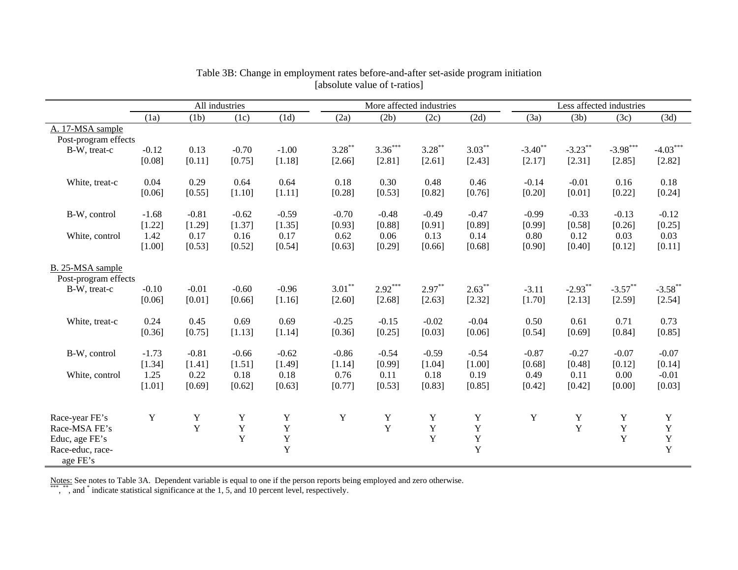Table 3B: Change in employment rates before-and-after set-aside program initiation
[absolute value of t-ratios]

| | All industries | | | | More affected industries | | | | Less affected industries | | | |
|---|---|---|---|---|---|---|---|---|---|---|---|---|
| | (1a) | (1b) | (1c) | (1d) | (2a) | (2b) | (2c) | (2d) | (3a) | (3b) | (3c) | (3d) |
| A. 17-MSA sample | | | | | | | | | | | | |
| Post-program effects | | | | | | | | | | | | |
| B-W, treat-c | -0.12 | 0.13 | -0.70 | -1.00 | 3.28** | 3.36*** | 3.28** | 3.03** | -3.40** | -3.23** | -3.98*** | -4.03*** |
| | [0.08] | [0.11] | [0.75] | [1.18] | [2.66] | [2.81] | [2.61] | [2.43] | [2.17] | [2.31] | [2.85] | [2.82] |
| White, treat-c | 0.04 | 0.29 | 0.64 | 0.64 | 0.18 | 0.30 | 0.48 | 0.46 | -0.14 | -0.01 | 0.16 | 0.18 |
| | [0.06] | [0.55] | [1.10] | [1.11] | [0.28] | [0.53] | [0.82] | [0.76] | [0.20] | [0.01] | [0.22] | [0.24] |
| B-W, control | -1.68 | -0.81 | -0.62 | -0.59 | -0.70 | -0.48 | -0.49 | -0.47 | -0.99 | -0.33 | -0.13 | -0.12 |
| | [1.22] | [1.29] | [1.37] | [1.35] | [0.93] | [0.88] | [0.91] | [0.89] | [0.99] | [0.58] | [0.26] | [0.25] |
| White, control | 1.42 | 0.17 | 0.16 | 0.17 | 0.62 | 0.06 | 0.13 | 0.14 | 0.80 | 0.12 | 0.03 | 0.03 |
| | [1.00] | [0.53] | [0.52] | [0.54] | [0.63] | [0.29] | [0.66] | [0.68] | [0.90] | [0.40] | [0.12] | [0.11] |
| B. 25-MSA sample | | | | | | | | | | | | |
| Post-program effects | | | | | | | | | | | | |
| B-W, treat-c | -0.10 | -0.01 | -0.60 | -0.96 | 3.01** | 2.92*** | 2.97** | 2.63** | -3.11 | -2.93** | -3.57** | -3.58** |
| | [0.06] | [0.01] | [0.66] | [1.16] | [2.60] | [2.68] | [2.63] | [2.32] | [1.70] | [2.13] | [2.59] | [2.54] |
| White, treat-c | 0.24 | 0.45 | 0.69 | 0.69 | -0.25 | -0.15 | -0.02 | -0.04 | 0.50 | 0.61 | 0.71 | 0.73 |
| | [0.36] | [0.75] | [1.13] | [1.14] | [0.36] | [0.25] | [0.03] | [0.06] | [0.54] | [0.69] | [0.84] | [0.85] |
| B-W, control | -1.73 | -0.81 | -0.66 | -0.62 | -0.86 | -0.54 | -0.59 | -0.54 | -0.87 | -0.27 | -0.07 | -0.07 |
| | [1.34] | [1.41] | [1.51] | [1.49] | [1.14] | [0.99] | [1.04] | [1.00] | [0.68] | [0.48] | [0.12] | [0.14] |
| White, control | 1.25 | 0.22 | 0.18 | 0.18 | 0.76 | 0.11 | 0.18 | 0.19 | 0.49 | 0.11 | 0.00 | -0.01 |
| | [1.01] | [0.69] | [0.62] | [0.63] | [0.77] | [0.53] | [0.83] | [0.85] | [0.42] | [0.42] | [0.00] | [0.03] |
| Race-year FE's | Y | Y | Y | Y | Y | Y | Y | Y | Y | Y | Y | Y |
| Race-MSA FE's | | Y | Y | Y | | Y | Y | Y | | Y | Y | Y |
| Educ, age FE's | | | Y | Y | | | Y | Y | | | Y | Y |
| Race-educ, race-age FE's | | | | Y | | | | Y | | | | Y |

Notes: See notes to Table 3A. Dependent variable is equal to one if the person reports being employed and zero otherwise.
***, **, and * indicate statistical significance at the 1, 5, and 10 percent level, respectively.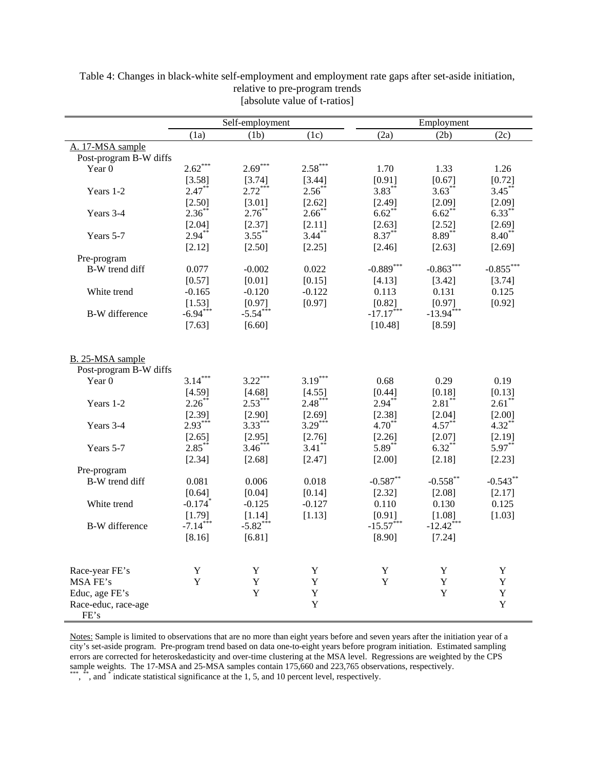Table 4: Changes in black-white self-employment and employment rate gaps after set-aside initiation, relative to pre-program trends
[absolute value of t-ratios]

| | Self-employment | | | Employment | | |
|---|---|---|---|---|---|---|
| | (1a) | (1b) | (1c) | (2a) | (2b) | (2c) |
| A. 17-MSA sample | | | | | | |
| Post-program B-W diffs | | | | | | |
| Year 0 | 2.62*** | 2.69*** | 2.58*** | 1.70 | 1.33 | 1.26 |
| | [3.58] | [3.74] | [3.44] | [0.91] | [0.67] | [0.72] |
| Years 1-2 | 2.47** | 2.72*** | 2.56** | 3.83** | 3.63** | 3.45** |
| | [2.50] | [3.01] | [2.62] | [2.49] | [2.09] | [2.09] |
| Years 3-4 | 2.36** | 2.76** | 2.66** | 6.62** | 6.62** | 6.33** |
| | [2.04] | [2.37] | [2.11] | [2.63] | [2.52] | [2.69] |
| Years 5-7 | 2.94** | 3.55** | 3.44** | 8.37** | 8.89** | 8.40** |
| | [2.12] | [2.50] | [2.25] | [2.46] | [2.63] | [2.69] |
| Pre-program | | | | | | |
| B-W trend diff | 0.077 | -0.002 | 0.022 | -0.889*** | -0.863*** | -0.855*** |
| | [0.57] | [0.01] | [0.15] | [4.13] | [3.42] | [3.74] |
| White trend | -0.165 | -0.120 | -0.122 | 0.113 | 0.131 | 0.125 |
| | [1.53] | [0.97] | [0.97] | [0.82] | [0.97] | [0.92] |
| B-W difference | -6.94*** | -5.54*** | | -17.17*** | -13.94*** | |
| | [7.63] | [6.60] | | [10.48] | [8.59] | |
| B. 25-MSA sample | | | | | | |
| Post-program B-W diffs | | | | | | |
| Year 0 | 3.14*** | 3.22*** | 3.19*** | 0.68 | 0.29 | 0.19 |
| | [4.59] | [4.68] | [4.55] | [0.44] | [0.18] | [0.13] |
| Years 1-2 | 2.26** | 2.53*** | 2.48*** | 2.94** | 2.81** | 2.61** |
| | [2.39] | [2.90] | [2.69] | [2.38] | [2.04] | [2.00] |
| Years 3-4 | 2.93*** | 3.33*** | 3.29*** | 4.70** | 4.57** | 4.32** |
| | [2.65] | [2.95] | [2.76] | [2.26] | [2.07] | [2.19] |
| Years 5-7 | 2.85** | 3.46*** | 3.41** | 5.89** | 6.32** | 5.97** |
| | [2.34] | [2.68] | [2.47] | [2.00] | [2.18] | [2.23] |
| Pre-program | | | | | | |
| B-W trend diff | 0.081 | 0.006 | 0.018 | -0.587** | -0.558** | -0.543** |
| | [0.64] | [0.04] | [0.14] | [2.32] | [2.08] | [2.17] |
| White trend | -0.174* | -0.125 | -0.127 | 0.110 | 0.130 | 0.125 |
| | [1.79] | [1.14] | [1.13] | [0.91] | [1.08] | [1.03] |
| B-W difference | -7.14*** | -5.82*** | | -15.57*** | -12.42*** | |
| | [8.16] | [6.81] | | [8.90] | [7.24] | |
| Race-year FE's | Y | Y | Y | Y | Y | Y |
| MSA FE's | Y | Y | Y | Y | Y | Y |
| Educ, age FE's | | Y | Y | | Y | Y |
| Race-educ, race-age FE's | | | Y | | | Y |

Notes: Sample is limited to observations that are no more than eight years before and seven years after the initiation year of a city's set-aside program. Pre-program trend based on data one-to-eight years before program initiation. Estimated sampling errors are corrected for heteroskedasticity and over-time clustering at the MSA level. Regressions are weighted by the CPS sample weights. The 17-MSA and 25-MSA samples contain 175,660 and 223,765 observations, respectively.
***, **, and * indicate statistical significance at the 1, 5, and 10 percent level, respectively.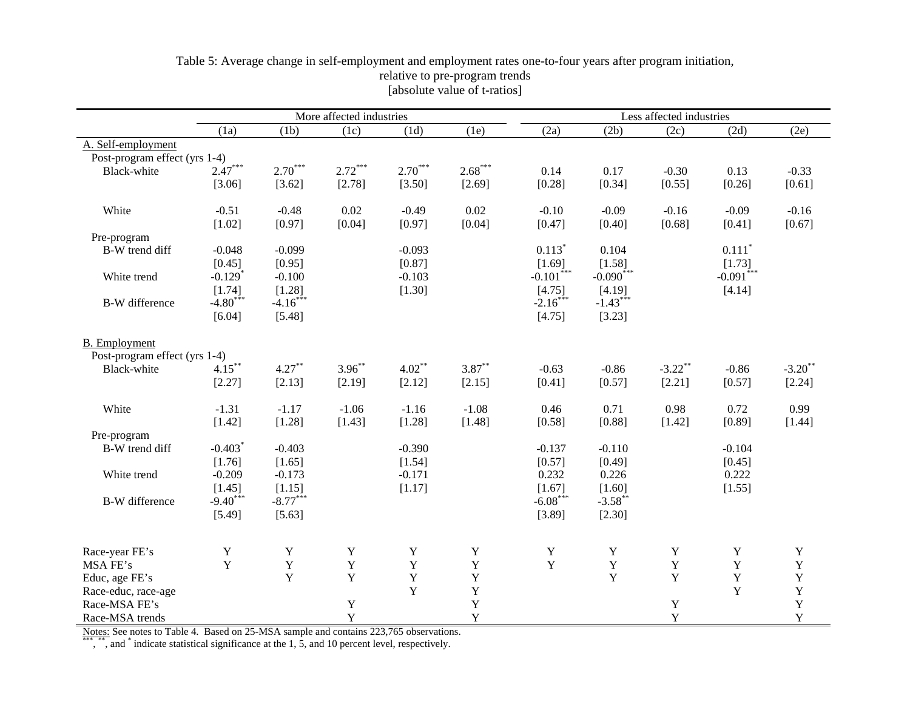Table 5: Average change in self-employment and employment rates one-to-four years after program initiation, relative to pre-program trends
[absolute value of t-ratios]

| | More affected industries | | | | | Less affected industries | | | | |
|---|---|---|---|---|---|---|---|---|---|---|
| | (1a) | (1b) | (1c) | (1d) | (1e) | (2a) | (2b) | (2c) | (2d) | (2e) |
| A. Self-employment | | | | | | | | | | |
| Post-program effect (yrs 1-4) | | | | | | | | | | |
| Black-white | 2.47*** | 2.70*** | 2.72*** | 2.70*** | 2.68*** | 0.14 | 0.17 | -0.30 | 0.13 | -0.33 |
| | [3.06] | [3.62] | [2.78] | [3.50] | [2.69] | [0.28] | [0.34] | [0.55] | [0.26] | [0.61] |
| White | -0.51 | -0.48 | 0.02 | -0.49 | 0.02 | -0.10 | -0.09 | -0.16 | -0.09 | -0.16 |
| | [1.02] | [0.97] | [0.04] | [0.97] | [0.04] | [0.47] | [0.40] | [0.68] | [0.41] | [0.67] |
| Pre-program | | | | | | | | | | |
| B-W trend diff | -0.048 | -0.099 | | -0.093 | | 0.113* | 0.104 | | 0.111* | |
| | [0.45] | [0.95] | | [0.87] | | [1.69] | [1.58] | | [1.73] | |
| White trend | -0.129* | -0.100 | | -0.103 | | -0.101*** | -0.090*** | | -0.091*** | |
| | [1.74] | [1.28] | | [1.30] | | [4.75] | [4.19] | | [4.14] | |
| B-W difference | -4.80*** | -4.16*** | | | | -2.16*** | -1.43*** | | | |
| | [6.04] | [5.48] | | | | [4.75] | [3.23] | | | |
| B. Employment | | | | | | | | | | |
| Post-program effect (yrs 1-4) | | | | | | | | | | |
| Black-white | 4.15** | 4.27** | 3.96** | 4.02** | 3.87** | -0.63 | -0.86 | -3.22** | -0.86 | -3.20** |
| | [2.27] | [2.13] | [2.19] | [2.12] | [2.15] | [0.41] | [0.57] | [2.21] | [0.57] | [2.24] |
| White | -1.31 | -1.17 | -1.06 | -1.16 | -1.08 | 0.46 | 0.71 | 0.98 | 0.72 | 0.99 |
| | [1.42] | [1.28] | [1.43] | [1.28] | [1.48] | [0.58] | [0.88] | [1.42] | [0.89] | [1.44] |
| Pre-program | | | | | | | | | | |
| B-W trend diff | -0.403* | -0.403 | | -0.390 | | -0.137 | -0.110 | | -0.104 | |
| | [1.76] | [1.65] | | [1.54] | | [0.57] | [0.49] | | [0.45] | |
| White trend | -0.209 | -0.173 | | -0.171 | | 0.232 | 0.226 | | 0.222 | |
| | [1.45] | [1.15] | | [1.17] | | [1.67] | [1.60] | | [1.55] | |
| B-W difference | -9.40*** | -8.77*** | | | | -6.08*** | -3.58** | | | |
| | [5.49] | [5.63] | | | | [3.89] | [2.30] | | | |
| Race-year FE's | Y | Y | Y | Y | Y | Y | Y | Y | Y | Y |
| MSA FE's | Y | Y | Y | Y | Y | Y | Y | Y | Y | Y |
| Educ, age FE's | | Y | Y | Y | Y | | Y | Y | Y | Y |
| Race-educ, race-age | | | | Y | Y | | | | Y | Y |
| Race-MSA FE's | | | Y | | Y | | | Y | | Y |
| Race-MSA trends | | | Y | | Y | | | Y | | Y |

Notes: See notes to Table 4. Based on 25-MSA sample and contains 223,765 observations.
***, **, and * indicate statistical significance at the 1, 5, and 10 percent level, respectively.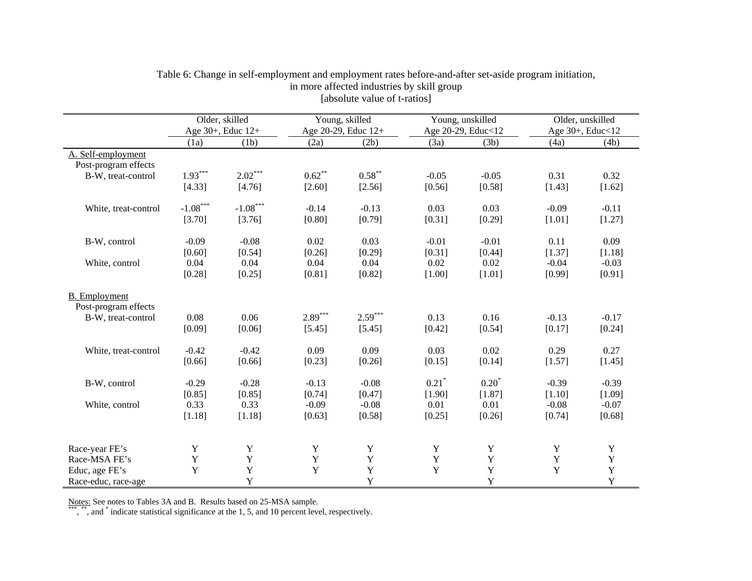Table 6: Change in self-employment and employment rates before-and-after set-aside program initiation, in more affected industries by skill group
[absolute value of t-ratios]

| | Older, skilled Age 30+, Educ 12+ | | Young, skilled Age 20-29, Educ 12+ | | Young, unskilled Age 20-29, Educ<12 | | Older, unskilled Age 30+, Educ<12 | |
|---|---|---|---|---|---|---|---|---|
| | (1a) | (1b) | (2a) | (2b) | (3a) | (3b) | (4a) | (4b) |
| A. Self-employment | | | | | | | | |
| Post-program effects | | | | | | | | |
| B-W, treat-control | 1.93*** | 2.02*** | 0.62** | 0.58** | -0.05 | -0.05 | 0.31 | 0.32 |
| | [4.33] | [4.76] | [2.60] | [2.56] | [0.56] | [0.58] | [1.43] | [1.62] |
| White, treat-control | -1.08*** | -1.08*** | -0.14 | -0.13 | 0.03 | 0.03 | -0.09 | -0.11 |
| | [3.70] | [3.76] | [0.80] | [0.79] | [0.31] | [0.29] | [1.01] | [1.27] |
| B-W, control | -0.09 | -0.08 | 0.02 | 0.03 | -0.01 | -0.01 | 0.11 | 0.09 |
| | [0.60] | [0.54] | [0.26] | [0.29] | [0.31] | [0.44] | [1.37] | [1.18] |
| White, control | 0.04 | 0.04 | 0.04 | 0.04 | 0.02 | 0.02 | -0.04 | -0.03 |
| | [0.28] | [0.25] | [0.81] | [0.82] | [1.00] | [1.01] | [0.99] | [0.91] |
| B. Employment | | | | | | | | |
| Post-program effects | | | | | | | | |
| B-W, treat-control | 0.08 | 0.06 | 2.89*** | 2.59*** | 0.13 | 0.16 | -0.13 | -0.17 |
| | [0.09] | [0.06] | [5.45] | [5.45] | [0.42] | [0.54] | [0.17] | [0.24] |
| White, treat-control | -0.42 | -0.42 | 0.09 | 0.09 | 0.03 | 0.02 | 0.29 | 0.27 |
| | [0.66] | [0.66] | [0.23] | [0.26] | [0.15] | [0.14] | [1.57] | [1.45] |
| B-W, control | -0.29 | -0.28 | -0.13 | -0.08 | 0.21* | 0.20* | -0.39 | -0.39 |
| | [0.85] | [0.85] | [0.74] | [0.47] | [1.90] | [1.87] | [1.10] | [1.09] |
| White, control | 0.33 | 0.33 | -0.09 | -0.08 | 0.01 | 0.01 | -0.08 | -0.07 |
| | [1.18] | [1.18] | [0.63] | [0.58] | [0.25] | [0.26] | [0.74] | [0.68] |
| Race-year FE's | Y | Y | Y | Y | Y | Y | Y | Y |
| Race-MSA FE's | Y | Y | Y | Y | Y | Y | Y | Y |
| Educ, age FE's | Y | Y | Y | Y | Y | Y | Y | Y |
| Race-educ, race-age | | Y | | Y | | Y | | Y |

Notes: See notes to Tables 3A and B. Results based on 25-MSA sample.
***, **, and * indicate statistical significance at the 1, 5, and 10 percent level, respectively.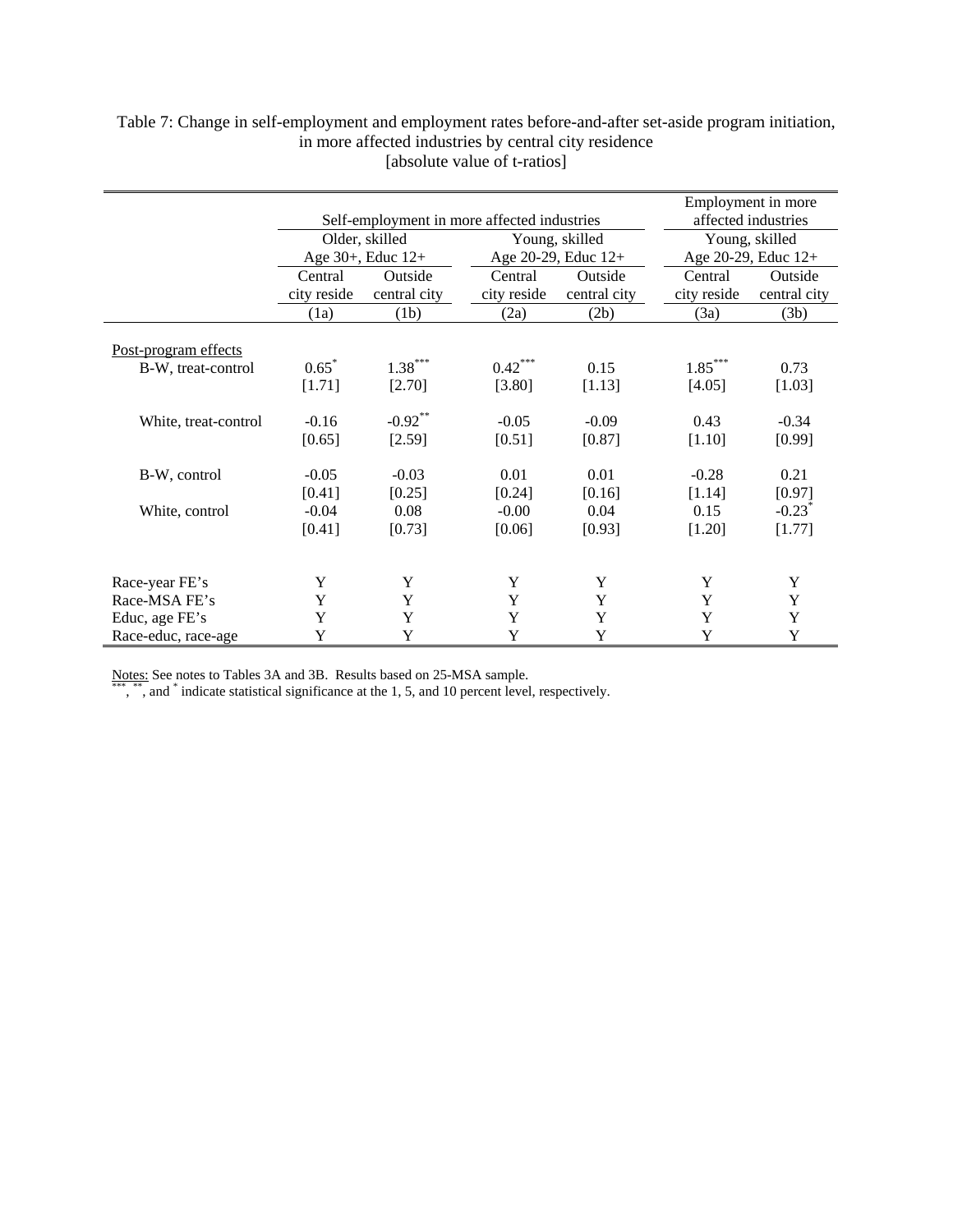Table 7: Change in self-employment and employment rates before-and-after set-aside program initiation, in more affected industries by central city residence
[absolute value of t-ratios]

| | Self-employment in more affected industries | | | | Employment in more affected industries | |
|---|---|---|---|---|---|---|
| | Older, skilled Age 30+, Educ 12+ | | Young, skilled Age 20-29, Educ 12+ | | Young, skilled Age 20-29, Educ 12+ | |
| | Central city reside | Outside central city | Central city reside | Outside central city | Central city reside | Outside central city |
| | (1a) | (1b) | (2a) | (2b) | (3a) | (3b) |
| Post-program effects | | | | | | |
| B-W, treat-control | 0.65* | 1.38*** | 0.42*** | 0.15 | 1.85*** | 0.73 |
| | [1.71] | [2.70] | [3.80] | [1.13] | [4.05] | [1.03] |
| White, treat-control | -0.16 | -0.92** | -0.05 | -0.09 | 0.43 | -0.34 |
| | [0.65] | [2.59] | [0.51] | [0.87] | [1.10] | [0.99] |
| B-W, control | -0.05 | -0.03 | 0.01 | 0.01 | -0.28 | 0.21 |
| | [0.41] | [0.25] | [0.24] | [0.16] | [1.14] | [0.97] |
| White, control | -0.04 | 0.08 | -0.00 | 0.04 | 0.15 | -0.23* |
| | [0.41] | [0.73] | [0.06] | [0.93] | [1.20] | [1.77] |
| Race-year FE's | Y | Y | Y | Y | Y | Y |
| Race-MSA FE's | Y | Y | Y | Y | Y | Y |
| Educ, age FE's | Y | Y | Y | Y | Y | Y |
| Race-educ, race-age | Y | Y | Y | Y | Y | Y |

Notes: See notes to Tables 3A and 3B. Results based on 25-MSA sample.
***, **, and * indicate statistical significance at the 1, 5, and 10 percent level, respectively.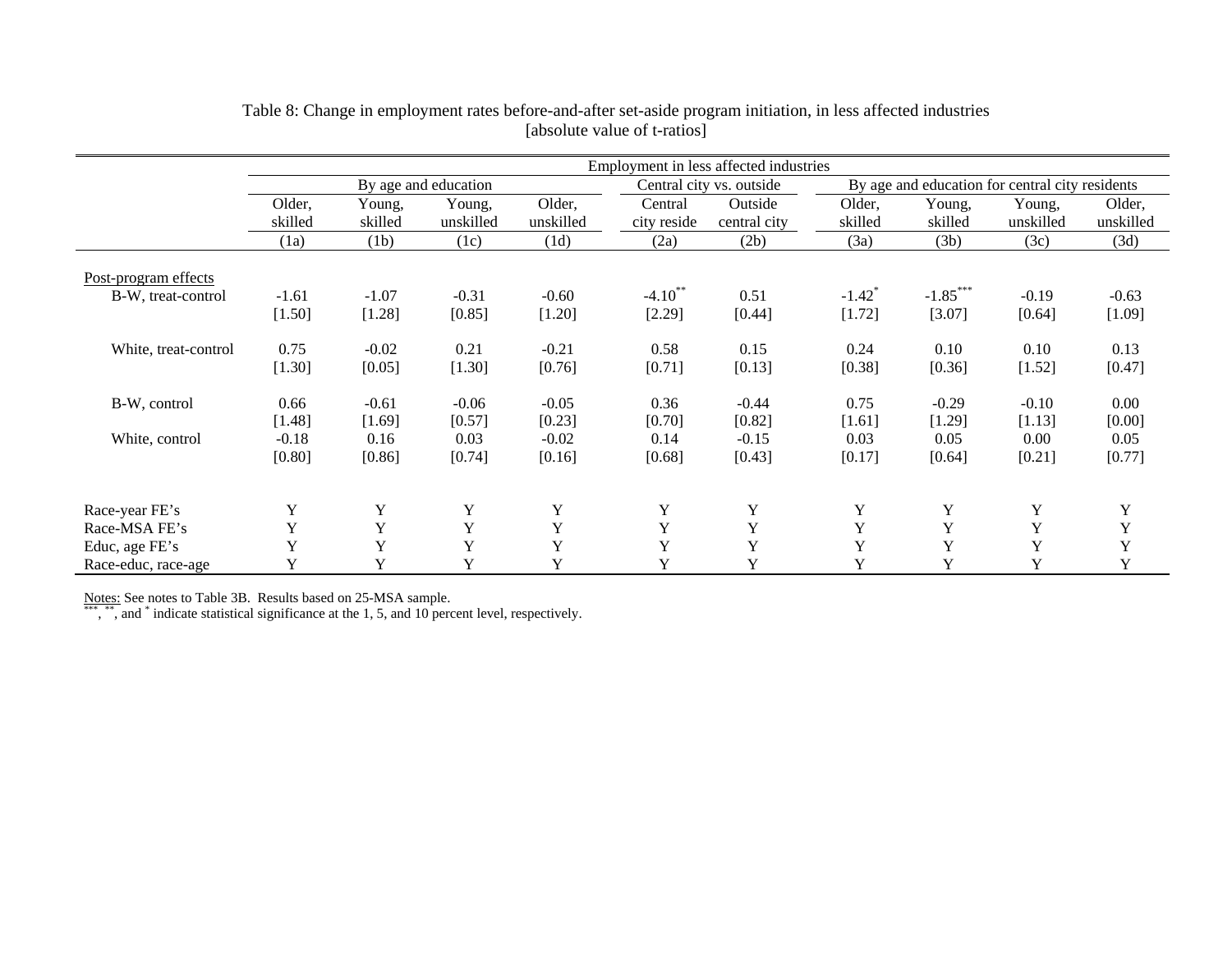Table 8: Change in employment rates before-and-after set-aside program initiation, in less affected industries
[absolute value of t-ratios]

| | Employment in less affected industries | | | | | | | | | |
|---|---|---|---|---|---|---|---|---|---|---|
| | By age and education | | | | Central city vs. outside | | By age and education for central city residents | | | |
| | Older, skilled | Young, skilled | Young, unskilled | Older, unskilled | Central city reside | Outside central city | Older, skilled | Young, skilled | Young, unskilled | Older, unskilled |
| | (1a) | (1b) | (1c) | (1d) | (2a) | (2b) | (3a) | (3b) | (3c) | (3d) |
| Post-program effects | | | | | | | | | | |
| B-W, treat-control | -1.61 | -1.07 | -0.31 | -0.60 | -4.10** | 0.51 | -1.42* | -1.85*** | -0.19 | -0.63 |
| | [1.50] | [1.28] | [0.85] | [1.20] | [2.29] | [0.44] | [1.72] | [3.07] | [0.64] | [1.09] |
| White, treat-control | 0.75 | -0.02 | 0.21 | -0.21 | 0.58 | 0.15 | 0.24 | 0.10 | 0.10 | 0.13 |
| | [1.30] | [0.05] | [1.30] | [0.76] | [0.71] | [0.13] | [0.38] | [0.36] | [1.52] | [0.47] |
| B-W, control | 0.66 | -0.61 | -0.06 | -0.05 | 0.36 | -0.44 | 0.75 | -0.29 | -0.10 | 0.00 |
| | [1.48] | [1.69] | [0.57] | [0.23] | [0.70] | [0.82] | [1.61] | [1.29] | [1.13] | [0.00] |
| White, control | -0.18 | 0.16 | 0.03 | -0.02 | 0.14 | -0.15 | 0.03 | 0.05 | 0.00 | 0.05 |
| | [0.80] | [0.86] | [0.74] | [0.16] | [0.68] | [0.43] | [0.17] | [0.64] | [0.21] | [0.77] |
| Race-year FE's | Y | Y | Y | Y | Y | Y | Y | Y | Y | Y |
| Race-MSA FE's | Y | Y | Y | Y | Y | Y | Y | Y | Y | Y |
| Educ, age FE's | Y | Y | Y | Y | Y | Y | Y | Y | Y | Y |
| Race-educ, race-age | Y | Y | Y | Y | Y | Y | Y | Y | Y | Y |

Notes: See notes to Table 3B. Results based on 25-MSA sample.
***, **, and * indicate statistical significance at the 1, 5, and 10 percent level, respectively.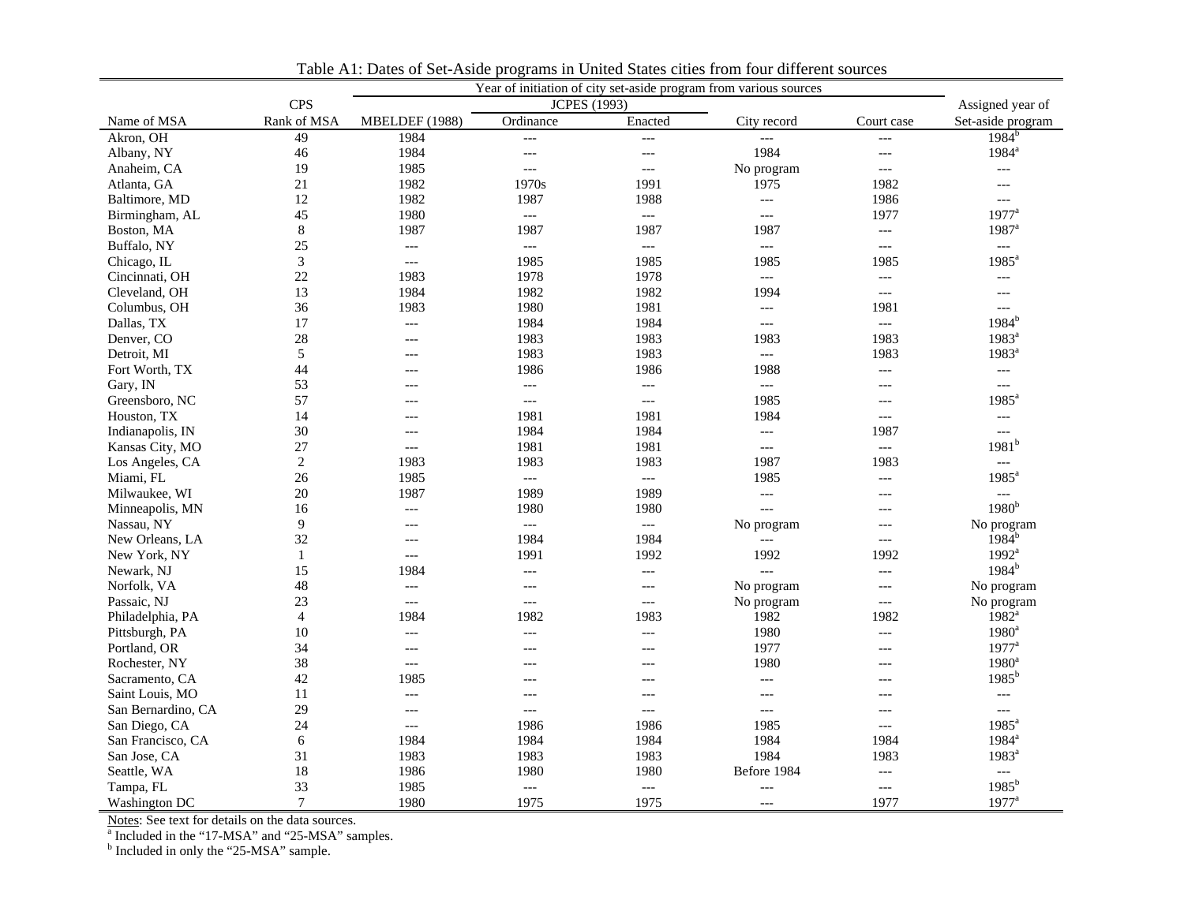Table A1: Dates of Set-Aside programs in United States cities from four different sources

| Name of MSA | CPS Rank of MSA | Year of initiation of city set-aside program from various sources: MBELDEF (1988) | JCPES (1993): Ordinance | JCPES (1993): Enacted | City record | Court case | Assigned year of Set-aside program |
|---|---|---|---|---|---|---|---|
| Akron, OH | 49 | 1984 | --- | --- | --- | --- | 1984[b] |
| Albany, NY | 46 | 1984 | --- | --- | 1984 | --- | 1984[a] |
| Anaheim, CA | 19 | 1985 | --- | --- | No program | --- | --- |
| Atlanta, GA | 21 | 1982 | 1970s | 1991 | 1975 | 1982 | --- |
| Baltimore, MD | 12 | 1982 | 1987 | 1988 | --- | 1986 | --- |
| Birmingham, AL | 45 | 1980 | --- | --- | --- | 1977 | 1977[a] |
| Boston, MA | 8 | 1987 | 1987 | 1987 | 1987 | --- | 1987[a] |
| Buffalo, NY | 25 | --- | --- | --- | --- | --- | --- |
| Chicago, IL | 3 | --- | 1985 | 1985 | 1985 | 1985 | 1985[a] |
| Cincinnati, OH | 22 | 1983 | 1978 | 1978 | --- | --- | --- |
| Cleveland, OH | 13 | 1984 | 1982 | 1982 | 1994 | --- | --- |
| Columbus, OH | 36 | 1983 | 1980 | 1981 | --- | 1981 | --- |
| Dallas, TX | 17 | --- | 1984 | 1984 | --- | --- | 1984[b] |
| Denver, CO | 28 | --- | 1983 | 1983 | 1983 | 1983 | 1983[a] |
| Detroit, MI | 5 | --- | 1983 | 1983 | --- | 1983 | 1983[a] |
| Fort Worth, TX | 44 | --- | 1986 | 1986 | 1988 | --- | --- |
| Gary, IN | 53 | --- | --- | --- | --- | --- | --- |
| Greensboro, NC | 57 | --- | --- | --- | 1985 | --- | 1985[a] |
| Houston, TX | 14 | --- | 1981 | 1981 | 1984 | --- | --- |
| Indianapolis, IN | 30 | --- | 1984 | 1984 | --- | 1987 | --- |
| Kansas City, MO | 27 | --- | 1981 | 1981 | --- | --- | 1981[b] |
| Los Angeles, CA | 2 | 1983 | 1983 | 1983 | 1987 | 1983 | --- |
| Miami, FL | 26 | 1985 | --- | --- | 1985 | --- | 1985[a] |
| Milwaukee, WI | 20 | 1987 | 1989 | 1989 | --- | --- | --- |
| Minneapolis, MN | 16 | --- | 1980 | 1980 | --- | --- | 1980[b] |
| Nassau, NY | 9 | --- | --- | --- | No program | --- | No program |
| New Orleans, LA | 32 | --- | 1984 | 1984 | --- | --- | 1984[b] |
| New York, NY | 1 | --- | 1991 | 1992 | 1992 | 1992 | 1992[a] |
| Newark, NJ | 15 | 1984 | --- | --- | --- | --- | 1984[b] |
| Norfolk, VA | 48 | --- | --- | --- | No program | --- | No program |
| Passaic, NJ | 23 | --- | --- | --- | No program | --- | No program |
| Philadelphia, PA | 4 | 1984 | 1982 | 1983 | 1982 | 1982 | 1982[a] |
| Pittsburgh, PA | 10 | --- | --- | --- | 1980 | --- | 1980[a] |
| Portland, OR | 34 | --- | --- | --- | 1977 | --- | 1977[a] |
| Rochester, NY | 38 | --- | --- | --- | 1980 | --- | 1980[a] |
| Sacramento, CA | 42 | 1985 | --- | --- | --- | --- | 1985[b] |
| Saint Louis, MO | 11 | --- | --- | --- | --- | --- | --- |
| San Bernardino, CA | 29 | --- | --- | --- | --- | --- | --- |
| San Diego, CA | 24 | --- | 1986 | 1986 | 1985 | --- | 1985[a] |
| San Francisco, CA | 6 | 1984 | 1984 | 1984 | 1984 | 1984 | 1984[a] |
| San Jose, CA | 31 | 1983 | 1983 | 1983 | 1984 | 1983 | 1983[a] |
| Seattle, WA | 18 | 1986 | 1980 | 1980 | Before 1984 | --- | --- |
| Tampa, FL | 33 | 1985 | --- | --- | --- | --- | 1985[b] |
| Washington DC | 7 | 1980 | 1975 | 1975 | --- | 1977 | 1977[a] |

Notes: See text for details on the data sources.
[a] Included in the "17-MSA" and "25-MSA" samples.
[b] Included in only the "25-MSA" sample.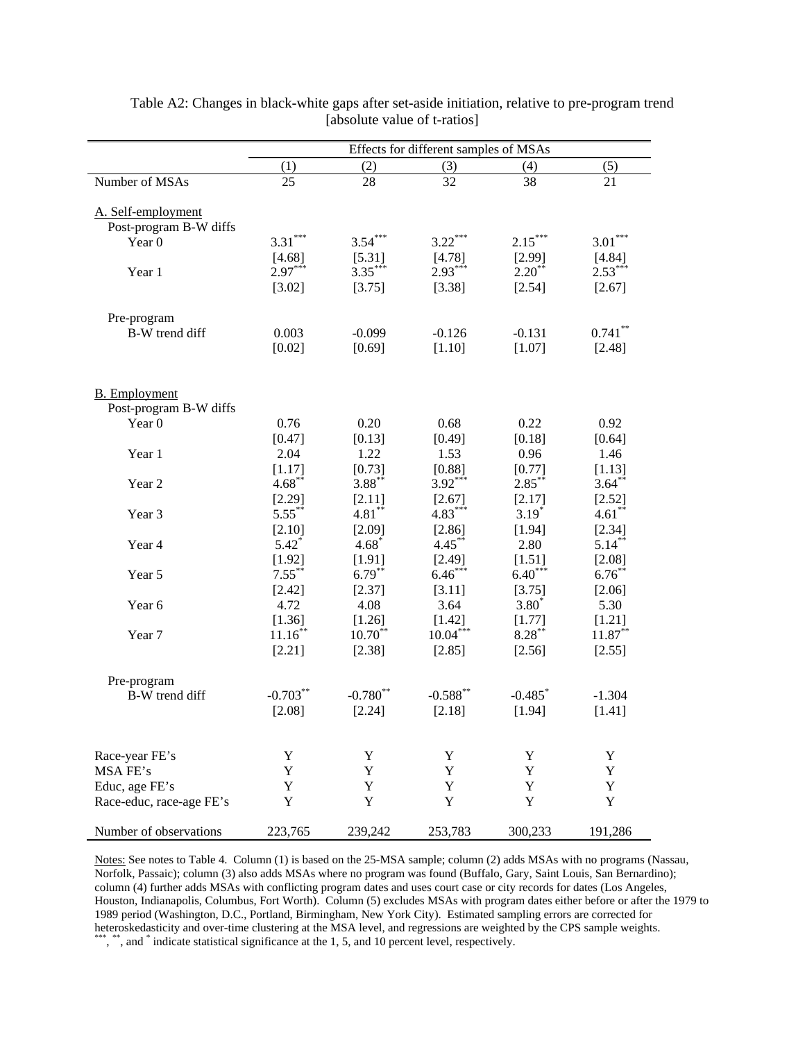Table A2: Changes in black-white gaps after set-aside initiation, relative to pre-program trend [absolute value of t-ratios]

| | Effects for different samples of MSAs | | | | |
|---|---|---|---|---|---|
| | (1) | (2) | (3) | (4) | (5) |
| Number of MSAs | 25 | 28 | 32 | 38 | 21 |
| A. Self-employment | | | | | |
| Post-program B-W diffs | | | | | |
| Year 0 | 3.31*** | 3.54*** | 3.22*** | 2.15*** | 3.01*** |
| | [4.68] | [5.31] | [4.78] | [2.99] | [4.84] |
| Year 1 | 2.97*** | 3.35*** | 2.93*** | 2.20** | 2.53*** |
| | [3.02] | [3.75] | [3.38] | [2.54] | [2.67] |
| Pre-program B-W trend diff | 0.003 | -0.099 | -0.126 | -0.131 | 0.741** |
| | [0.02] | [0.69] | [1.10] | [1.07] | [2.48] |
| B. Employment | | | | | |
| Post-program B-W diffs | | | | | |
| Year 0 | 0.76 | 0.20 | 0.68 | 0.22 | 0.92 |
| | [0.47] | [0.13] | [0.49] | [0.18] | [0.64] |
| Year 1 | 2.04 | 1.22 | 1.53 | 0.96 | 1.46 |
| | [1.17] | [0.73] | [0.88] | [0.77] | [1.13] |
| Year 2 | 4.68** | 3.88** | 3.92*** | 2.85** | 3.64** |
| | [2.29] | [2.11] | [2.67] | [2.17] | [2.52] |
| Year 3 | 5.55** | 4.81** | 4.83*** | 3.19* | 4.61** |
| | [2.10] | [2.09] | [2.86] | [1.94] | [2.34] |
| Year 4 | 5.42* | 4.68* | 4.45** | 2.80 | 5.14** |
| | [1.92] | [1.91] | [2.49] | [1.51] | [2.08] |
| Year 5 | 7.55** | 6.79** | 6.46*** | 6.40*** | 6.76** |
| | [2.42] | [2.37] | [3.11] | [3.75] | [2.06] |
| Year 6 | 4.72 | 4.08 | 3.64 | 3.80* | 5.30 |
| | [1.36] | [1.26] | [1.42] | [1.77] | [1.21] |
| Year 7 | 11.16** | 10.70** | 10.04*** | 8.28** | 11.87** |
| | [2.21] | [2.38] | [2.85] | [2.56] | [2.55] |
| Pre-program B-W trend diff | -0.703** | -0.780** | -0.588** | -0.485* | -1.304 |
| | [2.08] | [2.24] | [2.18] | [1.94] | [1.41] |
| Race-year FE's | Y | Y | Y | Y | Y |
| MSA FE's | Y | Y | Y | Y | Y |
| Educ, age FE's | Y | Y | Y | Y | Y |
| Race-educ, race-age FE's | Y | Y | Y | Y | Y |
| Number of observations | 223,765 | 239,242 | 253,783 | 300,233 | 191,286 |

Notes: See notes to Table 4. Column (1) is based on the 25-MSA sample; column (2) adds MSAs with no programs (Nassau, Norfolk, Passaic); column (3) also adds MSAs where no program was found (Buffalo, Gary, Saint Louis, San Bernardino); column (4) further adds MSAs with conflicting program dates and uses court case or city records for dates (Los Angeles, Houston, Indianapolis, Columbus, Fort Worth). Column (5) excludes MSAs with program dates either before or after the 1979 to 1989 period (Washington, D.C., Portland, Birmingham, New York City). Estimated sampling errors are corrected for heteroskedasticity and over-time clustering at the MSA level, and regressions are weighted by the CPS sample weights. ***, **, and * indicate statistical significance at the 1, 5, and 10 percent level, respectively.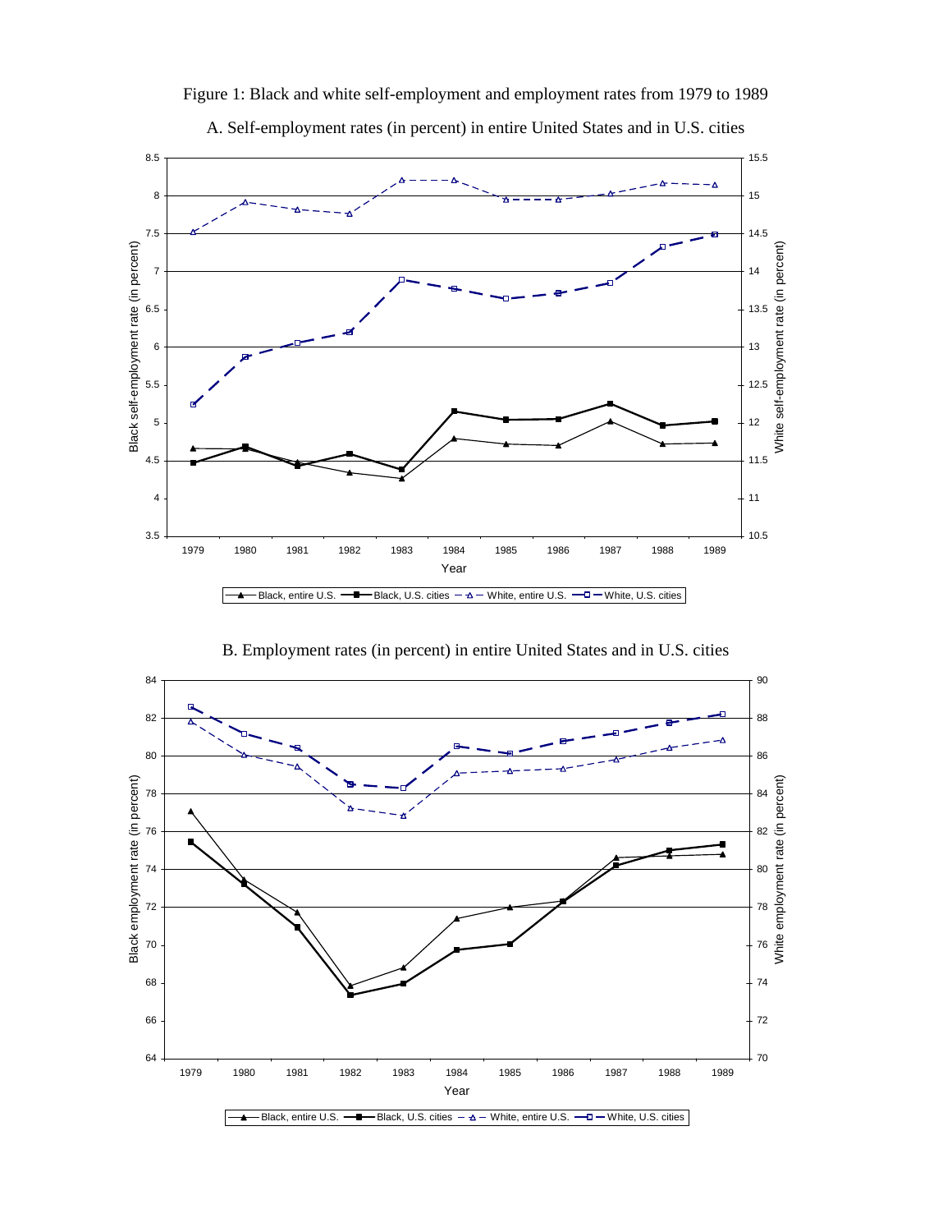Figure 1: Black and white self-employment and employment rates from 1979 to 1989

A. Self-employment rates (in percent) in entire United States and in U.S. cities

B. Employment rates (in percent) in entire United States and in U.S. cities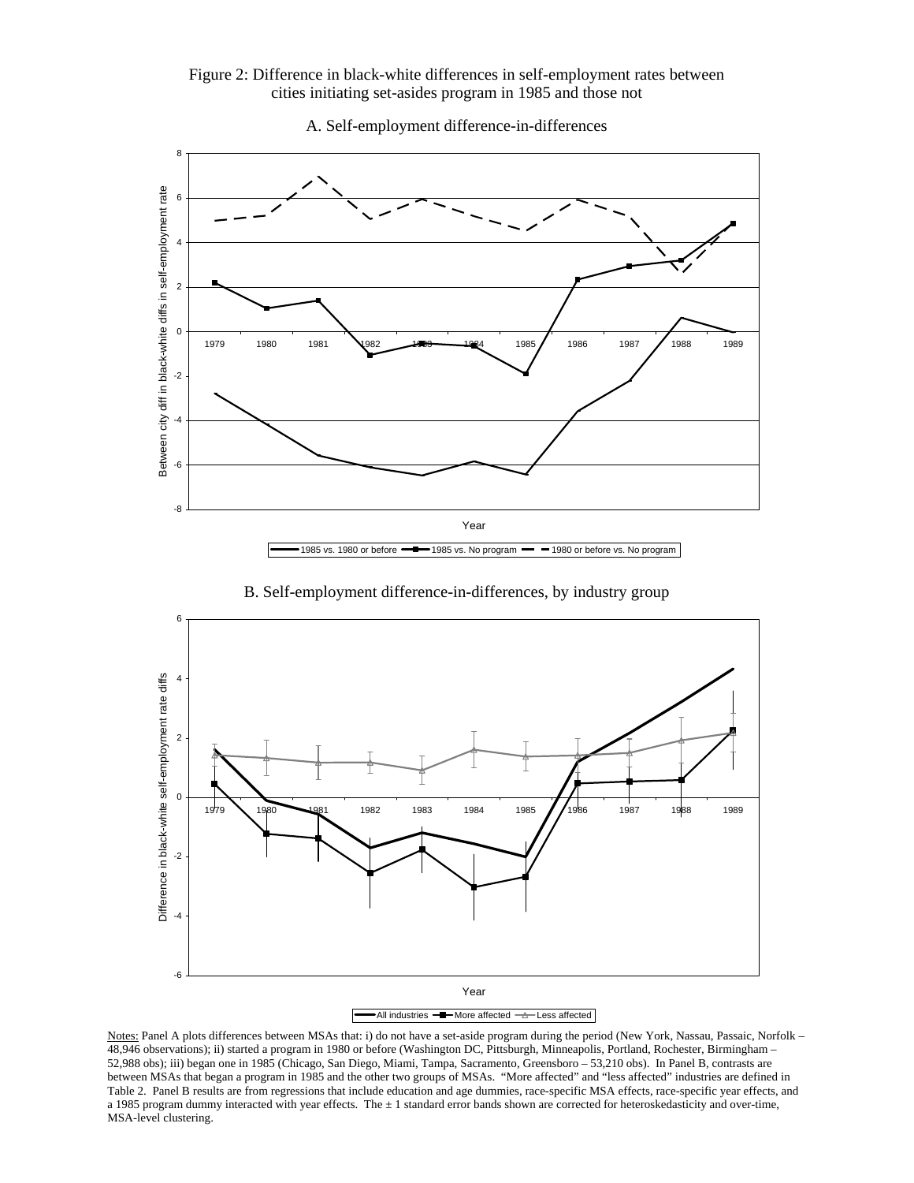Figure 2: Difference in black-white differences in self-employment rates between cities initiating set-asides program in 1985 and those not

A. Self-employment difference-in-differences

B. Self-employment difference-in-differences, by industry group

Notes: Panel A plots differences between MSAs that: i) do not have a set-aside program during the period (New York, Nassau, Passaic, Norfolk – 48,946 observations); ii) started a program in 1980 or before (Washington DC, Pittsburgh, Minneapolis, Portland, Rochester, Birmingham – 52,988 obs); iii) began one in 1985 (Chicago, San Diego, Miami, Tampa, Sacramento, Greensboro – 53,210 obs). In Panel B, contrasts are between MSAs that began a program in 1985 and the other two groups of MSAs. "More affected" and "less affected" industries are defined in Table 2. Panel B results are from regressions that include education and age dummies, race-specific MSA effects, race-specific year effects, and a 1985 program dummy interacted with year effects. The ± 1 standard error bands shown are corrected for heteroskedasticity and over-time, MSA-level clustering.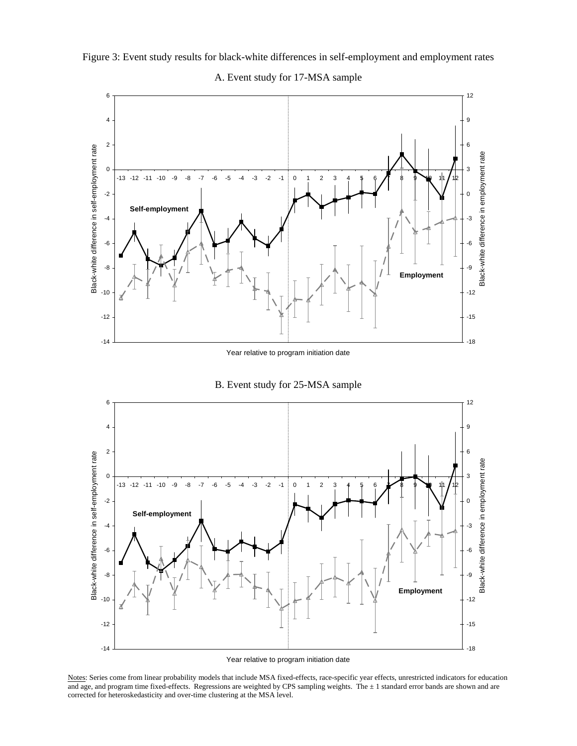Figure 3: Event study results for black-white differences in self-employment and employment rates

A. Event study for 17-MSA sample

B. Event study for 25-MSA sample

Notes: Series come from linear probability models that include MSA fixed-effects, race-specific year effects, unrestricted indicators for education and age, and program time fixed-effects. Regressions are weighted by CPS sampling weights. The ± 1 standard error bands are shown and are corrected for heteroskedasticity and over-time clustering at the MSA level.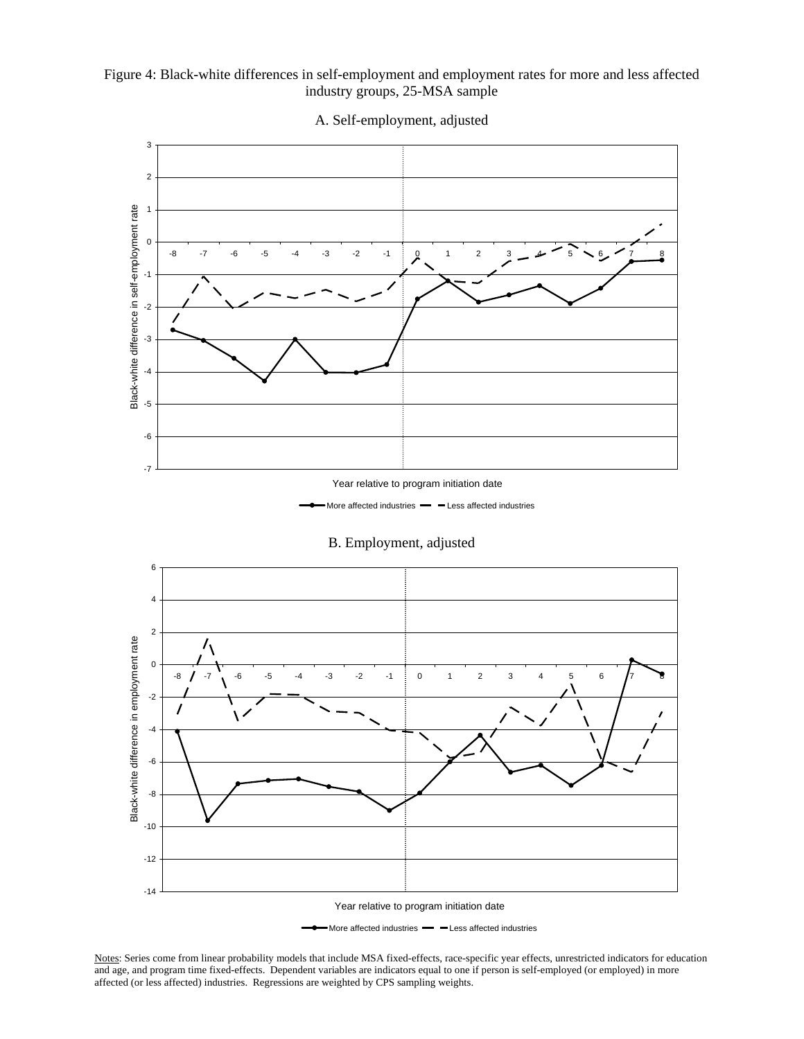Figure 4: Black-white differences in self-employment and employment rates for more and less affected industry groups, 25-MSA sample

A. Self-employment, adjusted

B. Employment, adjusted

Notes: Series come from linear probability models that include MSA fixed-effects, race-specific year effects, unrestricted indicators for education and age, and program time fixed-effects. Dependent variables are indicators equal to one if person is self-employed (or employed) in more affected (or less affected) industries. Regressions are weighted by CPS sampling weights.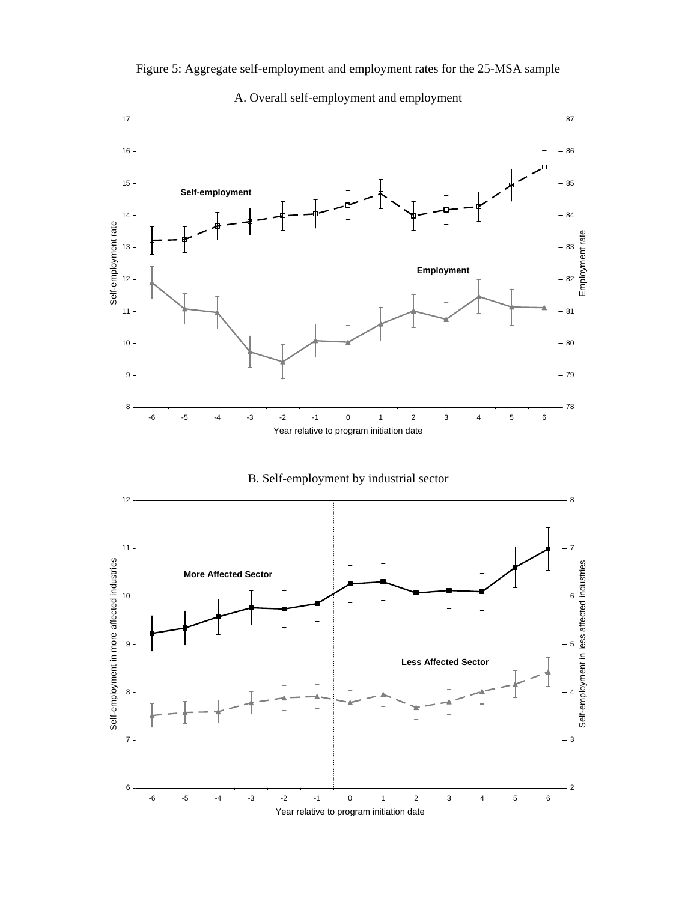Figure 5: Aggregate self-employment and employment rates for the 25-MSA sample

A. Overall self-employment and employment

B. Self-employment by industrial sector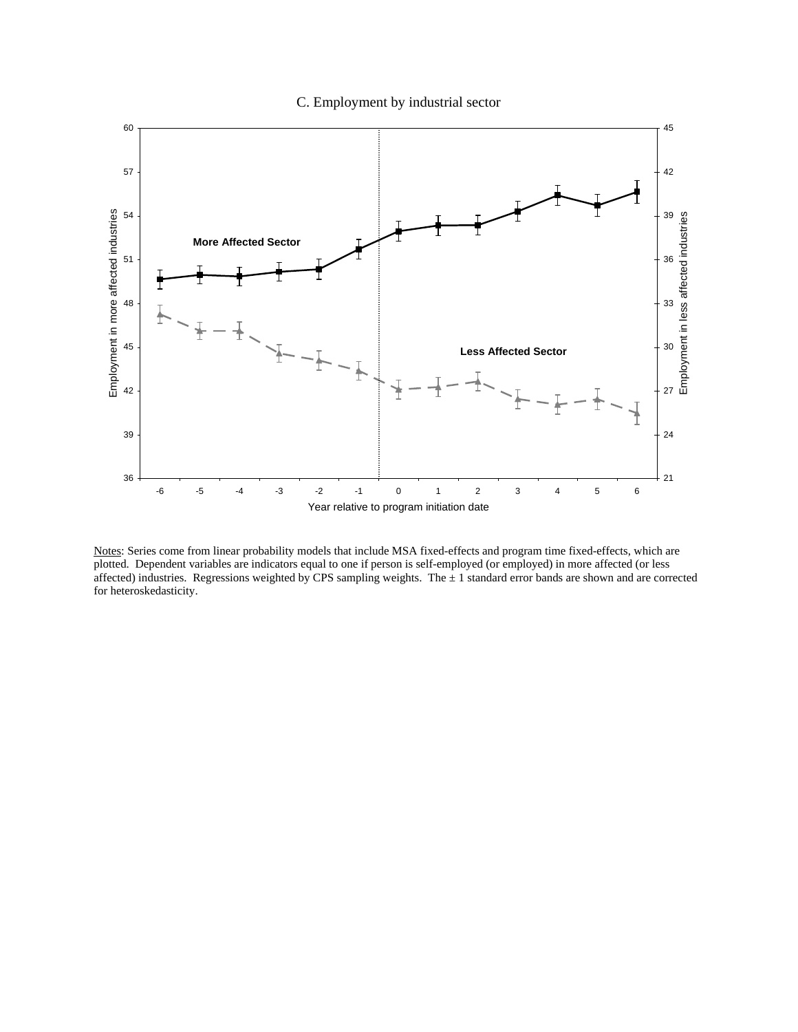C. Employment by industrial sector

Notes: Series come from linear probability models that include MSA fixed-effects and program time fixed-effects, which are plotted. Dependent variables are indicators equal to one if person is self-employed (or employed) in more affected (or less affected) industries. Regressions weighted by CPS sampling weights. The ± 1 standard error bands are shown and are corrected for heteroskedasticity.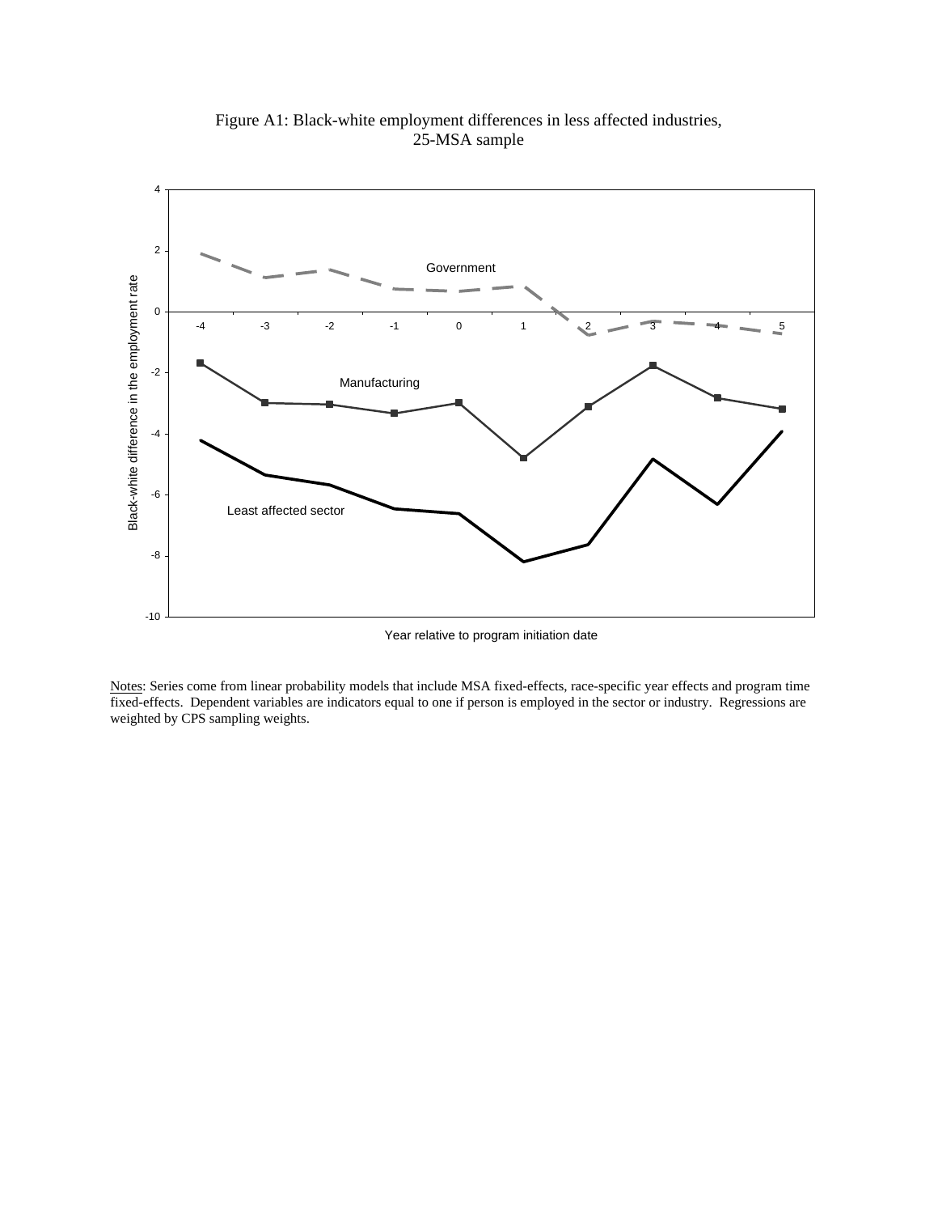Figure A1: Black-white employment differences in less affected industries, 25-MSA sample

4
2
0
-2
-4
-6
-8
-10

Black-white difference in the employment rate

-4
-3
-2
-1
0
1
2
3
4
5

Government

Manufacturing

Least affected sector

Year relative to program initiation date

Notes: Series come from linear probability models that include MSA fixed-effects, race-specific year effects and program time fixed-effects. Dependent variables are indicators equal to one if person is employed in the sector or industry. Regressions are weighted by CPS sampling weights.